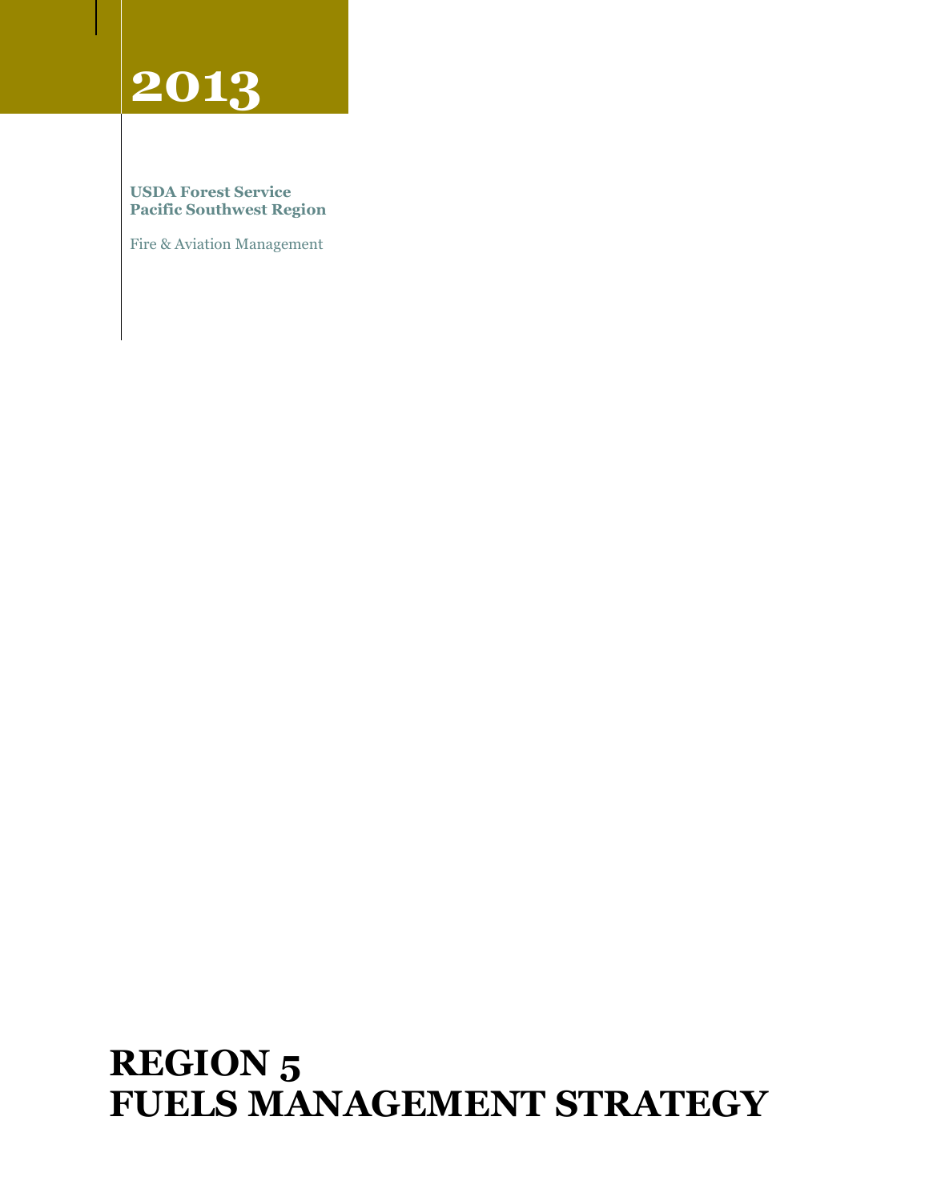# 2013

**USDA Forest Service**
**Pacific Southwest Region**

Fire & Aviation Management

# REGION 5
# FUELS MANAGEMENT STRATEGY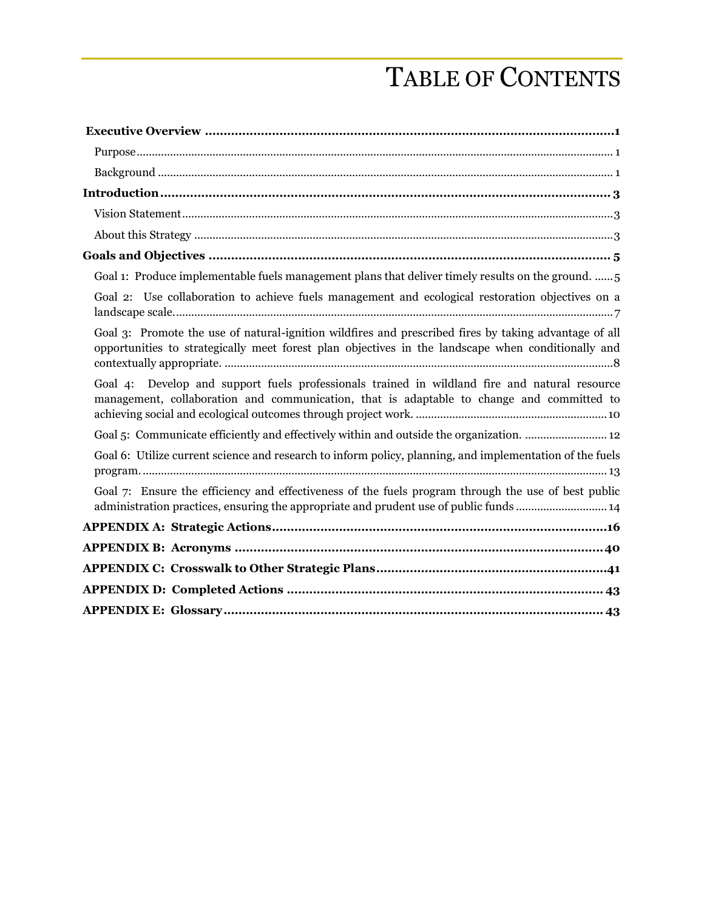# TABLE OF CONTENTS

**Executive Overview** ..... **1**

- Purpose ..... 1
- Background ..... 1

**Introduction** ..... **3**

- Vision Statement ..... 3
- About this Strategy ..... 3

**Goals and Objectives** ..... **5**

- Goal 1: Produce implementable fuels management plans that deliver timely results on the ground. ..... 5
- Goal 2: Use collaboration to achieve fuels management and ecological restoration objectives on a landscape scale. ..... 7
- Goal 3: Promote the use of natural-ignition wildfires and prescribed fires by taking advantage of all opportunities to strategically meet forest plan objectives in the landscape when conditionally and contextually appropriate. ..... 8
- Goal 4: Develop and support fuels professionals trained in wildland fire and natural resource management, collaboration and communication, that is adaptable to change and committed to achieving social and ecological outcomes through project work. ..... 10
- Goal 5: Communicate efficiently and effectively within and outside the organization. ..... 12
- Goal 6: Utilize current science and research to inform policy, planning, and implementation of the fuels program. ..... 13
- Goal 7: Ensure the efficiency and effectiveness of the fuels program through the use of best public administration practices, ensuring the appropriate and prudent use of public funds ..... 14

**APPENDIX A: Strategic Actions** ..... **16**

**APPENDIX B: Acronyms** ..... **40**

**APPENDIX C: Crosswalk to Other Strategic Plans** ..... **41**

**APPENDIX D: Completed Actions** ..... **43**

**APPENDIX E: Glossary** ..... **43**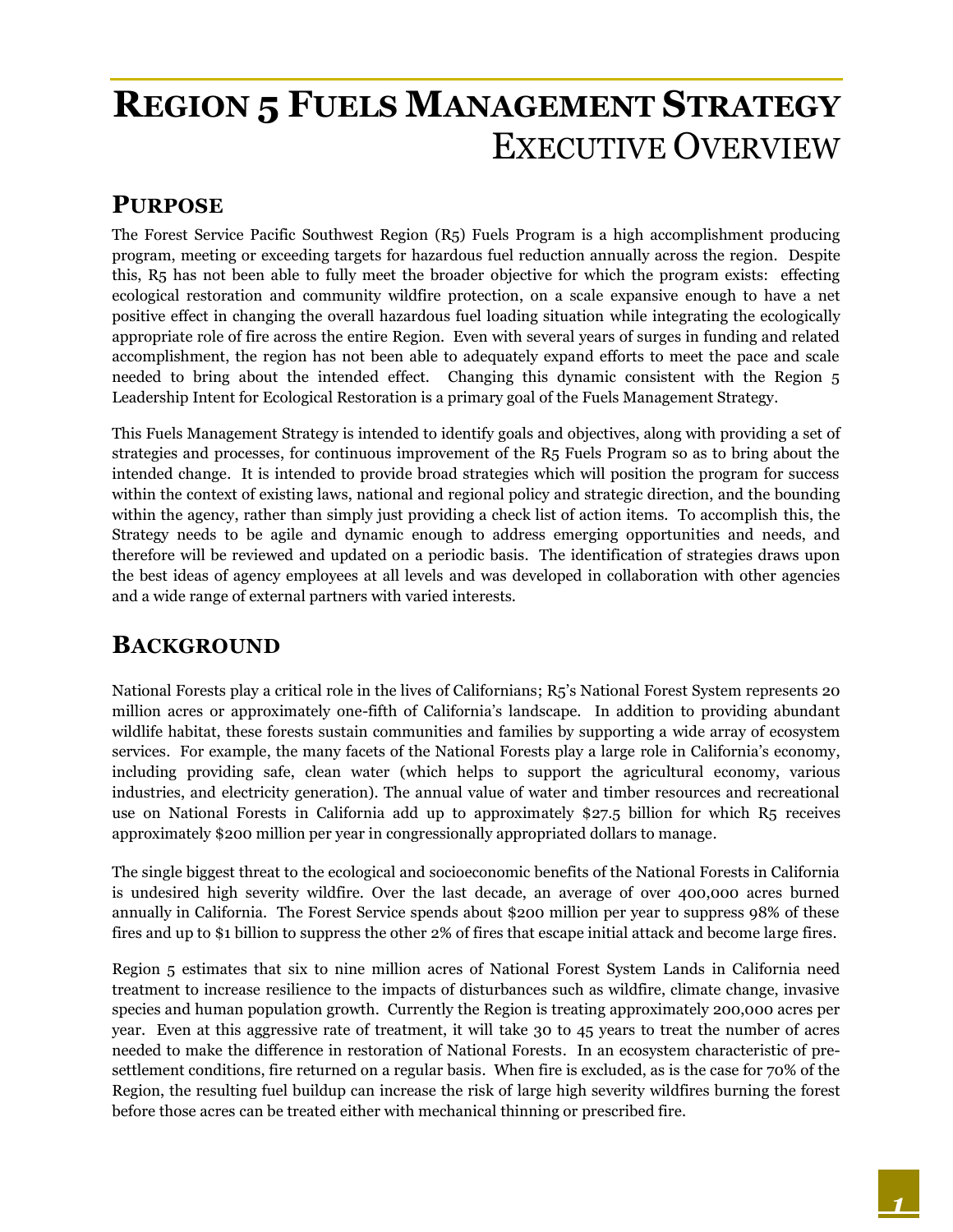# Region 5 Fuels Management Strategy
## Executive Overview

## Purpose

The Forest Service Pacific Southwest Region (R5) Fuels Program is a high accomplishment producing program, meeting or exceeding targets for hazardous fuel reduction annually across the region. Despite this, R5 has not been able to fully meet the broader objective for which the program exists: effecting ecological restoration and community wildfire protection, on a scale expansive enough to have a net positive effect in changing the overall hazardous fuel loading situation while integrating the ecologically appropriate role of fire across the entire Region. Even with several years of surges in funding and related accomplishment, the region has not been able to adequately expand efforts to meet the pace and scale needed to bring about the intended effect. Changing this dynamic consistent with the Region 5 Leadership Intent for Ecological Restoration is a primary goal of the Fuels Management Strategy.

This Fuels Management Strategy is intended to identify goals and objectives, along with providing a set of strategies and processes, for continuous improvement of the R5 Fuels Program so as to bring about the intended change. It is intended to provide broad strategies which will position the program for success within the context of existing laws, national and regional policy and strategic direction, and the bounding within the agency, rather than simply just providing a check list of action items. To accomplish this, the Strategy needs to be agile and dynamic enough to address emerging opportunities and needs, and therefore will be reviewed and updated on a periodic basis. The identification of strategies draws upon the best ideas of agency employees at all levels and was developed in collaboration with other agencies and a wide range of external partners with varied interests.

## Background

National Forests play a critical role in the lives of Californians; R5's National Forest System represents 20 million acres or approximately one-fifth of California's landscape. In addition to providing abundant wildlife habitat, these forests sustain communities and families by supporting a wide array of ecosystem services. For example, the many facets of the National Forests play a large role in California's economy, including providing safe, clean water (which helps to support the agricultural economy, various industries, and electricity generation). The annual value of water and timber resources and recreational use on National Forests in California add up to approximately $27.5 billion for which R5 receives approximately $200 million per year in congressionally appropriated dollars to manage.

The single biggest threat to the ecological and socioeconomic benefits of the National Forests in California is undesired high severity wildfire. Over the last decade, an average of over 400,000 acres burned annually in California. The Forest Service spends about $200 million per year to suppress 98% of these fires and up to $1 billion to suppress the other 2% of fires that escape initial attack and become large fires.

Region 5 estimates that six to nine million acres of National Forest System Lands in California need treatment to increase resilience to the impacts of disturbances such as wildfire, climate change, invasive species and human population growth. Currently the Region is treating approximately 200,000 acres per year. Even at this aggressive rate of treatment, it will take 30 to 45 years to treat the number of acres needed to make the difference in restoration of National Forests. In an ecosystem characteristic of pre-settlement conditions, fire returned on a regular basis. When fire is excluded, as is the case for 70% of the Region, the resulting fuel buildup can increase the risk of large high severity wildfires burning the forest before those acres can be treated either with mechanical thinning or prescribed fire.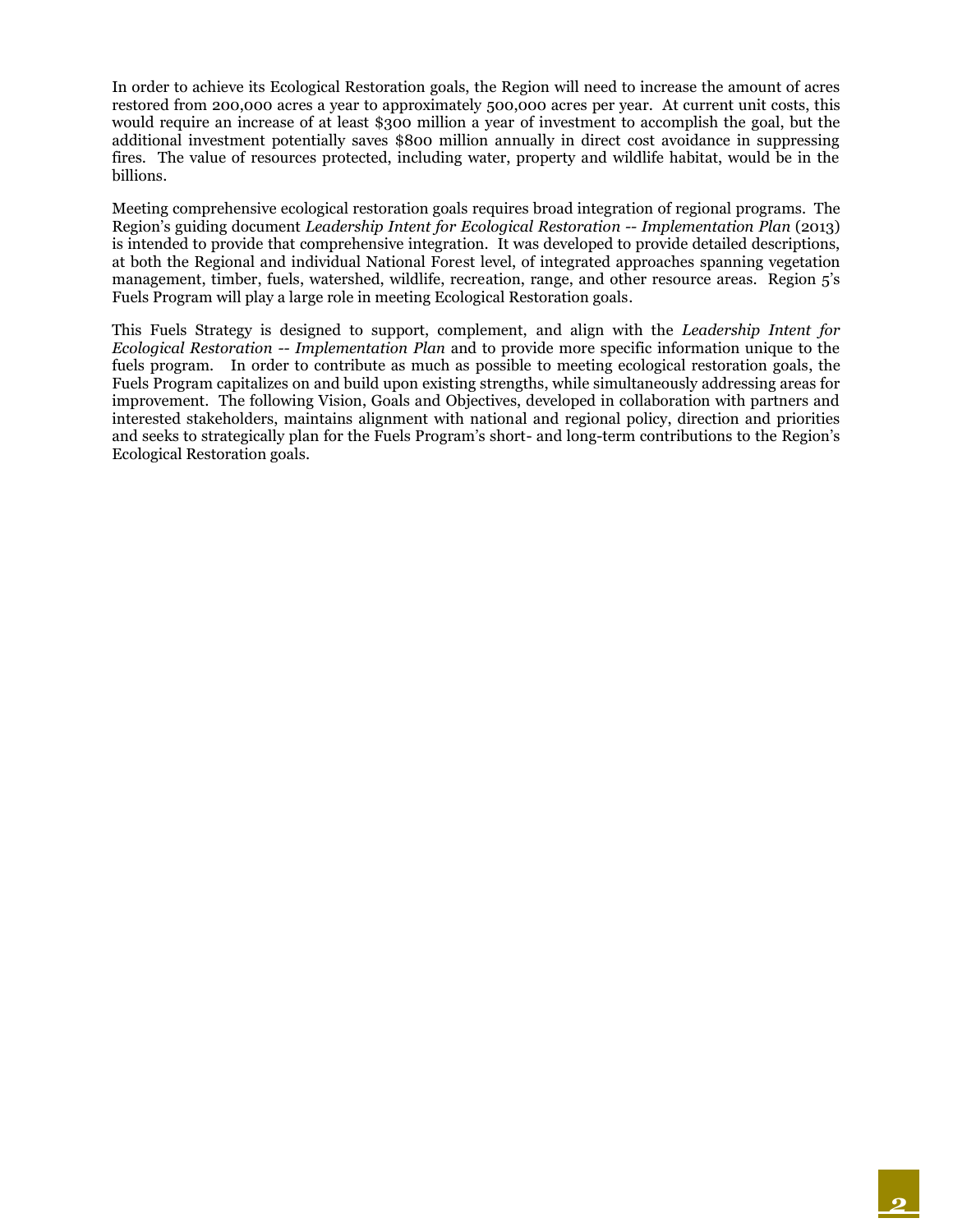In order to achieve its Ecological Restoration goals, the Region will need to increase the amount of acres restored from 200,000 acres a year to approximately 500,000 acres per year. At current unit costs, this would require an increase of at least $300 million a year of investment to accomplish the goal, but the additional investment potentially saves $800 million annually in direct cost avoidance in suppressing fires. The value of resources protected, including water, property and wildlife habitat, would be in the billions.

Meeting comprehensive ecological restoration goals requires broad integration of regional programs. The Region's guiding document *Leadership Intent for Ecological Restoration -- Implementation Plan* (2013) is intended to provide that comprehensive integration. It was developed to provide detailed descriptions, at both the Regional and individual National Forest level, of integrated approaches spanning vegetation management, timber, fuels, watershed, wildlife, recreation, range, and other resource areas. Region 5's Fuels Program will play a large role in meeting Ecological Restoration goals.

This Fuels Strategy is designed to support, complement, and align with the *Leadership Intent for Ecological Restoration -- Implementation Plan* and to provide more specific information unique to the fuels program. In order to contribute as much as possible to meeting ecological restoration goals, the Fuels Program capitalizes on and build upon existing strengths, while simultaneously addressing areas for improvement. The following Vision, Goals and Objectives, developed in collaboration with partners and interested stakeholders, maintains alignment with national and regional policy, direction and priorities and seeks to strategically plan for the Fuels Program's short- and long-term contributions to the Region's Ecological Restoration goals.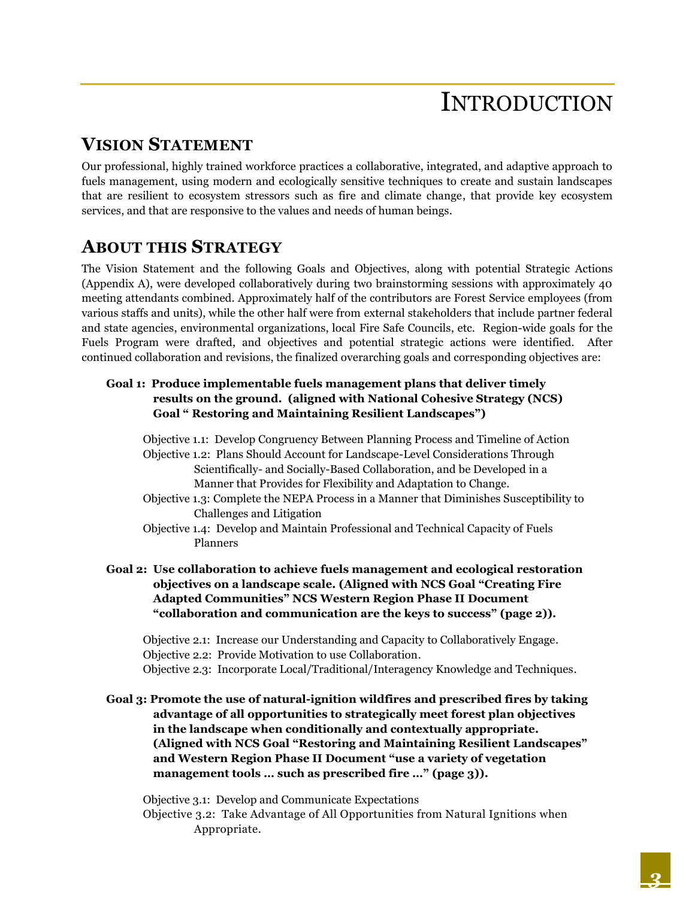# INTRODUCTION

## VISION STATEMENT

Our professional, highly trained workforce practices a collaborative, integrated, and adaptive approach to fuels management, using modern and ecologically sensitive techniques to create and sustain landscapes that are resilient to ecosystem stressors such as fire and climate change, that provide key ecosystem services, and that are responsive to the values and needs of human beings.

## ABOUT THIS STRATEGY

The Vision Statement and the following Goals and Objectives, along with potential Strategic Actions (Appendix A), were developed collaboratively during two brainstorming sessions with approximately 40 meeting attendants combined. Approximately half of the contributors are Forest Service employees (from various staffs and units), while the other half were from external stakeholders that include partner federal and state agencies, environmental organizations, local Fire Safe Councils, etc. Region-wide goals for the Fuels Program were drafted, and objectives and potential strategic actions were identified. After continued collaboration and revisions, the finalized overarching goals and corresponding objectives are:

**Goal 1: Produce implementable fuels management plans that deliver timely results on the ground. (aligned with National Cohesive Strategy (NCS) Goal " Restoring and Maintaining Resilient Landscapes")**

- Objective 1.1: Develop Congruency Between Planning Process and Timeline of Action
- Objective 1.2: Plans Should Account for Landscape-Level Considerations Through Scientifically- and Socially-Based Collaboration, and be Developed in a Manner that Provides for Flexibility and Adaptation to Change.
- Objective 1.3: Complete the NEPA Process in a Manner that Diminishes Susceptibility to Challenges and Litigation
- Objective 1.4: Develop and Maintain Professional and Technical Capacity of Fuels Planners

**Goal 2: Use collaboration to achieve fuels management and ecological restoration objectives on a landscape scale. (Aligned with NCS Goal "Creating Fire Adapted Communities" NCS Western Region Phase II Document "collaboration and communication are the keys to success" (page 2)).**

- Objective 2.1: Increase our Understanding and Capacity to Collaboratively Engage.
- Objective 2.2: Provide Motivation to use Collaboration.
- Objective 2.3: Incorporate Local/Traditional/Interagency Knowledge and Techniques.

**Goal 3: Promote the use of natural-ignition wildfires and prescribed fires by taking advantage of all opportunities to strategically meet forest plan objectives in the landscape when conditionally and contextually appropriate. (Aligned with NCS Goal "Restoring and Maintaining Resilient Landscapes" and Western Region Phase II Document "use a variety of vegetation management tools … such as prescribed fire …" (page 3)).**

- Objective 3.1: Develop and Communicate Expectations
- Objective 3.2: Take Advantage of All Opportunities from Natural Ignitions when Appropriate.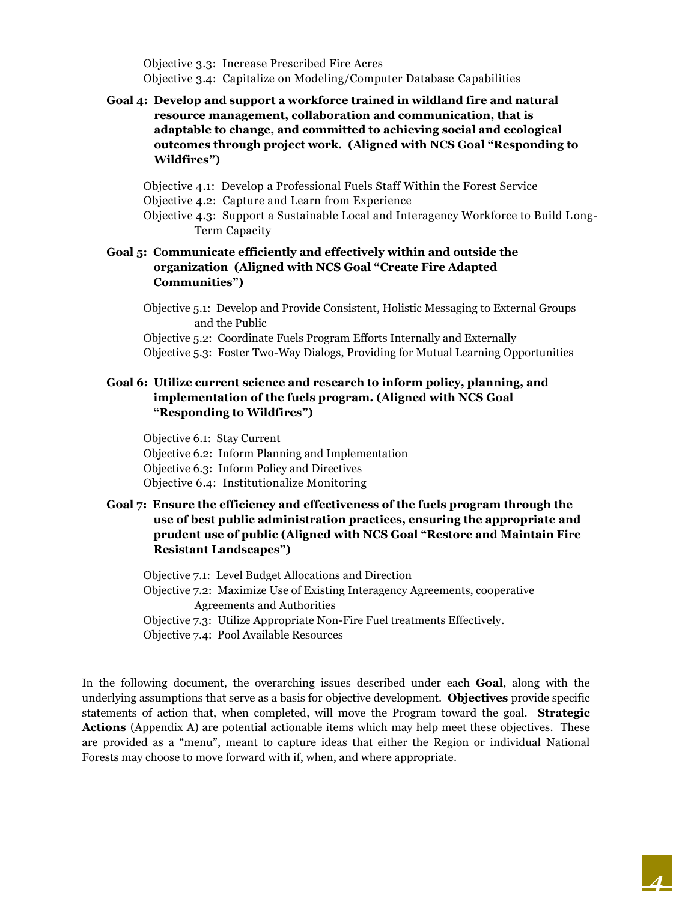Objective 3.3: Increase Prescribed Fire Acres
Objective 3.4: Capitalize on Modeling/Computer Database Capabilities

**Goal 4: Develop and support a workforce trained in wildland fire and natural resource management, collaboration and communication, that is adaptable to change, and committed to achieving social and ecological outcomes through project work. (Aligned with NCS Goal "Responding to Wildfires")**

Objective 4.1: Develop a Professional Fuels Staff Within the Forest Service
Objective 4.2: Capture and Learn from Experience
Objective 4.3: Support a Sustainable Local and Interagency Workforce to Build Long-Term Capacity

**Goal 5: Communicate efficiently and effectively within and outside the organization (Aligned with NCS Goal "Create Fire Adapted Communities")**

Objective 5.1: Develop and Provide Consistent, Holistic Messaging to External Groups and the Public
Objective 5.2: Coordinate Fuels Program Efforts Internally and Externally
Objective 5.3: Foster Two-Way Dialogs, Providing for Mutual Learning Opportunities

**Goal 6: Utilize current science and research to inform policy, planning, and implementation of the fuels program. (Aligned with NCS Goal "Responding to Wildfires")**

Objective 6.1: Stay Current
Objective 6.2: Inform Planning and Implementation
Objective 6.3: Inform Policy and Directives
Objective 6.4: Institutionalize Monitoring

**Goal 7: Ensure the efficiency and effectiveness of the fuels program through the use of best public administration practices, ensuring the appropriate and prudent use of public (Aligned with NCS Goal "Restore and Maintain Fire Resistant Landscapes")**

Objective 7.1: Level Budget Allocations and Direction
Objective 7.2: Maximize Use of Existing Interagency Agreements, cooperative Agreements and Authorities
Objective 7.3: Utilize Appropriate Non-Fire Fuel treatments Effectively.
Objective 7.4: Pool Available Resources

In the following document, the overarching issues described under each **Goal**, along with the underlying assumptions that serve as a basis for objective development. **Objectives** provide specific statements of action that, when completed, will move the Program toward the goal. **Strategic Actions** (Appendix A) are potential actionable items which may help meet these objectives. These are provided as a "menu", meant to capture ideas that either the Region or individual National Forests may choose to move forward with if, when, and where appropriate.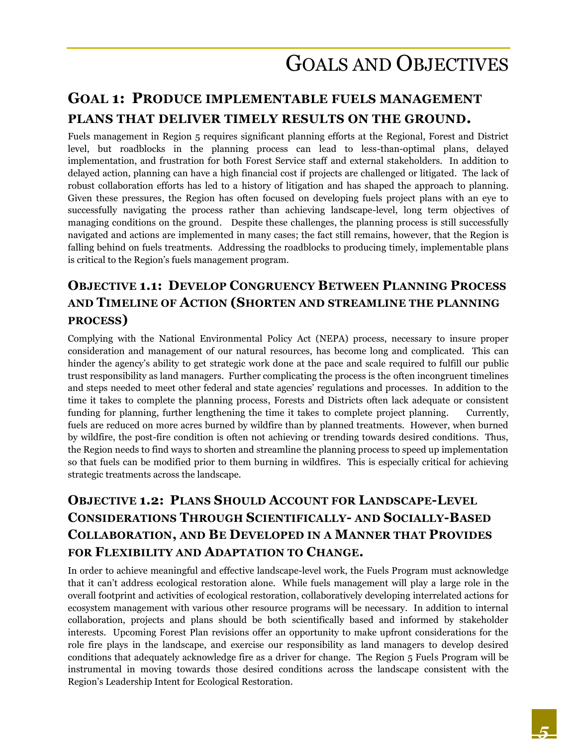# Goals and Objectives

## Goal 1: Produce implementable fuels management plans that deliver timely results on the ground.

Fuels management in Region 5 requires significant planning efforts at the Regional, Forest and District level, but roadblocks in the planning process can lead to less-than-optimal plans, delayed implementation, and frustration for both Forest Service staff and external stakeholders. In addition to delayed action, planning can have a high financial cost if projects are challenged or litigated. The lack of robust collaboration efforts has led to a history of litigation and has shaped the approach to planning. Given these pressures, the Region has often focused on developing fuels project plans with an eye to successfully navigating the process rather than achieving landscape-level, long term objectives of managing conditions on the ground. Despite these challenges, the planning process is still successfully navigated and actions are implemented in many cases; the fact still remains, however, that the Region is falling behind on fuels treatments. Addressing the roadblocks to producing timely, implementable plans is critical to the Region's fuels management program.

### Objective 1.1: Develop Congruency Between Planning Process and Timeline of Action (Shorten and streamline the planning process)

Complying with the National Environmental Policy Act (NEPA) process, necessary to insure proper consideration and management of our natural resources, has become long and complicated. This can hinder the agency's ability to get strategic work done at the pace and scale required to fulfill our public trust responsibility as land managers. Further complicating the process is the often incongruent timelines and steps needed to meet other federal and state agencies' regulations and processes. In addition to the time it takes to complete the planning process, Forests and Districts often lack adequate or consistent funding for planning, further lengthening the time it takes to complete project planning. Currently, fuels are reduced on more acres burned by wildfire than by planned treatments. However, when burned by wildfire, the post-fire condition is often not achieving or trending towards desired conditions. Thus, the Region needs to find ways to shorten and streamline the planning process to speed up implementation so that fuels can be modified prior to them burning in wildfires. This is especially critical for achieving strategic treatments across the landscape.

### Objective 1.2: Plans Should Account for Landscape-Level Considerations Through Scientifically- and Socially-Based Collaboration, and Be Developed in a Manner that Provides for Flexibility and Adaptation to Change.

In order to achieve meaningful and effective landscape-level work, the Fuels Program must acknowledge that it can't address ecological restoration alone. While fuels management will play a large role in the overall footprint and activities of ecological restoration, collaboratively developing interrelated actions for ecosystem management with various other resource programs will be necessary. In addition to internal collaboration, projects and plans should be both scientifically based and informed by stakeholder interests. Upcoming Forest Plan revisions offer an opportunity to make upfront considerations for the role fire plays in the landscape, and exercise our responsibility as land managers to develop desired conditions that adequately acknowledge fire as a driver for change. The Region 5 Fuels Program will be instrumental in moving towards those desired conditions across the landscape consistent with the Region's Leadership Intent for Ecological Restoration.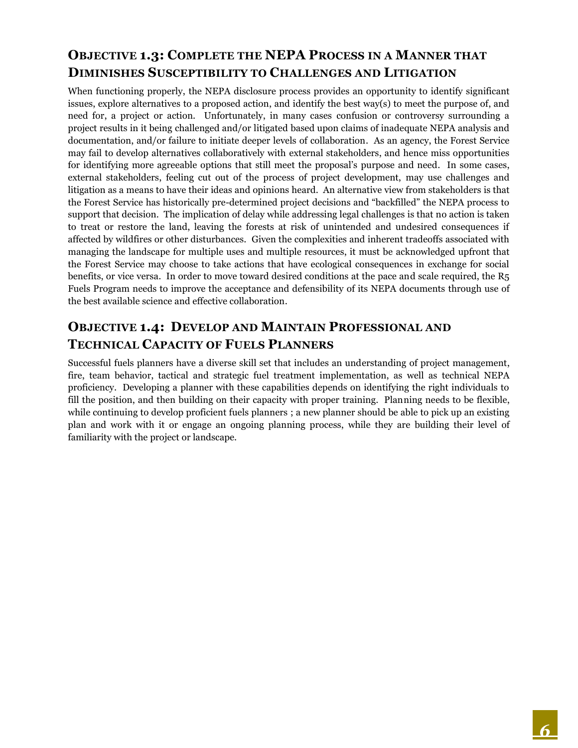## Objective 1.3: Complete the NEPA Process in a Manner that Diminishes Susceptibility to Challenges and Litigation

When functioning properly, the NEPA disclosure process provides an opportunity to identify significant issues, explore alternatives to a proposed action, and identify the best way(s) to meet the purpose of, and need for, a project or action. Unfortunately, in many cases confusion or controversy surrounding a project results in it being challenged and/or litigated based upon claims of inadequate NEPA analysis and documentation, and/or failure to initiate deeper levels of collaboration. As an agency, the Forest Service may fail to develop alternatives collaboratively with external stakeholders, and hence miss opportunities for identifying more agreeable options that still meet the proposal's purpose and need. In some cases, external stakeholders, feeling cut out of the process of project development, may use challenges and litigation as a means to have their ideas and opinions heard. An alternative view from stakeholders is that the Forest Service has historically pre-determined project decisions and "backfilled" the NEPA process to support that decision. The implication of delay while addressing legal challenges is that no action is taken to treat or restore the land, leaving the forests at risk of unintended and undesired consequences if affected by wildfires or other disturbances. Given the complexities and inherent tradeoffs associated with managing the landscape for multiple uses and multiple resources, it must be acknowledged upfront that the Forest Service may choose to take actions that have ecological consequences in exchange for social benefits, or vice versa. In order to move toward desired conditions at the pace and scale required, the R5 Fuels Program needs to improve the acceptance and defensibility of its NEPA documents through use of the best available science and effective collaboration.

## Objective 1.4: Develop and Maintain Professional and Technical Capacity of Fuels Planners

Successful fuels planners have a diverse skill set that includes an understanding of project management, fire, team behavior, tactical and strategic fuel treatment implementation, as well as technical NEPA proficiency. Developing a planner with these capabilities depends on identifying the right individuals to fill the position, and then building on their capacity with proper training. Planning needs to be flexible, while continuing to develop proficient fuels planners ; a new planner should be able to pick up an existing plan and work with it or engage an ongoing planning process, while they are building their level of familiarity with the project or landscape.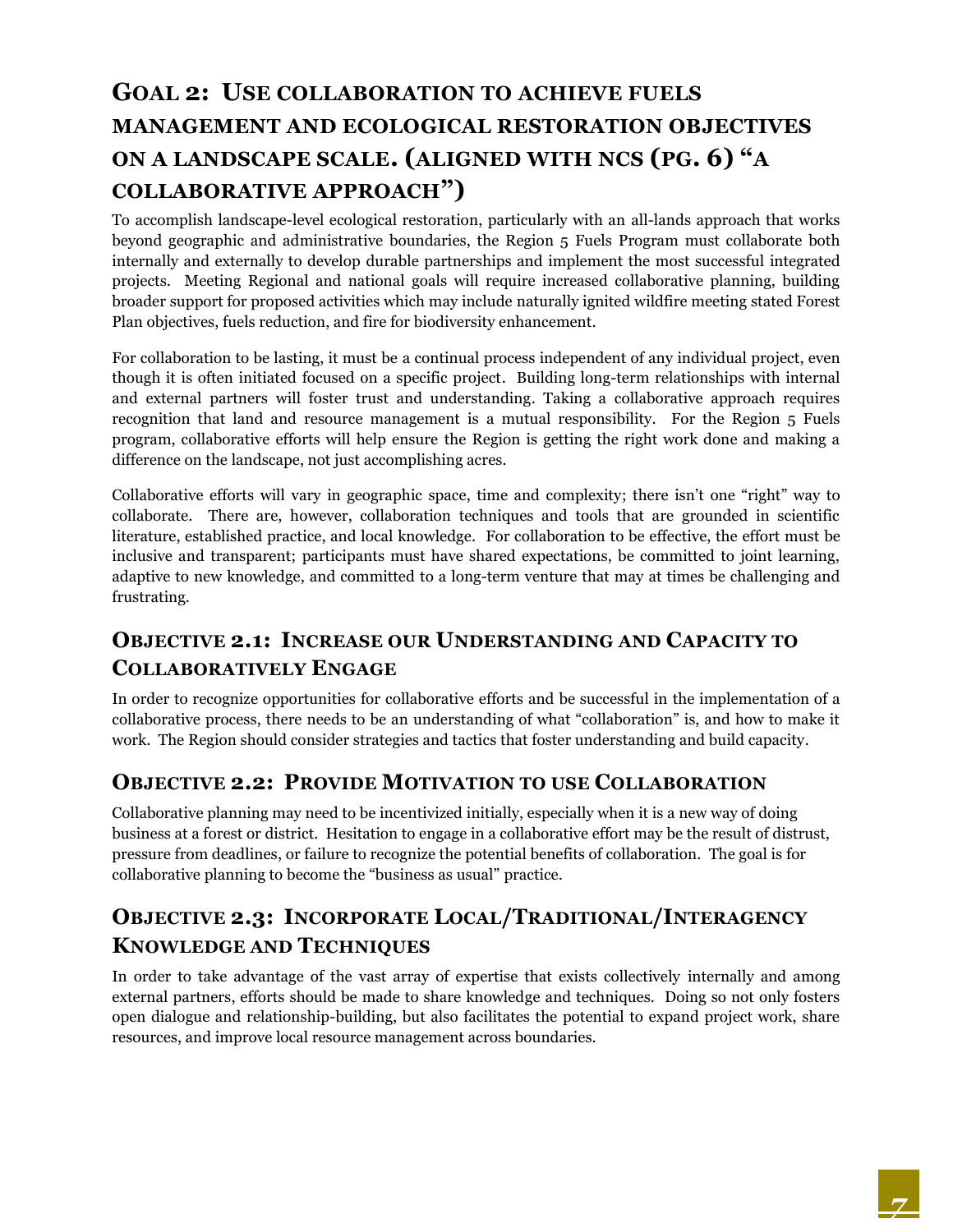## Goal 2: Use collaboration to achieve fuels management and ecological restoration objectives on a landscape scale. (aligned with NCS (pg. 6) "A collaborative approach")

To accomplish landscape-level ecological restoration, particularly with an all-lands approach that works beyond geographic and administrative boundaries, the Region 5 Fuels Program must collaborate both internally and externally to develop durable partnerships and implement the most successful integrated projects. Meeting Regional and national goals will require increased collaborative planning, building broader support for proposed activities which may include naturally ignited wildfire meeting stated Forest Plan objectives, fuels reduction, and fire for biodiversity enhancement.

For collaboration to be lasting, it must be a continual process independent of any individual project, even though it is often initiated focused on a specific project. Building long-term relationships with internal and external partners will foster trust and understanding. Taking a collaborative approach requires recognition that land and resource management is a mutual responsibility. For the Region 5 Fuels program, collaborative efforts will help ensure the Region is getting the right work done and making a difference on the landscape, not just accomplishing acres.

Collaborative efforts will vary in geographic space, time and complexity; there isn't one "right" way to collaborate. There are, however, collaboration techniques and tools that are grounded in scientific literature, established practice, and local knowledge. For collaboration to be effective, the effort must be inclusive and transparent; participants must have shared expectations, be committed to joint learning, adaptive to new knowledge, and committed to a long-term venture that may at times be challenging and frustrating.

### Objective 2.1: Increase our Understanding and Capacity to Collaboratively Engage

In order to recognize opportunities for collaborative efforts and be successful in the implementation of a collaborative process, there needs to be an understanding of what "collaboration" is, and how to make it work. The Region should consider strategies and tactics that foster understanding and build capacity.

### Objective 2.2: Provide Motivation to use Collaboration

Collaborative planning may need to be incentivized initially, especially when it is a new way of doing business at a forest or district. Hesitation to engage in a collaborative effort may be the result of distrust, pressure from deadlines, or failure to recognize the potential benefits of collaboration. The goal is for collaborative planning to become the "business as usual" practice.

### Objective 2.3: Incorporate Local/Traditional/Interagency Knowledge and Techniques

In order to take advantage of the vast array of expertise that exists collectively internally and among external partners, efforts should be made to share knowledge and techniques. Doing so not only fosters open dialogue and relationship-building, but also facilitates the potential to expand project work, share resources, and improve local resource management across boundaries.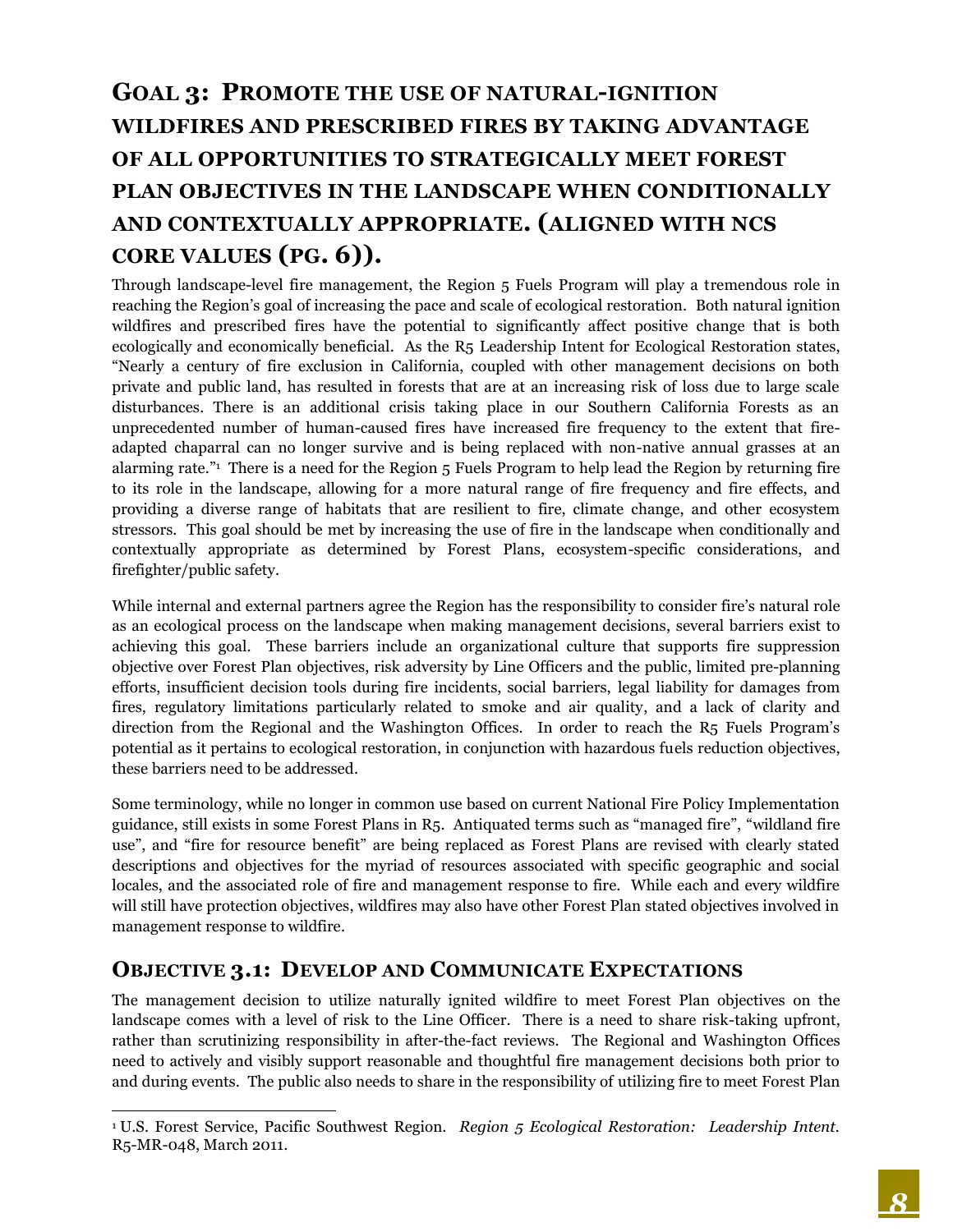## Goal 3: Promote the use of natural-ignition wildfires and prescribed fires by taking advantage of all opportunities to strategically meet Forest Plan objectives in the landscape when conditionally and contextually appropriate. (Aligned with NCS Core Values (pg. 6)).

Through landscape-level fire management, the Region 5 Fuels Program will play a tremendous role in reaching the Region's goal of increasing the pace and scale of ecological restoration. Both natural ignition wildfires and prescribed fires have the potential to significantly affect positive change that is both ecologically and economically beneficial. As the R5 Leadership Intent for Ecological Restoration states, "Nearly a century of fire exclusion in California, coupled with other management decisions on both private and public land, has resulted in forests that are at an increasing risk of loss due to large scale disturbances. There is an additional crisis taking place in our Southern California Forests as an unprecedented number of human-caused fires have increased fire frequency to the extent that fire-adapted chaparral can no longer survive and is being replaced with non-native annual grasses at an alarming rate."[1] There is a need for the Region 5 Fuels Program to help lead the Region by returning fire to its role in the landscape, allowing for a more natural range of fire frequency and fire effects, and providing a diverse range of habitats that are resilient to fire, climate change, and other ecosystem stressors. This goal should be met by increasing the use of fire in the landscape when conditionally and contextually appropriate as determined by Forest Plans, ecosystem-specific considerations, and firefighter/public safety.

While internal and external partners agree the Region has the responsibility to consider fire's natural role as an ecological process on the landscape when making management decisions, several barriers exist to achieving this goal. These barriers include an organizational culture that supports fire suppression objective over Forest Plan objectives, risk adversity by Line Officers and the public, limited pre-planning efforts, insufficient decision tools during fire incidents, social barriers, legal liability for damages from fires, regulatory limitations particularly related to smoke and air quality, and a lack of clarity and direction from the Regional and the Washington Offices. In order to reach the R5 Fuels Program's potential as it pertains to ecological restoration, in conjunction with hazardous fuels reduction objectives, these barriers need to be addressed.

Some terminology, while no longer in common use based on current National Fire Policy Implementation guidance, still exists in some Forest Plans in R5. Antiquated terms such as "managed fire", "wildland fire use", and "fire for resource benefit" are being replaced as Forest Plans are revised with clearly stated descriptions and objectives for the myriad of resources associated with specific geographic and social locales, and the associated role of fire and management response to fire. While each and every wildfire will still have protection objectives, wildfires may also have other Forest Plan stated objectives involved in management response to wildfire.

### Objective 3.1: Develop and Communicate Expectations

The management decision to utilize naturally ignited wildfire to meet Forest Plan objectives on the landscape comes with a level of risk to the Line Officer. There is a need to share risk-taking upfront, rather than scrutinizing responsibility in after-the-fact reviews. The Regional and Washington Offices need to actively and visibly support reasonable and thoughtful fire management decisions both prior to and during events. The public also needs to share in the responsibility of utilizing fire to meet Forest Plan

---

[1] U.S. Forest Service, Pacific Southwest Region. *Region 5 Ecological Restoration: Leadership Intent.* R5-MR-048, March 2011.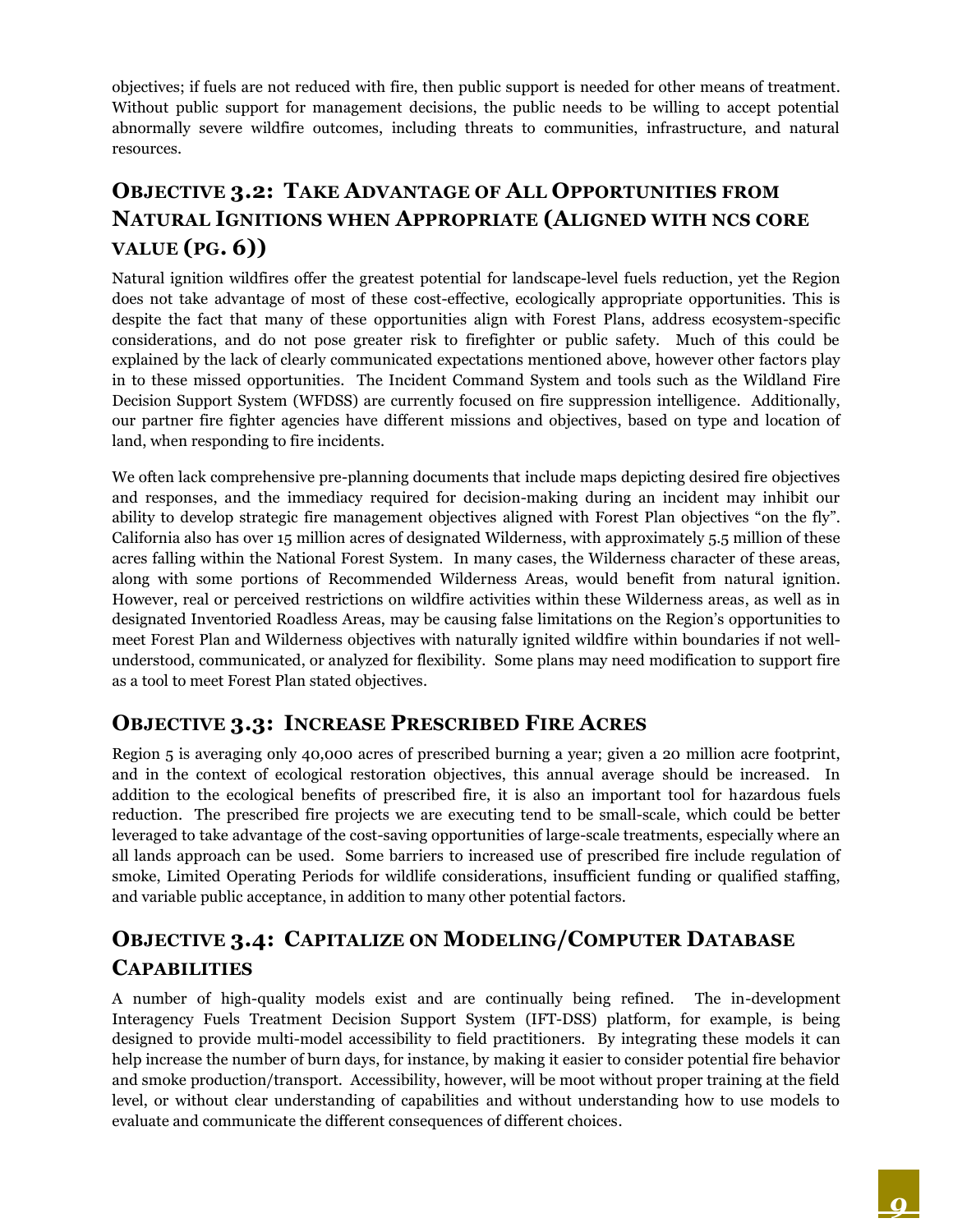objectives; if fuels are not reduced with fire, then public support is needed for other means of treatment. Without public support for management decisions, the public needs to be willing to accept potential abnormally severe wildfire outcomes, including threats to communities, infrastructure, and natural resources.

## Objective 3.2: Take Advantage of All Opportunities from Natural Ignitions when Appropriate (Aligned with NCS core value (pg. 6))

Natural ignition wildfires offer the greatest potential for landscape-level fuels reduction, yet the Region does not take advantage of most of these cost-effective, ecologically appropriate opportunities. This is despite the fact that many of these opportunities align with Forest Plans, address ecosystem-specific considerations, and do not pose greater risk to firefighter or public safety. Much of this could be explained by the lack of clearly communicated expectations mentioned above, however other factors play in to these missed opportunities. The Incident Command System and tools such as the Wildland Fire Decision Support System (WFDSS) are currently focused on fire suppression intelligence. Additionally, our partner fire fighter agencies have different missions and objectives, based on type and location of land, when responding to fire incidents.

We often lack comprehensive pre-planning documents that include maps depicting desired fire objectives and responses, and the immediacy required for decision-making during an incident may inhibit our ability to develop strategic fire management objectives aligned with Forest Plan objectives "on the fly". California also has over 15 million acres of designated Wilderness, with approximately 5.5 million of these acres falling within the National Forest System. In many cases, the Wilderness character of these areas, along with some portions of Recommended Wilderness Areas, would benefit from natural ignition. However, real or perceived restrictions on wildfire activities within these Wilderness areas, as well as in designated Inventoried Roadless Areas, may be causing false limitations on the Region's opportunities to meet Forest Plan and Wilderness objectives with naturally ignited wildfire within boundaries if not well-understood, communicated, or analyzed for flexibility. Some plans may need modification to support fire as a tool to meet Forest Plan stated objectives.

## Objective 3.3: Increase Prescribed Fire Acres

Region 5 is averaging only 40,000 acres of prescribed burning a year; given a 20 million acre footprint, and in the context of ecological restoration objectives, this annual average should be increased. In addition to the ecological benefits of prescribed fire, it is also an important tool for hazardous fuels reduction. The prescribed fire projects we are executing tend to be small-scale, which could be better leveraged to take advantage of the cost-saving opportunities of large-scale treatments, especially where an all lands approach can be used. Some barriers to increased use of prescribed fire include regulation of smoke, Limited Operating Periods for wildlife considerations, insufficient funding or qualified staffing, and variable public acceptance, in addition to many other potential factors.

## Objective 3.4: Capitalize on Modeling/Computer Database Capabilities

A number of high-quality models exist and are continually being refined. The in-development Interagency Fuels Treatment Decision Support System (IFT-DSS) platform, for example, is being designed to provide multi-model accessibility to field practitioners. By integrating these models it can help increase the number of burn days, for instance, by making it easier to consider potential fire behavior and smoke production/transport. Accessibility, however, will be moot without proper training at the field level, or without clear understanding of capabilities and without understanding how to use models to evaluate and communicate the different consequences of different choices.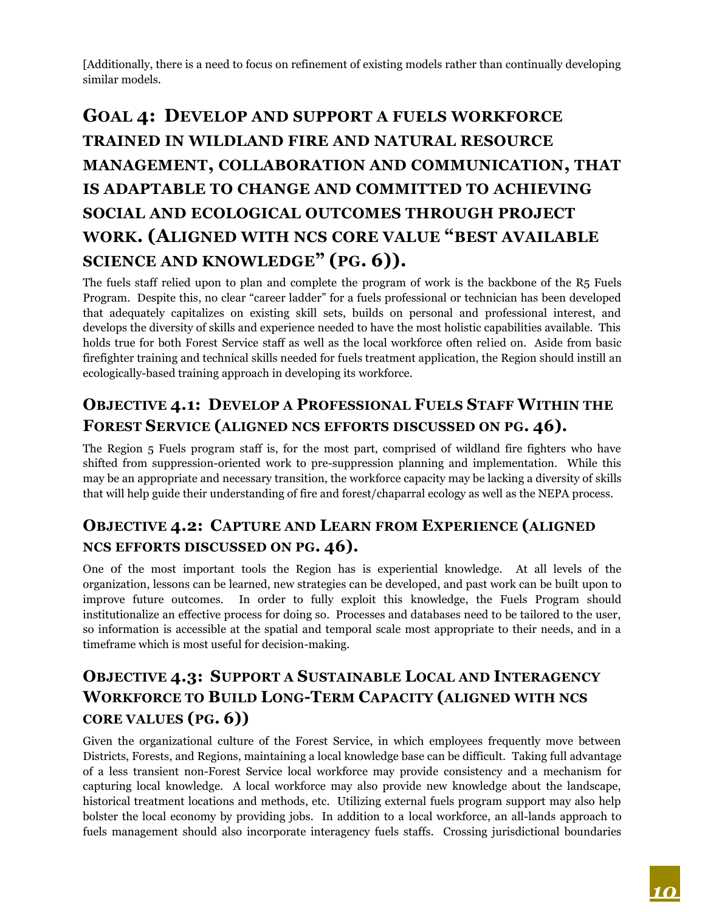[Additionally, there is a need to focus on refinement of existing models rather than continually developing similar models.

# GOAL 4: DEVELOP AND SUPPORT A FUELS WORKFORCE TRAINED IN WILDLAND FIRE AND NATURAL RESOURCE MANAGEMENT, COLLABORATION AND COMMUNICATION, THAT IS ADAPTABLE TO CHANGE AND COMMITTED TO ACHIEVING SOCIAL AND ECOLOGICAL OUTCOMES THROUGH PROJECT WORK. (ALIGNED WITH NCS CORE VALUE "BEST AVAILABLE SCIENCE AND KNOWLEDGE" (PG. 6)).

The fuels staff relied upon to plan and complete the program of work is the backbone of the R5 Fuels Program. Despite this, no clear "career ladder" for a fuels professional or technician has been developed that adequately capitalizes on existing skill sets, builds on personal and professional interest, and develops the diversity of skills and experience needed to have the most holistic capabilities available. This holds true for both Forest Service staff as well as the local workforce often relied on. Aside from basic firefighter training and technical skills needed for fuels treatment application, the Region should instill an ecologically-based training approach in developing its workforce.

## OBJECTIVE 4.1: DEVELOP A PROFESSIONAL FUELS STAFF WITHIN THE FOREST SERVICE (ALIGNED NCS EFFORTS DISCUSSED ON PG. 46).

The Region 5 Fuels program staff is, for the most part, comprised of wildland fire fighters who have shifted from suppression-oriented work to pre-suppression planning and implementation. While this may be an appropriate and necessary transition, the workforce capacity may be lacking a diversity of skills that will help guide their understanding of fire and forest/chaparral ecology as well as the NEPA process.

## OBJECTIVE 4.2: CAPTURE AND LEARN FROM EXPERIENCE (ALIGNED NCS EFFORTS DISCUSSED ON PG. 46).

One of the most important tools the Region has is experiential knowledge. At all levels of the organization, lessons can be learned, new strategies can be developed, and past work can be built upon to improve future outcomes. In order to fully exploit this knowledge, the Fuels Program should institutionalize an effective process for doing so. Processes and databases need to be tailored to the user, so information is accessible at the spatial and temporal scale most appropriate to their needs, and in a timeframe which is most useful for decision-making.

## OBJECTIVE 4.3: SUPPORT A SUSTAINABLE LOCAL AND INTERAGENCY WORKFORCE TO BUILD LONG-TERM CAPACITY (ALIGNED WITH NCS CORE VALUES (PG. 6))

Given the organizational culture of the Forest Service, in which employees frequently move between Districts, Forests, and Regions, maintaining a local knowledge base can be difficult. Taking full advantage of a less transient non-Forest Service local workforce may provide consistency and a mechanism for capturing local knowledge. A local workforce may also provide new knowledge about the landscape, historical treatment locations and methods, etc. Utilizing external fuels program support may also help bolster the local economy by providing jobs. In addition to a local workforce, an all-lands approach to fuels management should also incorporate interagency fuels staffs. Crossing jurisdictional boundaries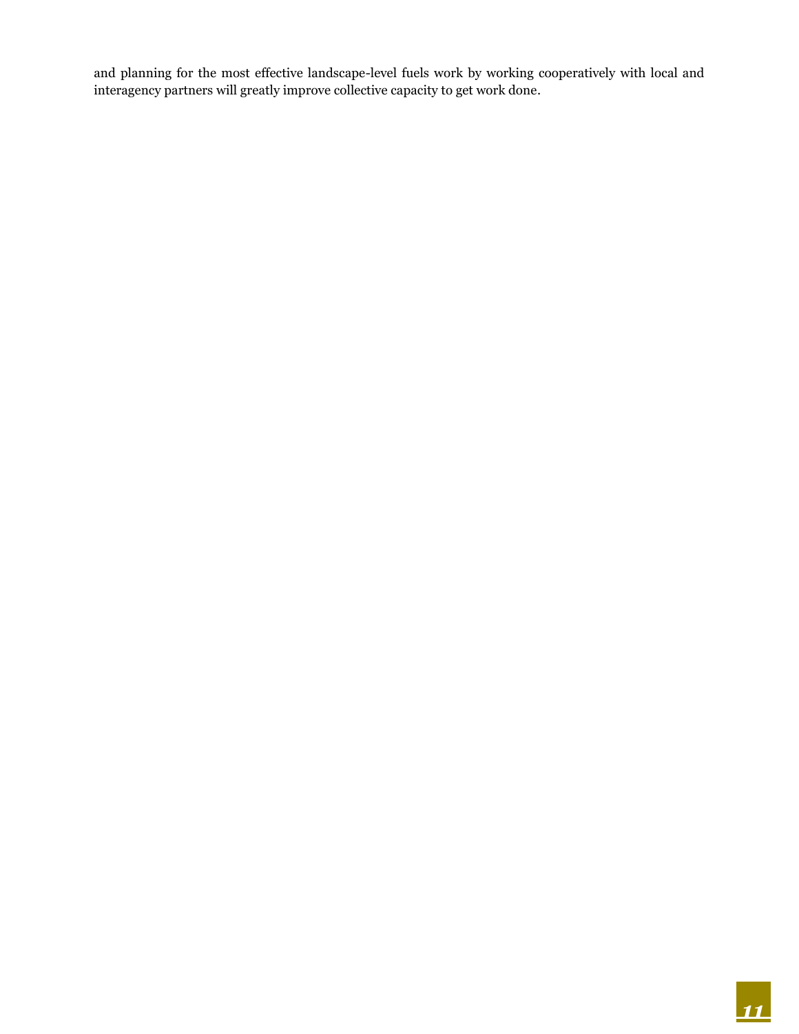and planning for the most effective landscape-level fuels work by working cooperatively with local and interagency partners will greatly improve collective capacity to get work done.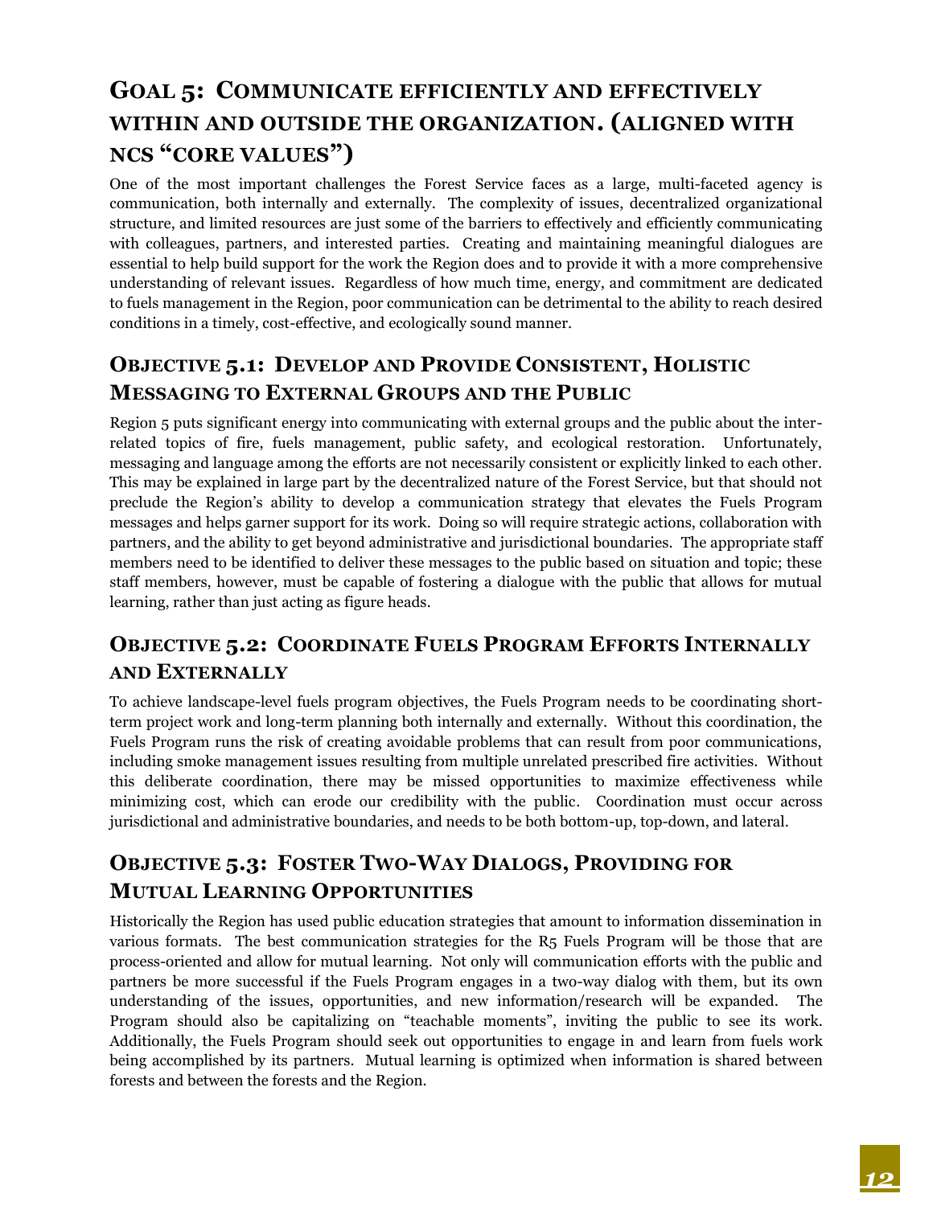# Goal 5: Communicate efficiently and effectively within and outside the organization. (aligned with NCS "core values")

One of the most important challenges the Forest Service faces as a large, multi-faceted agency is communication, both internally and externally. The complexity of issues, decentralized organizational structure, and limited resources are just some of the barriers to effectively and efficiently communicating with colleagues, partners, and interested parties. Creating and maintaining meaningful dialogues are essential to help build support for the work the Region does and to provide it with a more comprehensive understanding of relevant issues. Regardless of how much time, energy, and commitment are dedicated to fuels management in the Region, poor communication can be detrimental to the ability to reach desired conditions in a timely, cost-effective, and ecologically sound manner.

## Objective 5.1: Develop and Provide Consistent, Holistic Messaging to External Groups and the Public

Region 5 puts significant energy into communicating with external groups and the public about the inter-related topics of fire, fuels management, public safety, and ecological restoration. Unfortunately, messaging and language among the efforts are not necessarily consistent or explicitly linked to each other. This may be explained in large part by the decentralized nature of the Forest Service, but that should not preclude the Region's ability to develop a communication strategy that elevates the Fuels Program messages and helps garner support for its work. Doing so will require strategic actions, collaboration with partners, and the ability to get beyond administrative and jurisdictional boundaries. The appropriate staff members need to be identified to deliver these messages to the public based on situation and topic; these staff members, however, must be capable of fostering a dialogue with the public that allows for mutual learning, rather than just acting as figure heads.

## Objective 5.2: Coordinate Fuels Program Efforts Internally and Externally

To achieve landscape-level fuels program objectives, the Fuels Program needs to be coordinating short-term project work and long-term planning both internally and externally. Without this coordination, the Fuels Program runs the risk of creating avoidable problems that can result from poor communications, including smoke management issues resulting from multiple unrelated prescribed fire activities. Without this deliberate coordination, there may be missed opportunities to maximize effectiveness while minimizing cost, which can erode our credibility with the public. Coordination must occur across jurisdictional and administrative boundaries, and needs to be both bottom-up, top-down, and lateral.

## Objective 5.3: Foster Two-Way Dialogs, Providing for Mutual Learning Opportunities

Historically the Region has used public education strategies that amount to information dissemination in various formats. The best communication strategies for the R5 Fuels Program will be those that are process-oriented and allow for mutual learning. Not only will communication efforts with the public and partners be more successful if the Fuels Program engages in a two-way dialog with them, but its own understanding of the issues, opportunities, and new information/research will be expanded. The Program should also be capitalizing on "teachable moments", inviting the public to see its work. Additionally, the Fuels Program should seek out opportunities to engage in and learn from fuels work being accomplished by its partners. Mutual learning is optimized when information is shared between forests and between the forests and the Region.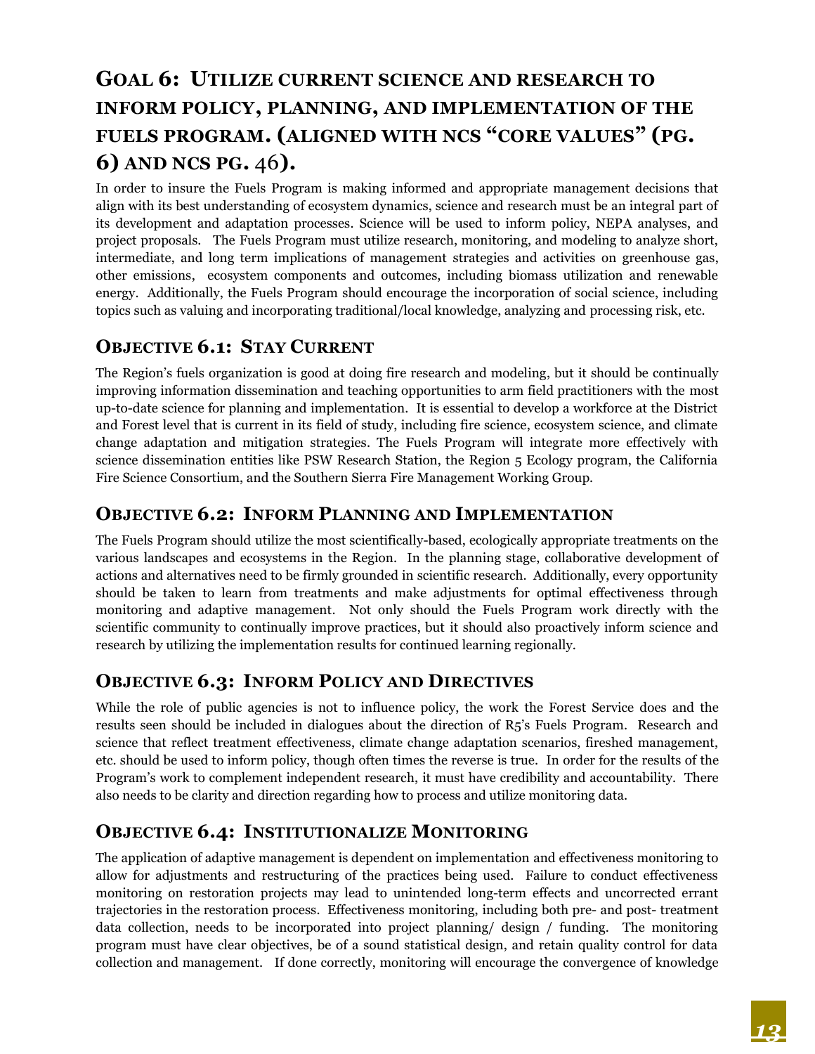## GOAL 6: UTILIZE CURRENT SCIENCE AND RESEARCH TO INFORM POLICY, PLANNING, AND IMPLEMENTATION OF THE FUELS PROGRAM. (ALIGNED WITH NCS "CORE VALUES" (PG. 6) AND NCS PG. 46).

In order to insure the Fuels Program is making informed and appropriate management decisions that align with its best understanding of ecosystem dynamics, science and research must be an integral part of its development and adaptation processes. Science will be used to inform policy, NEPA analyses, and project proposals. The Fuels Program must utilize research, monitoring, and modeling to analyze short, intermediate, and long term implications of management strategies and activities on greenhouse gas, other emissions, ecosystem components and outcomes, including biomass utilization and renewable energy. Additionally, the Fuels Program should encourage the incorporation of social science, including topics such as valuing and incorporating traditional/local knowledge, analyzing and processing risk, etc.

### OBJECTIVE 6.1: STAY CURRENT

The Region's fuels organization is good at doing fire research and modeling, but it should be continually improving information dissemination and teaching opportunities to arm field practitioners with the most up-to-date science for planning and implementation. It is essential to develop a workforce at the District and Forest level that is current in its field of study, including fire science, ecosystem science, and climate change adaptation and mitigation strategies. The Fuels Program will integrate more effectively with science dissemination entities like PSW Research Station, the Region 5 Ecology program, the California Fire Science Consortium, and the Southern Sierra Fire Management Working Group.

### OBJECTIVE 6.2: INFORM PLANNING AND IMPLEMENTATION

The Fuels Program should utilize the most scientifically-based, ecologically appropriate treatments on the various landscapes and ecosystems in the Region. In the planning stage, collaborative development of actions and alternatives need to be firmly grounded in scientific research. Additionally, every opportunity should be taken to learn from treatments and make adjustments for optimal effectiveness through monitoring and adaptive management. Not only should the Fuels Program work directly with the scientific community to continually improve practices, but it should also proactively inform science and research by utilizing the implementation results for continued learning regionally.

### OBJECTIVE 6.3: INFORM POLICY AND DIRECTIVES

While the role of public agencies is not to influence policy, the work the Forest Service does and the results seen should be included in dialogues about the direction of R5's Fuels Program. Research and science that reflect treatment effectiveness, climate change adaptation scenarios, fireshed management, etc. should be used to inform policy, though often times the reverse is true. In order for the results of the Program's work to complement independent research, it must have credibility and accountability. There also needs to be clarity and direction regarding how to process and utilize monitoring data.

### OBJECTIVE 6.4: INSTITUTIONALIZE MONITORING

The application of adaptive management is dependent on implementation and effectiveness monitoring to allow for adjustments and restructuring of the practices being used. Failure to conduct effectiveness monitoring on restoration projects may lead to unintended long-term effects and uncorrected errant trajectories in the restoration process. Effectiveness monitoring, including both pre- and post- treatment data collection, needs to be incorporated into project planning/ design / funding. The monitoring program must have clear objectives, be of a sound statistical design, and retain quality control for data collection and management. If done correctly, monitoring will encourage the convergence of knowledge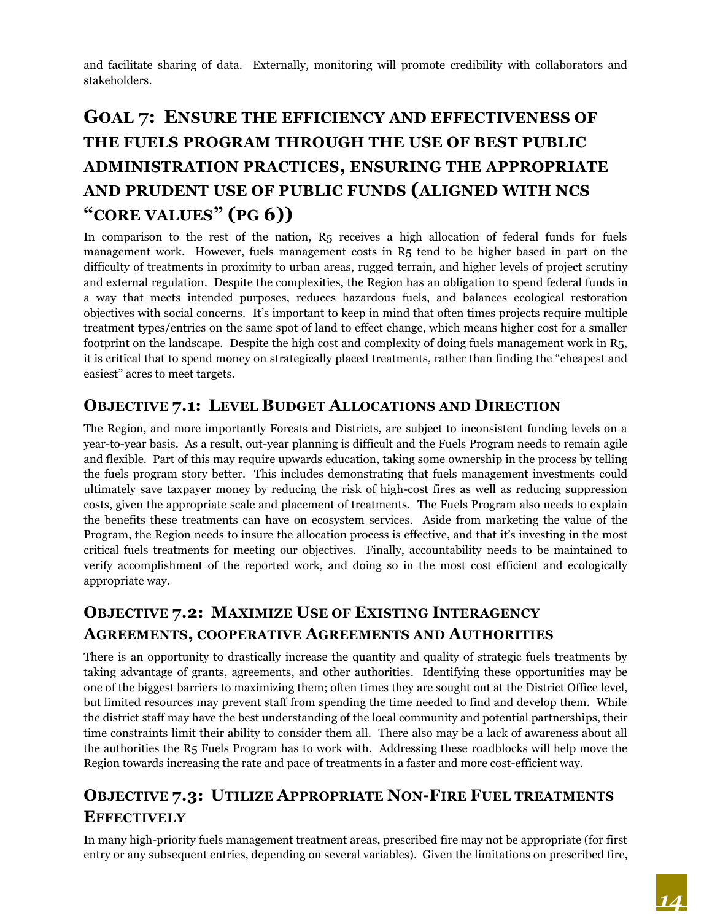and facilitate sharing of data. Externally, monitoring will promote credibility with collaborators and stakeholders.

## Goal 7: Ensure the efficiency and effectiveness of the fuels program through the use of best public administration practices, ensuring the appropriate and prudent use of public funds (aligned with NCS "core values" (pg 6))

In comparison to the rest of the nation, R5 receives a high allocation of federal funds for fuels management work. However, fuels management costs in R5 tend to be higher based in part on the difficulty of treatments in proximity to urban areas, rugged terrain, and higher levels of project scrutiny and external regulation. Despite the complexities, the Region has an obligation to spend federal funds in a way that meets intended purposes, reduces hazardous fuels, and balances ecological restoration objectives with social concerns. It's important to keep in mind that often times projects require multiple treatment types/entries on the same spot of land to effect change, which means higher cost for a smaller footprint on the landscape. Despite the high cost and complexity of doing fuels management work in R5, it is critical that to spend money on strategically placed treatments, rather than finding the "cheapest and easiest" acres to meet targets.

### Objective 7.1: Level Budget Allocations and Direction

The Region, and more importantly Forests and Districts, are subject to inconsistent funding levels on a year-to-year basis. As a result, out-year planning is difficult and the Fuels Program needs to remain agile and flexible. Part of this may require upwards education, taking some ownership in the process by telling the fuels program story better. This includes demonstrating that fuels management investments could ultimately save taxpayer money by reducing the risk of high-cost fires as well as reducing suppression costs, given the appropriate scale and placement of treatments. The Fuels Program also needs to explain the benefits these treatments can have on ecosystem services. Aside from marketing the value of the Program, the Region needs to insure the allocation process is effective, and that it's investing in the most critical fuels treatments for meeting our objectives. Finally, accountability needs to be maintained to verify accomplishment of the reported work, and doing so in the most cost efficient and ecologically appropriate way.

### Objective 7.2: Maximize Use of Existing Interagency Agreements, cooperative Agreements and Authorities

There is an opportunity to drastically increase the quantity and quality of strategic fuels treatments by taking advantage of grants, agreements, and other authorities. Identifying these opportunities may be one of the biggest barriers to maximizing them; often times they are sought out at the District Office level, but limited resources may prevent staff from spending the time needed to find and develop them. While the district staff may have the best understanding of the local community and potential partnerships, their time constraints limit their ability to consider them all. There also may be a lack of awareness about all the authorities the R5 Fuels Program has to work with. Addressing these roadblocks will help move the Region towards increasing the rate and pace of treatments in a faster and more cost-efficient way.

### Objective 7.3: Utilize Appropriate Non-Fire Fuel treatments Effectively

In many high-priority fuels management treatment areas, prescribed fire may not be appropriate (for first entry or any subsequent entries, depending on several variables). Given the limitations on prescribed fire,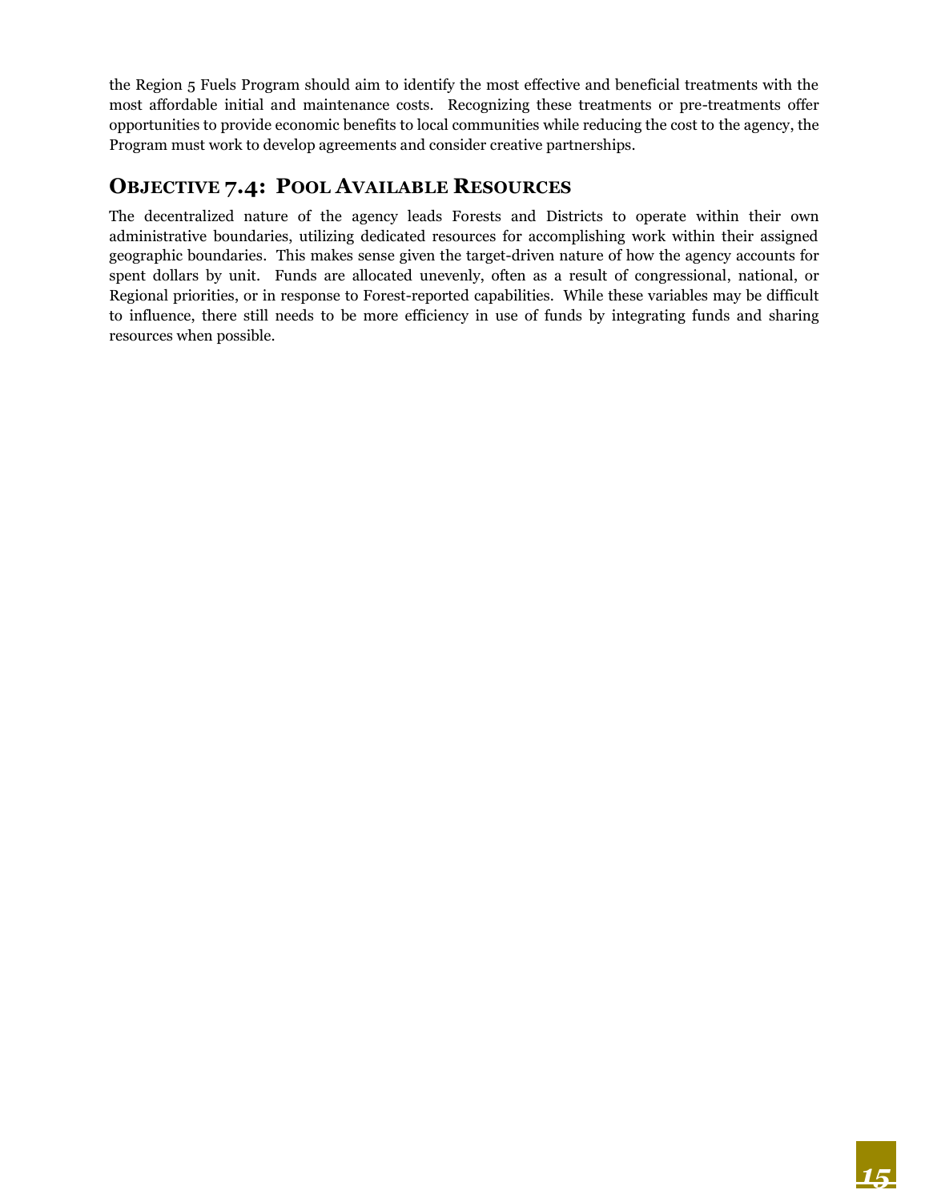the Region 5 Fuels Program should aim to identify the most effective and beneficial treatments with the most affordable initial and maintenance costs. Recognizing these treatments or pre-treatments offer opportunities to provide economic benefits to local communities while reducing the cost to the agency, the Program must work to develop agreements and consider creative partnerships.

## Objective 7.4: Pool Available Resources

The decentralized nature of the agency leads Forests and Districts to operate within their own administrative boundaries, utilizing dedicated resources for accomplishing work within their assigned geographic boundaries. This makes sense given the target-driven nature of how the agency accounts for spent dollars by unit. Funds are allocated unevenly, often as a result of congressional, national, or Regional priorities, or in response to Forest-reported capabilities. While these variables may be difficult to influence, there still needs to be more efficiency in use of funds by integrating funds and sharing resources when possible.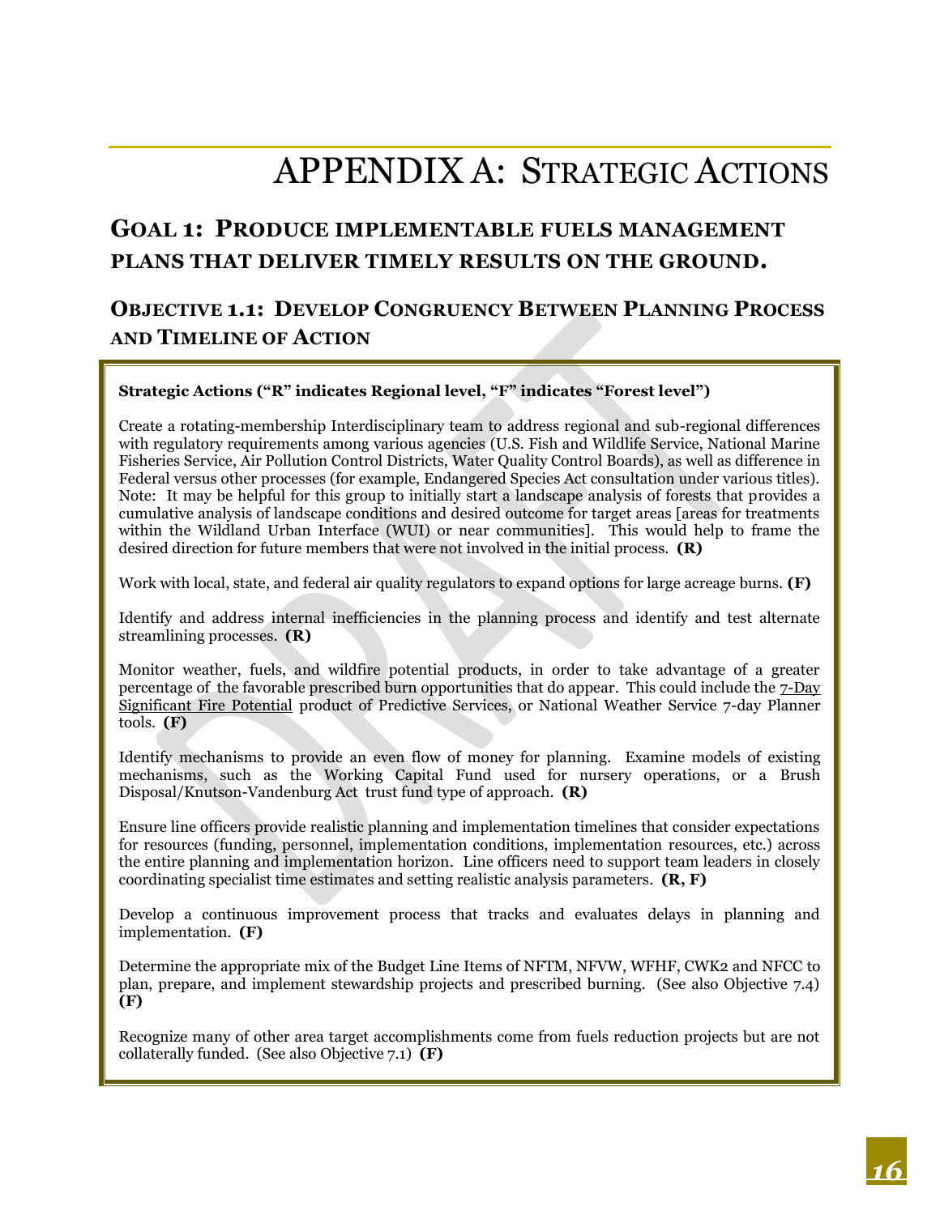# APPENDIX A: STRATEGIC ACTIONS

## GOAL 1: PRODUCE IMPLEMENTABLE FUELS MANAGEMENT PLANS THAT DELIVER TIMELY RESULTS ON THE GROUND.

### OBJECTIVE 1.1: DEVELOP CONGRUENCY BETWEEN PLANNING PROCESS AND TIMELINE OF ACTION

**Strategic Actions ("R" indicates Regional level, "F" indicates "Forest level")**

Create a rotating-membership Interdisciplinary team to address regional and sub-regional differences with regulatory requirements among various agencies (U.S. Fish and Wildlife Service, National Marine Fisheries Service, Air Pollution Control Districts, Water Quality Control Boards), as well as difference in Federal versus other processes (for example, Endangered Species Act consultation under various titles). Note: It may be helpful for this group to initially start a landscape analysis of forests that provides a cumulative analysis of landscape conditions and desired outcome for target areas [areas for treatments within the Wildland Urban Interface (WUI) or near communities]. This would help to frame the desired direction for future members that were not involved in the initial process. **(R)**

Work with local, state, and federal air quality regulators to expand options for large acreage burns. **(F)**

Identify and address internal inefficiencies in the planning process and identify and test alternate streamlining processes. **(R)**

Monitor weather, fuels, and wildfire potential products, in order to take advantage of a greater percentage of the favorable prescribed burn opportunities that do appear. This could include the 7-Day Significant Fire Potential product of Predictive Services, or National Weather Service 7-day Planner tools. **(F)**

Identify mechanisms to provide an even flow of money for planning. Examine models of existing mechanisms, such as the Working Capital Fund used for nursery operations, or a Brush Disposal/Knutson-Vandenburg Act trust fund type of approach. **(R)**

Ensure line officers provide realistic planning and implementation timelines that consider expectations for resources (funding, personnel, implementation conditions, implementation resources, etc.) across the entire planning and implementation horizon. Line officers need to support team leaders in closely coordinating specialist time estimates and setting realistic analysis parameters. **(R, F)**

Develop a continuous improvement process that tracks and evaluates delays in planning and implementation. **(F)**

Determine the appropriate mix of the Budget Line Items of NFTM, NFVW, WFHF, CWK2 and NFCC to plan, prepare, and implement stewardship projects and prescribed burning. (See also Objective 7.4) **(F)**

Recognize many of other area target accomplishments come from fuels reduction projects but are not collaterally funded. (See also Objective 7.1) **(F)**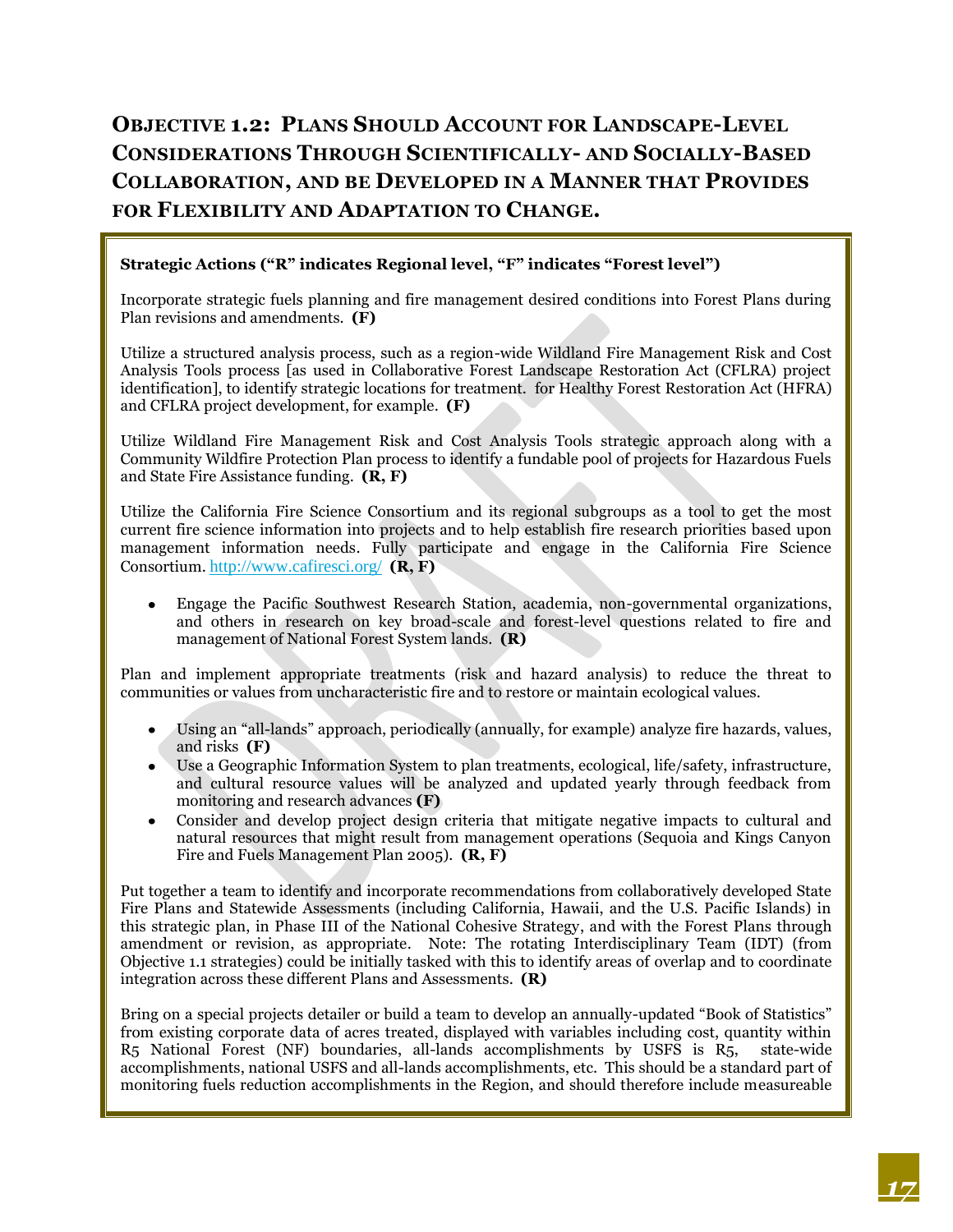# Objective 1.2: Plans Should Account for Landscape-Level Considerations Through Scientifically- and Socially-Based Collaboration, and be Developed in a Manner that Provides for Flexibility and Adaptation to Change.

**Strategic Actions ("R" indicates Regional level, "F" indicates "Forest level")**

Incorporate strategic fuels planning and fire management desired conditions into Forest Plans during Plan revisions and amendments. **(F)**

Utilize a structured analysis process, such as a region-wide Wildland Fire Management Risk and Cost Analysis Tools process [as used in Collaborative Forest Landscape Restoration Act (CFLRA) project identification], to identify strategic locations for treatment. for Healthy Forest Restoration Act (HFRA) and CFLRA project development, for example. **(F)**

Utilize Wildland Fire Management Risk and Cost Analysis Tools strategic approach along with a Community Wildfire Protection Plan process to identify a fundable pool of projects for Hazardous Fuels and State Fire Assistance funding. **(R, F)**

Utilize the California Fire Science Consortium and its regional subgroups as a tool to get the most current fire science information into projects and to help establish fire research priorities based upon management information needs. Fully participate and engage in the California Fire Science Consortium. http://www.cafiresci.org/ **(R, F)**

- Engage the Pacific Southwest Research Station, academia, non-governmental organizations, and others in research on key broad-scale and forest-level questions related to fire and management of National Forest System lands. **(R)**

Plan and implement appropriate treatments (risk and hazard analysis) to reduce the threat to communities or values from uncharacteristic fire and to restore or maintain ecological values.

- Using an "all-lands" approach, periodically (annually, for example) analyze fire hazards, values, and risks **(F)**
- Use a Geographic Information System to plan treatments, ecological, life/safety, infrastructure, and cultural resource values will be analyzed and updated yearly through feedback from monitoring and research advances **(F)**
- Consider and develop project design criteria that mitigate negative impacts to cultural and natural resources that might result from management operations (Sequoia and Kings Canyon Fire and Fuels Management Plan 2005). **(R, F)**

Put together a team to identify and incorporate recommendations from collaboratively developed State Fire Plans and Statewide Assessments (including California, Hawaii, and the U.S. Pacific Islands) in this strategic plan, in Phase III of the National Cohesive Strategy, and with the Forest Plans through amendment or revision, as appropriate. Note: The rotating Interdisciplinary Team (IDT) (from Objective 1.1 strategies) could be initially tasked with this to identify areas of overlap and to coordinate integration across these different Plans and Assessments. **(R)**

Bring on a special projects detailer or build a team to develop an annually-updated "Book of Statistics" from existing corporate data of acres treated, displayed with variables including cost, quantity within R5 National Forest (NF) boundaries, all-lands accomplishments by USFS is R5, state-wide accomplishments, national USFS and all-lands accomplishments, etc. This should be a standard part of monitoring fuels reduction accomplishments in the Region, and should therefore include measureable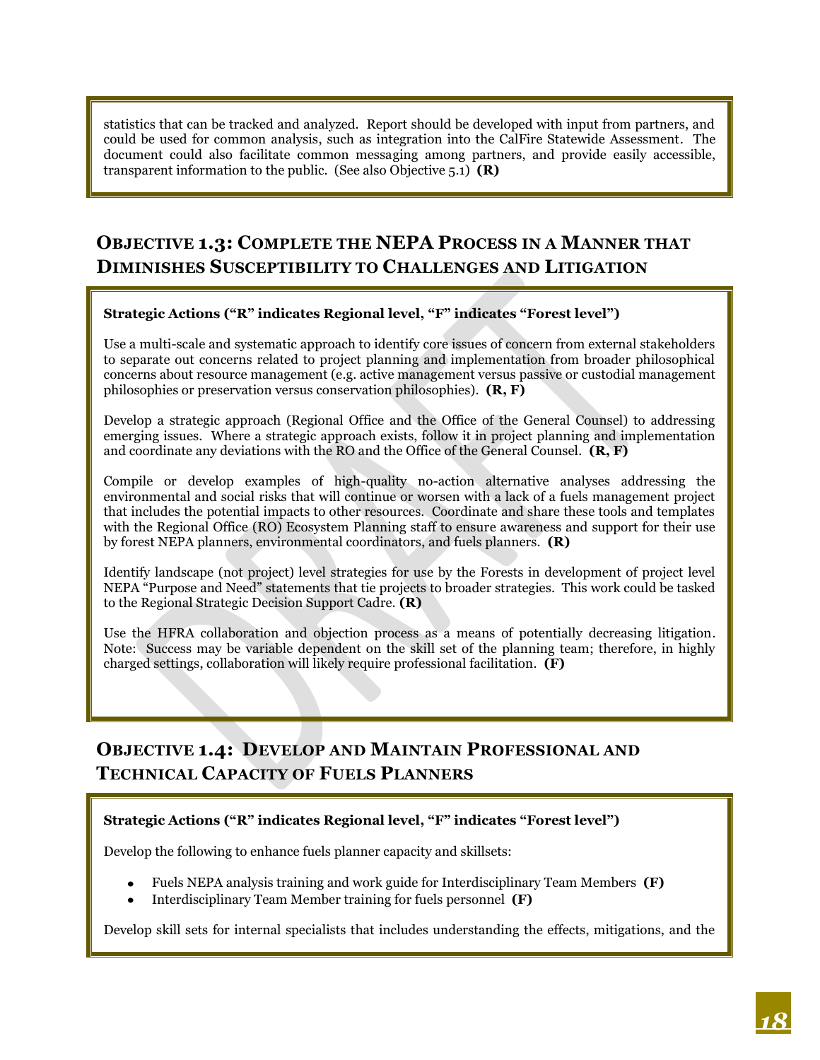statistics that can be tracked and analyzed. Report should be developed with input from partners, and could be used for common analysis, such as integration into the CalFire Statewide Assessment. The document could also facilitate common messaging among partners, and provide easily accessible, transparent information to the public. (See also Objective 5.1) **(R)**

## Objective 1.3: Complete the NEPA Process in a Manner that Diminishes Susceptibility to Challenges and Litigation

**Strategic Actions ("R" indicates Regional level, "F" indicates "Forest level")**

Use a multi-scale and systematic approach to identify core issues of concern from external stakeholders to separate out concerns related to project planning and implementation from broader philosophical concerns about resource management (e.g. active management versus passive or custodial management philosophies or preservation versus conservation philosophies). **(R, F)**

Develop a strategic approach (Regional Office and the Office of the General Counsel) to addressing emerging issues. Where a strategic approach exists, follow it in project planning and implementation and coordinate any deviations with the RO and the Office of the General Counsel. **(R, F)**

Compile or develop examples of high-quality no-action alternative analyses addressing the environmental and social risks that will continue or worsen with a lack of a fuels management project that includes the potential impacts to other resources. Coordinate and share these tools and templates with the Regional Office (RO) Ecosystem Planning staff to ensure awareness and support for their use by forest NEPA planners, environmental coordinators, and fuels planners. **(R)**

Identify landscape (not project) level strategies for use by the Forests in development of project level NEPA "Purpose and Need" statements that tie projects to broader strategies. This work could be tasked to the Regional Strategic Decision Support Cadre. **(R)**

Use the HFRA collaboration and objection process as a means of potentially decreasing litigation. Note: Success may be variable dependent on the skill set of the planning team; therefore, in highly charged settings, collaboration will likely require professional facilitation. **(F)**

## Objective 1.4: Develop and Maintain Professional and Technical Capacity of Fuels Planners

**Strategic Actions ("R" indicates Regional level, "F" indicates "Forest level")**

Develop the following to enhance fuels planner capacity and skillsets:

- Fuels NEPA analysis training and work guide for Interdisciplinary Team Members **(F)**
- Interdisciplinary Team Member training for fuels personnel **(F)**

Develop skill sets for internal specialists that includes understanding the effects, mitigations, and the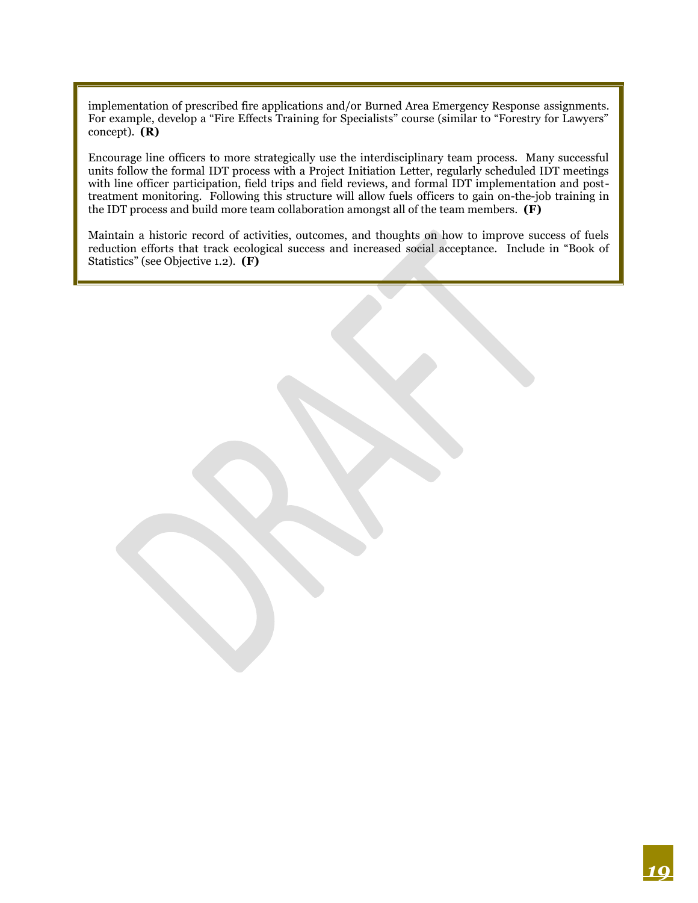implementation of prescribed fire applications and/or Burned Area Emergency Response assignments. For example, develop a "Fire Effects Training for Specialists" course (similar to "Forestry for Lawyers" concept). **(R)**

Encourage line officers to more strategically use the interdisciplinary team process. Many successful units follow the formal IDT process with a Project Initiation Letter, regularly scheduled IDT meetings with line officer participation, field trips and field reviews, and formal IDT implementation and post-treatment monitoring. Following this structure will allow fuels officers to gain on-the-job training in the IDT process and build more team collaboration amongst all of the team members. **(F)**

Maintain a historic record of activities, outcomes, and thoughts on how to improve success of fuels reduction efforts that track ecological success and increased social acceptance. Include in "Book of Statistics" (see Objective 1.2). **(F)**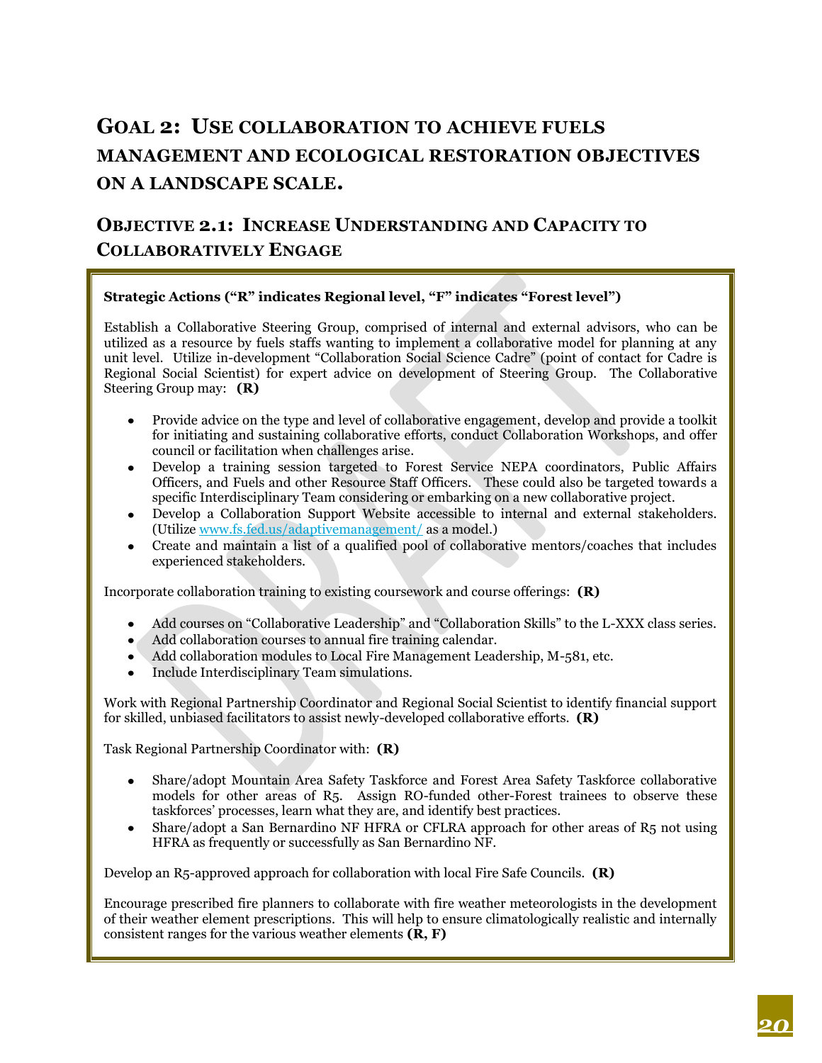# Goal 2: Use collaboration to achieve fuels management and ecological restoration objectives on a landscape scale.

## Objective 2.1: Increase Understanding and Capacity to Collaboratively Engage

**Strategic Actions ("R" indicates Regional level, "F" indicates "Forest level")**

Establish a Collaborative Steering Group, comprised of internal and external advisors, who can be utilized as a resource by fuels staffs wanting to implement a collaborative model for planning at any unit level. Utilize in-development "Collaboration Social Science Cadre" (point of contact for Cadre is Regional Social Scientist) for expert advice on development of Steering Group. The Collaborative Steering Group may: **(R)**

- Provide advice on the type and level of collaborative engagement, develop and provide a toolkit for initiating and sustaining collaborative efforts, conduct Collaboration Workshops, and offer council or facilitation when challenges arise.
- Develop a training session targeted to Forest Service NEPA coordinators, Public Affairs Officers, and Fuels and other Resource Staff Officers. These could also be targeted towards a specific Interdisciplinary Team considering or embarking on a new collaborative project.
- Develop a Collaboration Support Website accessible to internal and external stakeholders. (Utilize www.fs.fed.us/adaptivemanagement/ as a model.)
- Create and maintain a list of a qualified pool of collaborative mentors/coaches that includes experienced stakeholders.

Incorporate collaboration training to existing coursework and course offerings: **(R)**

- Add courses on "Collaborative Leadership" and "Collaboration Skills" to the L-XXX class series.
- Add collaboration courses to annual fire training calendar.
- Add collaboration modules to Local Fire Management Leadership, M-581, etc.
- Include Interdisciplinary Team simulations.

Work with Regional Partnership Coordinator and Regional Social Scientist to identify financial support for skilled, unbiased facilitators to assist newly-developed collaborative efforts. **(R)**

Task Regional Partnership Coordinator with: **(R)**

- Share/adopt Mountain Area Safety Taskforce and Forest Area Safety Taskforce collaborative models for other areas of R5. Assign RO-funded other-Forest trainees to observe these taskforces' processes, learn what they are, and identify best practices.
- Share/adopt a San Bernardino NF HFRA or CFLRA approach for other areas of R5 not using HFRA as frequently or successfully as San Bernardino NF.

Develop an R5-approved approach for collaboration with local Fire Safe Councils. **(R)**

Encourage prescribed fire planners to collaborate with fire weather meteorologists in the development of their weather element prescriptions. This will help to ensure climatologically realistic and internally consistent ranges for the various weather elements **(R, F)**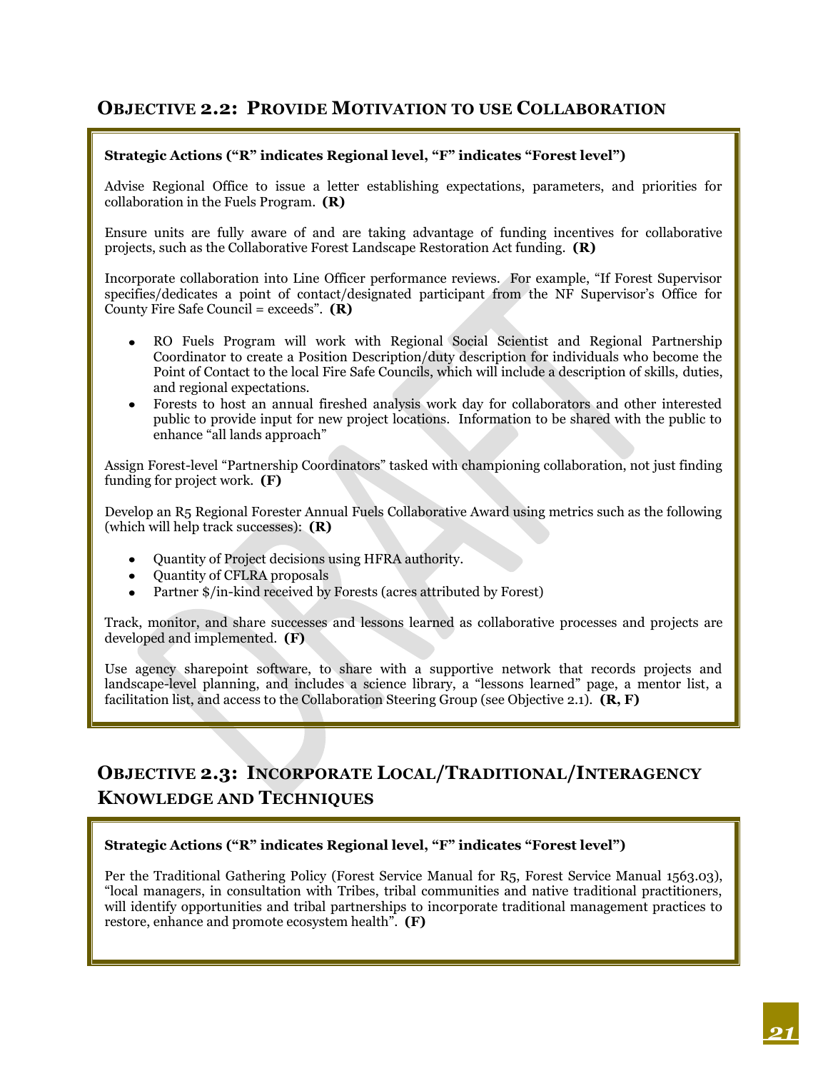## Objective 2.2: Provide Motivation to use Collaboration

**Strategic Actions ("R" indicates Regional level, "F" indicates "Forest level")**

Advise Regional Office to issue a letter establishing expectations, parameters, and priorities for collaboration in the Fuels Program. **(R)**

Ensure units are fully aware of and are taking advantage of funding incentives for collaborative projects, such as the Collaborative Forest Landscape Restoration Act funding. **(R)**

Incorporate collaboration into Line Officer performance reviews. For example, "If Forest Supervisor specifies/dedicates a point of contact/designated participant from the NF Supervisor's Office for County Fire Safe Council = exceeds". **(R)**

- RO Fuels Program will work with Regional Social Scientist and Regional Partnership Coordinator to create a Position Description/duty description for individuals who become the Point of Contact to the local Fire Safe Councils, which will include a description of skills, duties, and regional expectations.
- Forests to host an annual fireshed analysis work day for collaborators and other interested public to provide input for new project locations. Information to be shared with the public to enhance "all lands approach"

Assign Forest-level "Partnership Coordinators" tasked with championing collaboration, not just finding funding for project work. **(F)**

Develop an R5 Regional Forester Annual Fuels Collaborative Award using metrics such as the following (which will help track successes): **(R)**

- Quantity of Project decisions using HFRA authority.
- Quantity of CFLRA proposals
- Partner $/in-kind received by Forests (acres attributed by Forest)

Track, monitor, and share successes and lessons learned as collaborative processes and projects are developed and implemented. **(F)**

Use agency sharepoint software, to share with a supportive network that records projects and landscape-level planning, and includes a science library, a "lessons learned" page, a mentor list, a facilitation list, and access to the Collaboration Steering Group (see Objective 2.1). **(R, F)**

## Objective 2.3: Incorporate Local/Traditional/Interagency Knowledge and Techniques

**Strategic Actions ("R" indicates Regional level, "F" indicates "Forest level")**

Per the Traditional Gathering Policy (Forest Service Manual for R5, Forest Service Manual 1563.03), "local managers, in consultation with Tribes, tribal communities and native traditional practitioners, will identify opportunities and tribal partnerships to incorporate traditional management practices to restore, enhance and promote ecosystem health". **(F)**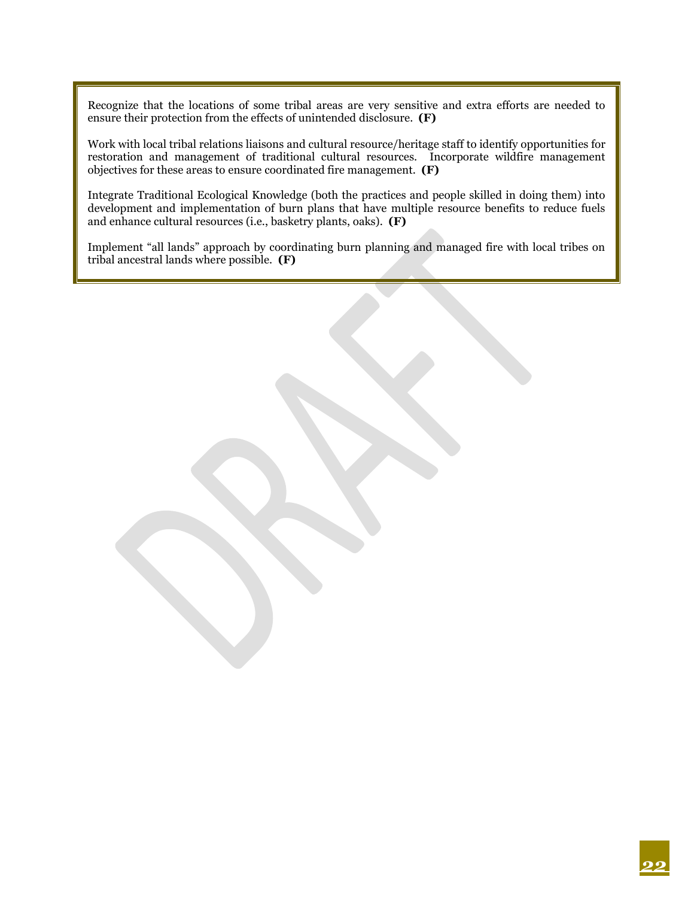Recognize that the locations of some tribal areas are very sensitive and extra efforts are needed to ensure their protection from the effects of unintended disclosure. **(F)**

Work with local tribal relations liaisons and cultural resource/heritage staff to identify opportunities for restoration and management of traditional cultural resources. Incorporate wildfire management objectives for these areas to ensure coordinated fire management. **(F)**

Integrate Traditional Ecological Knowledge (both the practices and people skilled in doing them) into development and implementation of burn plans that have multiple resource benefits to reduce fuels and enhance cultural resources (i.e., basketry plants, oaks). **(F)**

Implement "all lands" approach by coordinating burn planning and managed fire with local tribes on tribal ancestral lands where possible. **(F)**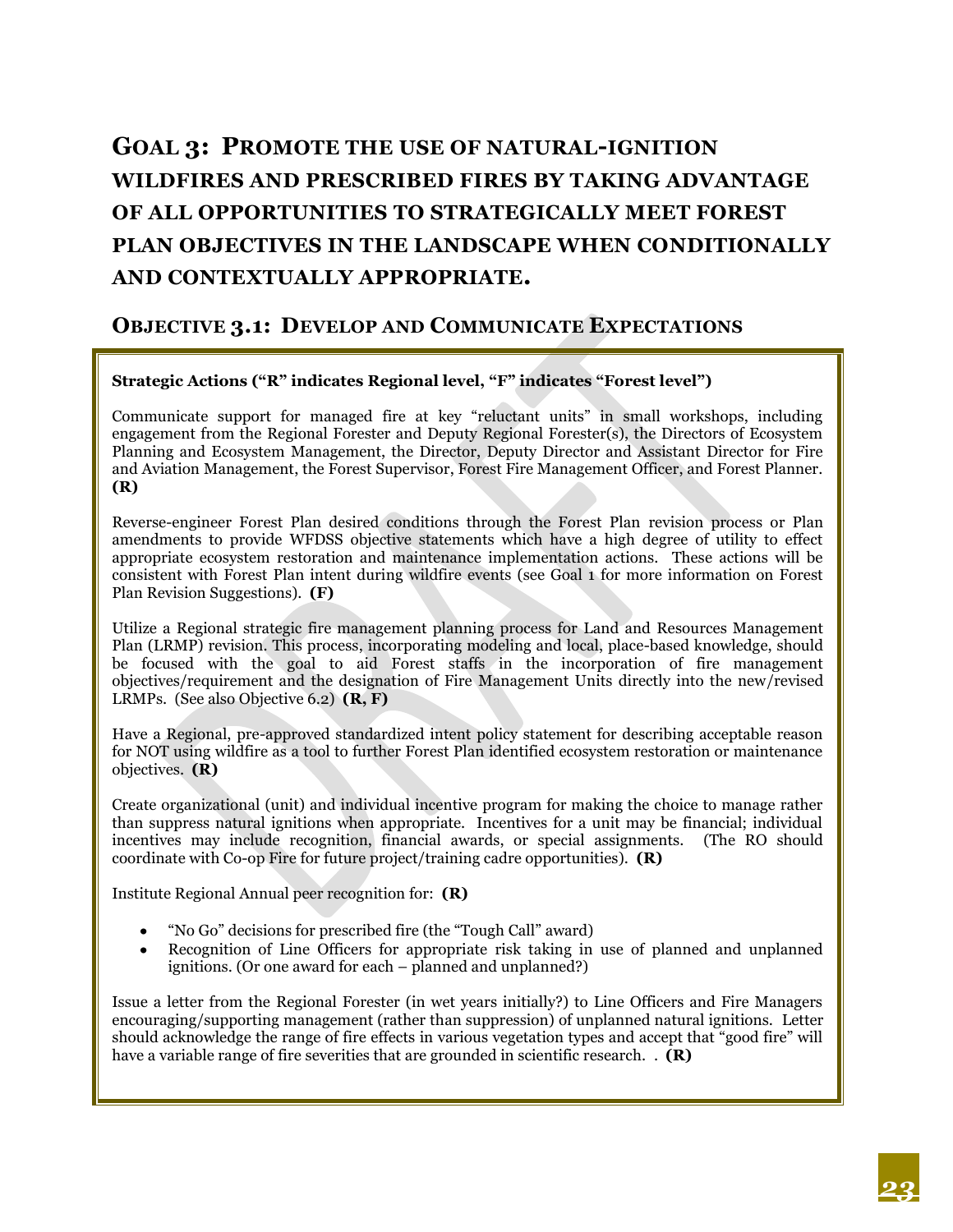## Goal 3: Promote the use of natural-ignition wildfires and prescribed fires by taking advantage of all opportunities to strategically meet Forest Plan objectives in the landscape when conditionally and contextually appropriate.

### Objective 3.1: Develop and Communicate Expectations

**Strategic Actions ("R" indicates Regional level, "F" indicates "Forest level")**

Communicate support for managed fire at key "reluctant units" in small workshops, including engagement from the Regional Forester and Deputy Regional Forester(s), the Directors of Ecosystem Planning and Ecosystem Management, the Director, Deputy Director and Assistant Director for Fire and Aviation Management, the Forest Supervisor, Forest Fire Management Officer, and Forest Planner. **(R)**

Reverse-engineer Forest Plan desired conditions through the Forest Plan revision process or Plan amendments to provide WFDSS objective statements which have a high degree of utility to effect appropriate ecosystem restoration and maintenance implementation actions. These actions will be consistent with Forest Plan intent during wildfire events (see Goal 1 for more information on Forest Plan Revision Suggestions). **(F)**

Utilize a Regional strategic fire management planning process for Land and Resources Management Plan (LRMP) revision. This process, incorporating modeling and local, place-based knowledge, should be focused with the goal to aid Forest staffs in the incorporation of fire management objectives/requirement and the designation of Fire Management Units directly into the new/revised LRMPs. (See also Objective 6.2) **(R, F)**

Have a Regional, pre-approved standardized intent policy statement for describing acceptable reason for NOT using wildfire as a tool to further Forest Plan identified ecosystem restoration or maintenance objectives. **(R)**

Create organizational (unit) and individual incentive program for making the choice to manage rather than suppress natural ignitions when appropriate. Incentives for a unit may be financial; individual incentives may include recognition, financial awards, or special assignments. (The RO should coordinate with Co-op Fire for future project/training cadre opportunities). **(R)**

Institute Regional Annual peer recognition for: **(R)**

- "No Go" decisions for prescribed fire (the "Tough Call" award)
- Recognition of Line Officers for appropriate risk taking in use of planned and unplanned ignitions. (Or one award for each – planned and unplanned?)

Issue a letter from the Regional Forester (in wet years initially?) to Line Officers and Fire Managers encouraging/supporting management (rather than suppression) of unplanned natural ignitions. Letter should acknowledge the range of fire effects in various vegetation types and accept that "good fire" will have a variable range of fire severities that are grounded in scientific research. . **(R)**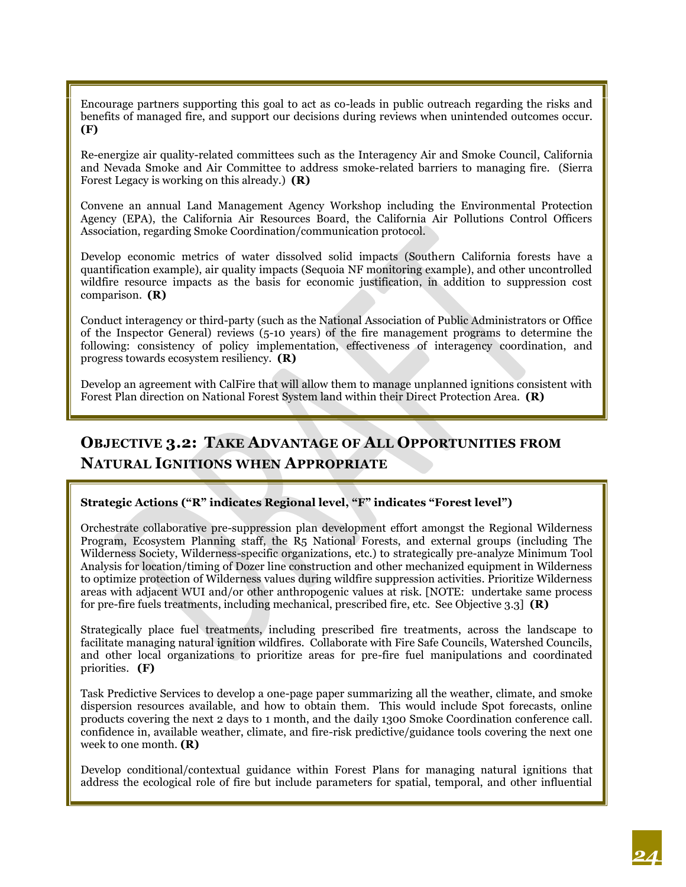Encourage partners supporting this goal to act as co-leads in public outreach regarding the risks and benefits of managed fire, and support our decisions during reviews when unintended outcomes occur. **(F)**

Re-energize air quality-related committees such as the Interagency Air and Smoke Council, California and Nevada Smoke and Air Committee to address smoke-related barriers to managing fire. (Sierra Forest Legacy is working on this already.) **(R)**

Convene an annual Land Management Agency Workshop including the Environmental Protection Agency (EPA), the California Air Resources Board, the California Air Pollutions Control Officers Association, regarding Smoke Coordination/communication protocol.

Develop economic metrics of water dissolved solid impacts (Southern California forests have a quantification example), air quality impacts (Sequoia NF monitoring example), and other uncontrolled wildfire resource impacts as the basis for economic justification, in addition to suppression cost comparison. **(R)**

Conduct interagency or third-party (such as the National Association of Public Administrators or Office of the Inspector General) reviews (5-10 years) of the fire management programs to determine the following: consistency of policy implementation, effectiveness of interagency coordination, and progress towards ecosystem resiliency. **(R)**

Develop an agreement with CalFire that will allow them to manage unplanned ignitions consistent with Forest Plan direction on National Forest System land within their Direct Protection Area. **(R)**

## OBJECTIVE 3.2: TAKE ADVANTAGE OF ALL OPPORTUNITIES FROM NATURAL IGNITIONS WHEN APPROPRIATE

**Strategic Actions ("R" indicates Regional level, "F" indicates "Forest level")**

Orchestrate collaborative pre-suppression plan development effort amongst the Regional Wilderness Program, Ecosystem Planning staff, the R5 National Forests, and external groups (including The Wilderness Society, Wilderness-specific organizations, etc.) to strategically pre-analyze Minimum Tool Analysis for location/timing of Dozer line construction and other mechanized equipment in Wilderness to optimize protection of Wilderness values during wildfire suppression activities. Prioritize Wilderness areas with adjacent WUI and/or other anthropogenic values at risk. [NOTE: undertake same process for pre-fire fuels treatments, including mechanical, prescribed fire, etc. See Objective 3.3] **(R)**

Strategically place fuel treatments, including prescribed fire treatments, across the landscape to facilitate managing natural ignition wildfires. Collaborate with Fire Safe Councils, Watershed Councils, and other local organizations to prioritize areas for pre-fire fuel manipulations and coordinated priorities. **(F)**

Task Predictive Services to develop a one-page paper summarizing all the weather, climate, and smoke dispersion resources available, and how to obtain them. This would include Spot forecasts, online products covering the next 2 days to 1 month, and the daily 1300 Smoke Coordination conference call. confidence in, available weather, climate, and fire-risk predictive/guidance tools covering the next one week to one month. **(R)**

Develop conditional/contextual guidance within Forest Plans for managing natural ignitions that address the ecological role of fire but include parameters for spatial, temporal, and other influential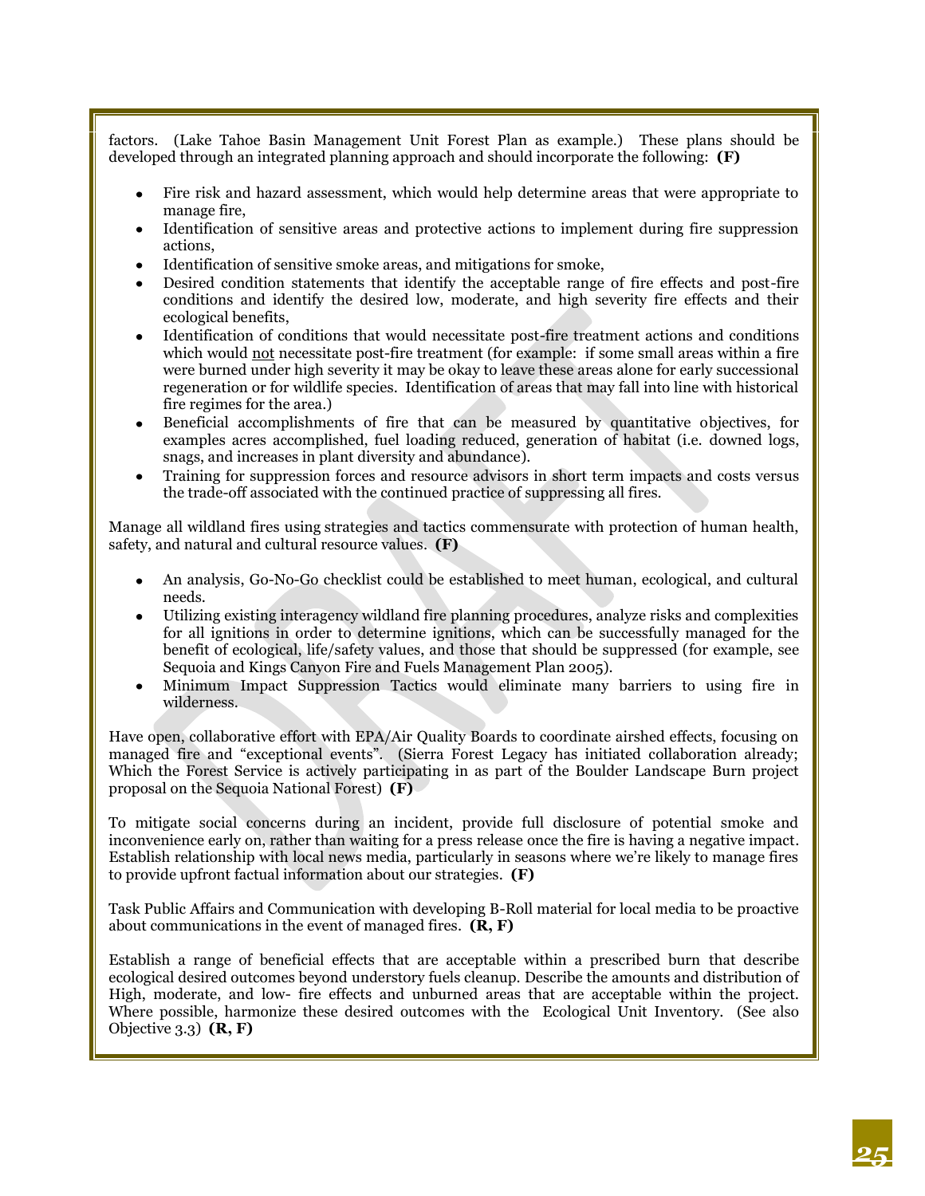factors. (Lake Tahoe Basin Management Unit Forest Plan as example.) These plans should be developed through an integrated planning approach and should incorporate the following: **(F)**

- Fire risk and hazard assessment, which would help determine areas that were appropriate to manage fire,
- Identification of sensitive areas and protective actions to implement during fire suppression actions,
- Identification of sensitive smoke areas, and mitigations for smoke,
- Desired condition statements that identify the acceptable range of fire effects and post-fire conditions and identify the desired low, moderate, and high severity fire effects and their ecological benefits,
- Identification of conditions that would necessitate post-fire treatment actions and conditions which would not necessitate post-fire treatment (for example: if some small areas within a fire were burned under high severity it may be okay to leave these areas alone for early successional regeneration or for wildlife species. Identification of areas that may fall into line with historical fire regimes for the area.)
- Beneficial accomplishments of fire that can be measured by quantitative objectives, for examples acres accomplished, fuel loading reduced, generation of habitat (i.e. downed logs, snags, and increases in plant diversity and abundance).
- Training for suppression forces and resource advisors in short term impacts and costs versus the trade-off associated with the continued practice of suppressing all fires.

Manage all wildland fires using strategies and tactics commensurate with protection of human health, safety, and natural and cultural resource values. **(F)**

- An analysis, Go-No-Go checklist could be established to meet human, ecological, and cultural needs.
- Utilizing existing interagency wildland fire planning procedures, analyze risks and complexities for all ignitions in order to determine ignitions, which can be successfully managed for the benefit of ecological, life/safety values, and those that should be suppressed (for example, see Sequoia and Kings Canyon Fire and Fuels Management Plan 2005).
- Minimum Impact Suppression Tactics would eliminate many barriers to using fire in wilderness.

Have open, collaborative effort with EPA/Air Quality Boards to coordinate airshed effects, focusing on managed fire and "exceptional events". (Sierra Forest Legacy has initiated collaboration already; Which the Forest Service is actively participating in as part of the Boulder Landscape Burn project proposal on the Sequoia National Forest) **(F)**

To mitigate social concerns during an incident, provide full disclosure of potential smoke and inconvenience early on, rather than waiting for a press release once the fire is having a negative impact. Establish relationship with local news media, particularly in seasons where we're likely to manage fires to provide upfront factual information about our strategies. **(F)**

Task Public Affairs and Communication with developing B-Roll material for local media to be proactive about communications in the event of managed fires. **(R, F)**

Establish a range of beneficial effects that are acceptable within a prescribed burn that describe ecological desired outcomes beyond understory fuels cleanup. Describe the amounts and distribution of High, moderate, and low- fire effects and unburned areas that are acceptable within the project. Where possible, harmonize these desired outcomes with the Ecological Unit Inventory. (See also Objective 3.3) **(R, F)**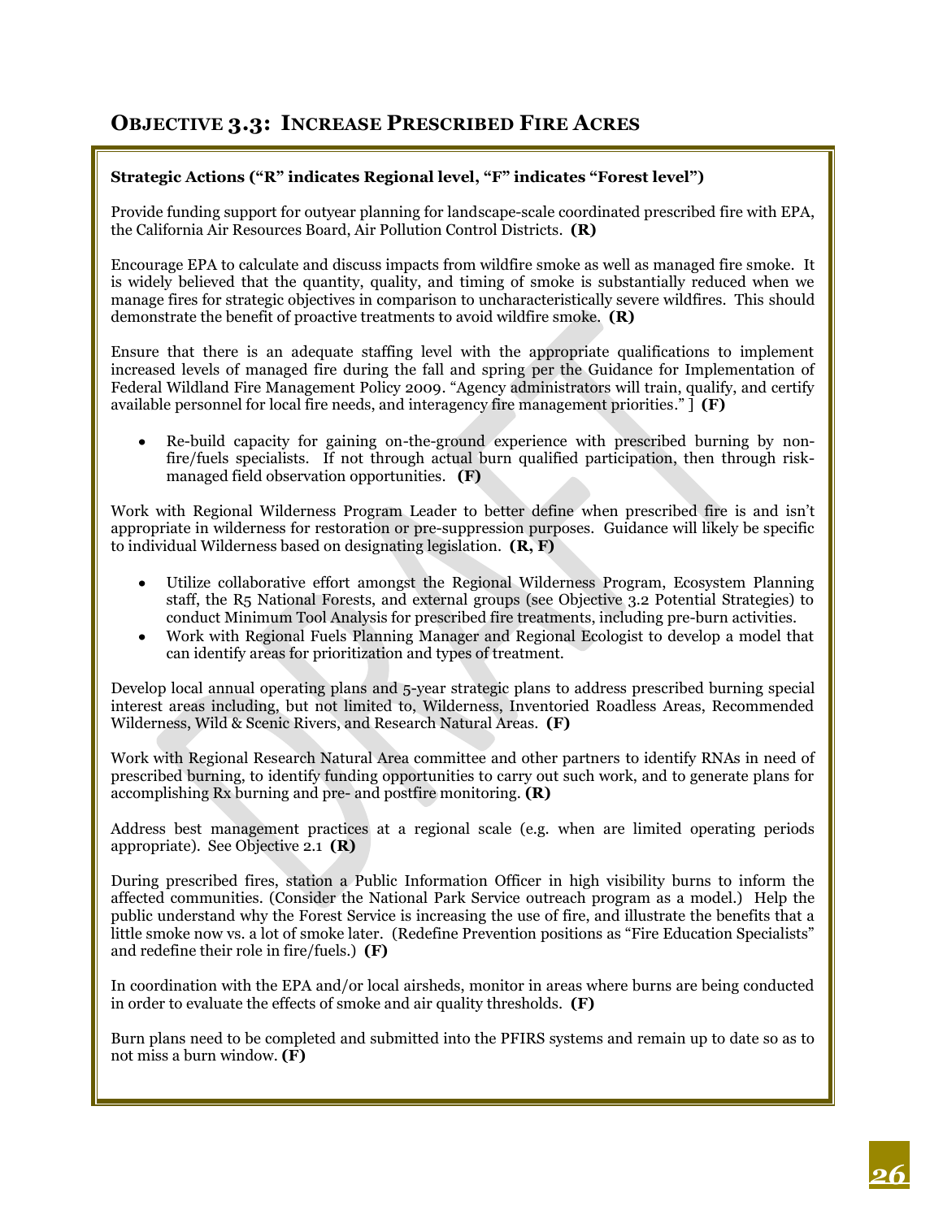## Objective 3.3: Increase Prescribed Fire Acres

**Strategic Actions ("R" indicates Regional level, "F" indicates "Forest level")**

Provide funding support for outyear planning for landscape-scale coordinated prescribed fire with EPA, the California Air Resources Board, Air Pollution Control Districts. **(R)**

Encourage EPA to calculate and discuss impacts from wildfire smoke as well as managed fire smoke. It is widely believed that the quantity, quality, and timing of smoke is substantially reduced when we manage fires for strategic objectives in comparison to uncharacteristically severe wildfires. This should demonstrate the benefit of proactive treatments to avoid wildfire smoke. **(R)**

Ensure that there is an adequate staffing level with the appropriate qualifications to implement increased levels of managed fire during the fall and spring per the Guidance for Implementation of Federal Wildland Fire Management Policy 2009. "Agency administrators will train, qualify, and certify available personnel for local fire needs, and interagency fire management priorities." ] **(F)**

- Re-build capacity for gaining on-the-ground experience with prescribed burning by non-fire/fuels specialists. If not through actual burn qualified participation, then through risk-managed field observation opportunities. **(F)**

Work with Regional Wilderness Program Leader to better define when prescribed fire is and isn't appropriate in wilderness for restoration or pre-suppression purposes. Guidance will likely be specific to individual Wilderness based on designating legislation. **(R, F)**

- Utilize collaborative effort amongst the Regional Wilderness Program, Ecosystem Planning staff, the R5 National Forests, and external groups (see Objective 3.2 Potential Strategies) to conduct Minimum Tool Analysis for prescribed fire treatments, including pre-burn activities.
- Work with Regional Fuels Planning Manager and Regional Ecologist to develop a model that can identify areas for prioritization and types of treatment.

Develop local annual operating plans and 5-year strategic plans to address prescribed burning special interest areas including, but not limited to, Wilderness, Inventoried Roadless Areas, Recommended Wilderness, Wild & Scenic Rivers, and Research Natural Areas. **(F)**

Work with Regional Research Natural Area committee and other partners to identify RNAs in need of prescribed burning, to identify funding opportunities to carry out such work, and to generate plans for accomplishing Rx burning and pre- and postfire monitoring. **(R)**

Address best management practices at a regional scale (e.g. when are limited operating periods appropriate). See Objective 2.1 **(R)**

During prescribed fires, station a Public Information Officer in high visibility burns to inform the affected communities. (Consider the National Park Service outreach program as a model.) Help the public understand why the Forest Service is increasing the use of fire, and illustrate the benefits that a little smoke now vs. a lot of smoke later. (Redefine Prevention positions as "Fire Education Specialists" and redefine their role in fire/fuels.) **(F)**

In coordination with the EPA and/or local airsheds, monitor in areas where burns are being conducted in order to evaluate the effects of smoke and air quality thresholds. **(F)**

Burn plans need to be completed and submitted into the PFIRS systems and remain up to date so as to not miss a burn window. **(F)**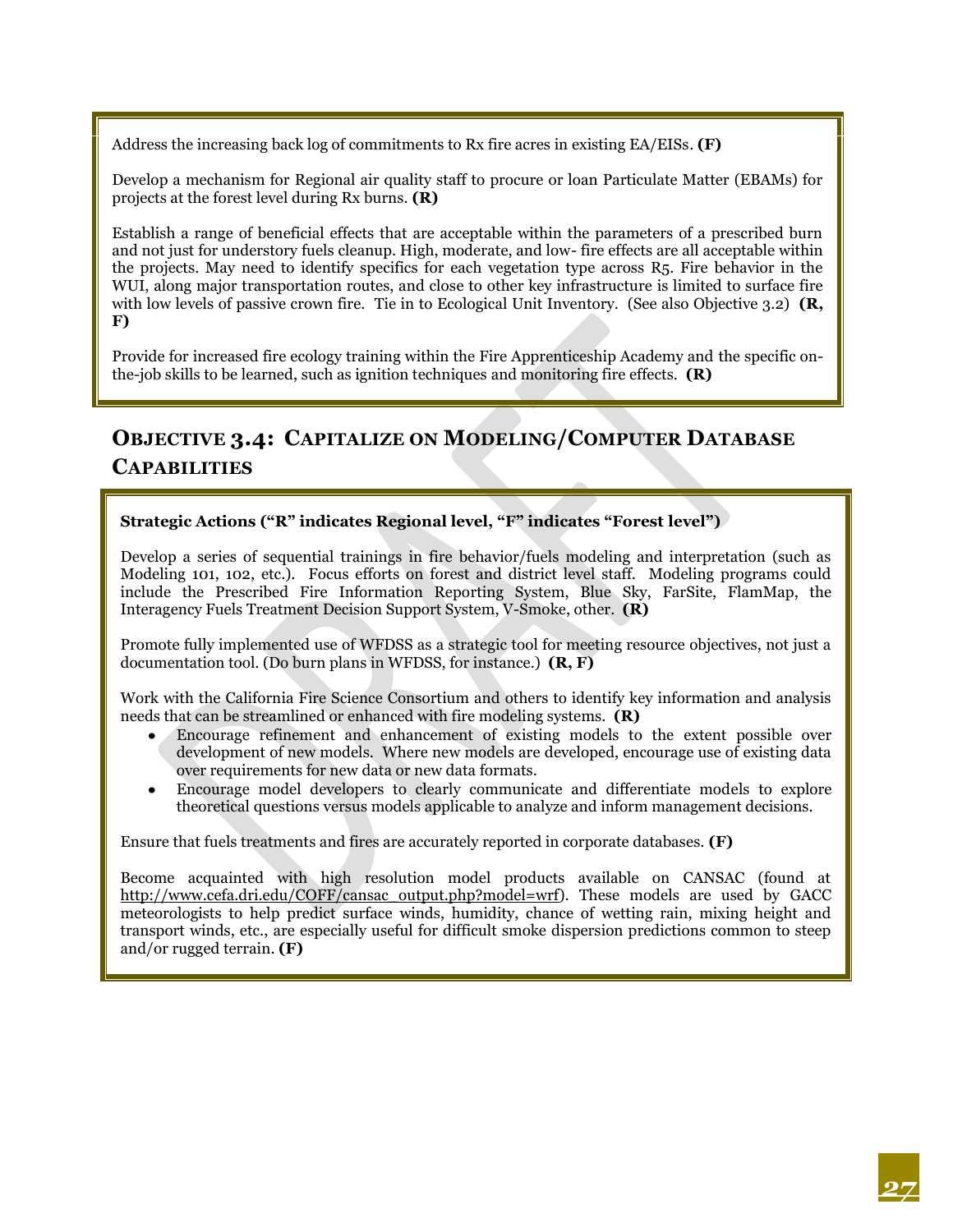Address the increasing back log of commitments to Rx fire acres in existing EA/EISs. **(F)**

Develop a mechanism for Regional air quality staff to procure or loan Particulate Matter (EBAMs) for projects at the forest level during Rx burns. **(R)**

Establish a range of beneficial effects that are acceptable within the parameters of a prescribed burn and not just for understory fuels cleanup. High, moderate, and low- fire effects are all acceptable within the projects. May need to identify specifics for each vegetation type across R5. Fire behavior in the WUI, along major transportation routes, and close to other key infrastructure is limited to surface fire with low levels of passive crown fire. Tie in to Ecological Unit Inventory. (See also Objective 3.2) **(R, F)**

Provide for increased fire ecology training within the Fire Apprenticeship Academy and the specific on-the-job skills to be learned, such as ignition techniques and monitoring fire effects. **(R)**

## Objective 3.4: Capitalize on Modeling/Computer Database Capabilities

**Strategic Actions ("R" indicates Regional level, "F" indicates "Forest level")**

Develop a series of sequential trainings in fire behavior/fuels modeling and interpretation (such as Modeling 101, 102, etc.). Focus efforts on forest and district level staff. Modeling programs could include the Prescribed Fire Information Reporting System, Blue Sky, FarSite, FlamMap, the Interagency Fuels Treatment Decision Support System, V-Smoke, other. **(R)**

Promote fully implemented use of WFDSS as a strategic tool for meeting resource objectives, not just a documentation tool. (Do burn plans in WFDSS, for instance.) **(R, F)**

Work with the California Fire Science Consortium and others to identify key information and analysis needs that can be streamlined or enhanced with fire modeling systems. **(R)**

- Encourage refinement and enhancement of existing models to the extent possible over development of new models. Where new models are developed, encourage use of existing data over requirements for new data or new data formats.
- Encourage model developers to clearly communicate and differentiate models to explore theoretical questions versus models applicable to analyze and inform management decisions.

Ensure that fuels treatments and fires are accurately reported in corporate databases. **(F)**

Become acquainted with high resolution model products available on CANSAC (found at http://www.cefa.dri.edu/COFF/cansac_output.php?model=wrf). These models are used by GACC meteorologists to help predict surface winds, humidity, chance of wetting rain, mixing height and transport winds, etc., are especially useful for difficult smoke dispersion predictions common to steep and/or rugged terrain. **(F)**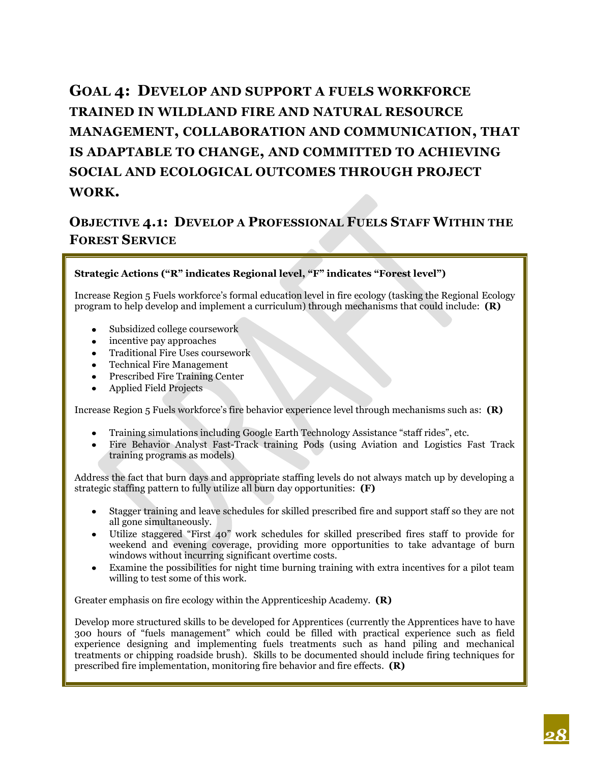## Goal 4: Develop and support a fuels workforce trained in wildland fire and natural resource management, collaboration and communication, that is adaptable to change, and committed to achieving social and ecological outcomes through project work.

### Objective 4.1: Develop a Professional Fuels Staff Within the Forest Service

**Strategic Actions ("R" indicates Regional level, "F" indicates "Forest level")**

Increase Region 5 Fuels workforce's formal education level in fire ecology (tasking the Regional Ecology program to help develop and implement a curriculum) through mechanisms that could include: **(R)**

- Subsidized college coursework
- incentive pay approaches
- Traditional Fire Uses coursework
- Technical Fire Management
- Prescribed Fire Training Center
- Applied Field Projects

Increase Region 5 Fuels workforce's fire behavior experience level through mechanisms such as: **(R)**

- Training simulations including Google Earth Technology Assistance "staff rides", etc.
- Fire Behavior Analyst Fast-Track training Pods (using Aviation and Logistics Fast Track training programs as models)

Address the fact that burn days and appropriate staffing levels do not always match up by developing a strategic staffing pattern to fully utilize all burn day opportunities: **(F)**

- Stagger training and leave schedules for skilled prescribed fire and support staff so they are not all gone simultaneously.
- Utilize staggered "First 40" work schedules for skilled prescribed fires staff to provide for weekend and evening coverage, providing more opportunities to take advantage of burn windows without incurring significant overtime costs.
- Examine the possibilities for night time burning training with extra incentives for a pilot team willing to test some of this work.

Greater emphasis on fire ecology within the Apprenticeship Academy. **(R)**

Develop more structured skills to be developed for Apprentices (currently the Apprentices have to have 300 hours of "fuels management" which could be filled with practical experience such as field experience designing and implementing fuels treatments such as hand piling and mechanical treatments or chipping roadside brush). Skills to be documented should include firing techniques for prescribed fire implementation, monitoring fire behavior and fire effects. **(R)**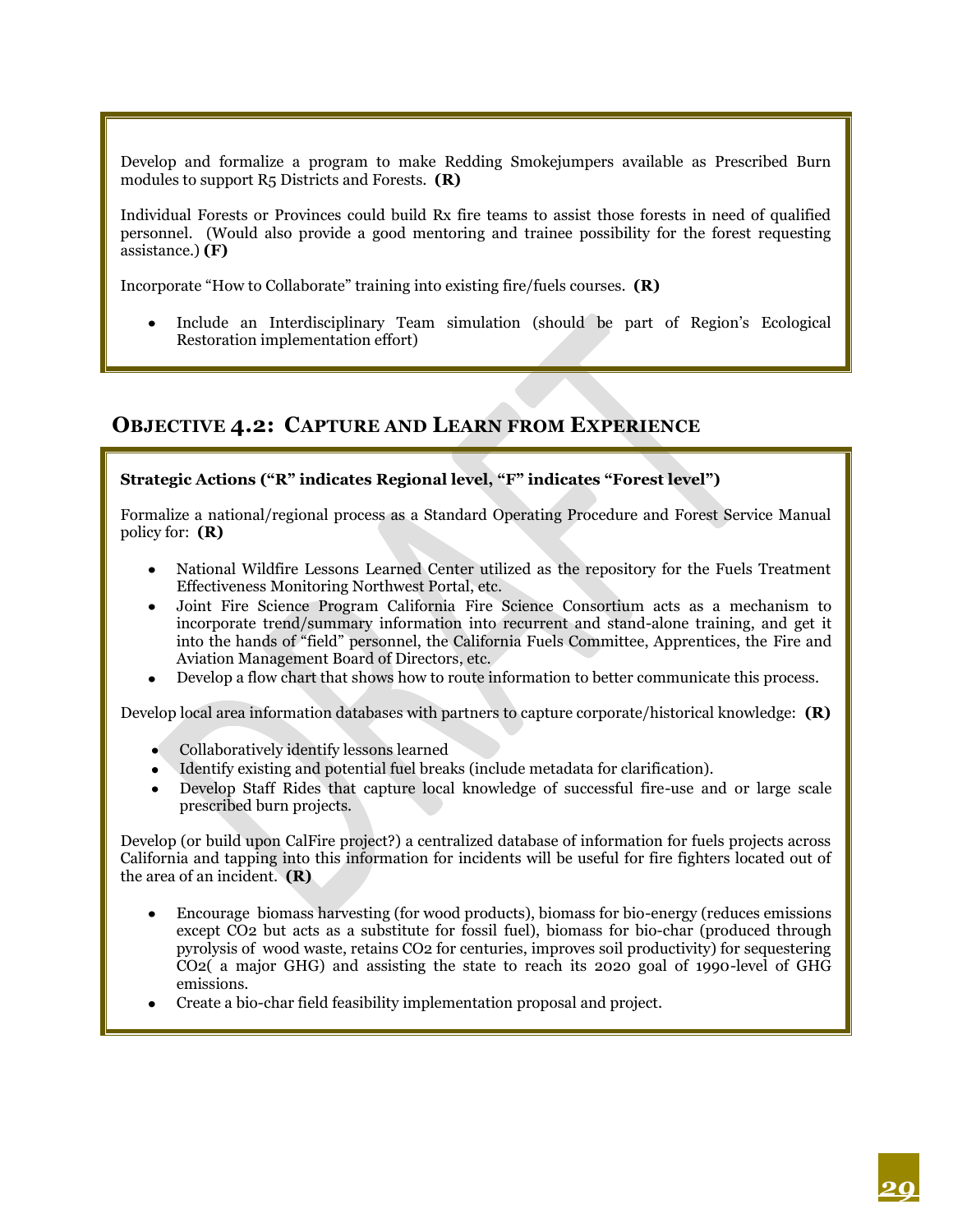Develop and formalize a program to make Redding Smokejumpers available as Prescribed Burn modules to support R5 Districts and Forests. **(R)**

Individual Forests or Provinces could build Rx fire teams to assist those forests in need of qualified personnel. (Would also provide a good mentoring and trainee possibility for the forest requesting assistance.) **(F)**

Incorporate "How to Collaborate" training into existing fire/fuels courses. **(R)**

- Include an Interdisciplinary Team simulation (should be part of Region's Ecological Restoration implementation effort)

## OBJECTIVE 4.2: CAPTURE AND LEARN FROM EXPERIENCE

**Strategic Actions ("R" indicates Regional level, "F" indicates "Forest level")**

Formalize a national/regional process as a Standard Operating Procedure and Forest Service Manual policy for: **(R)**

- National Wildfire Lessons Learned Center utilized as the repository for the Fuels Treatment Effectiveness Monitoring Northwest Portal, etc.
- Joint Fire Science Program California Fire Science Consortium acts as a mechanism to incorporate trend/summary information into recurrent and stand-alone training, and get it into the hands of "field" personnel, the California Fuels Committee, Apprentices, the Fire and Aviation Management Board of Directors, etc.
- Develop a flow chart that shows how to route information to better communicate this process.

Develop local area information databases with partners to capture corporate/historical knowledge: **(R)**

- Collaboratively identify lessons learned
- Identify existing and potential fuel breaks (include metadata for clarification).
- Develop Staff Rides that capture local knowledge of successful fire-use and or large scale prescribed burn projects.

Develop (or build upon CalFire project?) a centralized database of information for fuels projects across California and tapping into this information for incidents will be useful for fire fighters located out of the area of an incident. **(R)**

- Encourage biomass harvesting (for wood products), biomass for bio-energy (reduces emissions except $CO_2$ but acts as a substitute for fossil fuel), biomass for bio-char (produced through pyrolysis of wood waste, retains $CO_2$ for centuries, improves soil productivity) for sequestering $CO_2$( a major GHG) and assisting the state to reach its 2020 goal of 1990-level of GHG emissions.
- Create a bio-char field feasibility implementation proposal and project.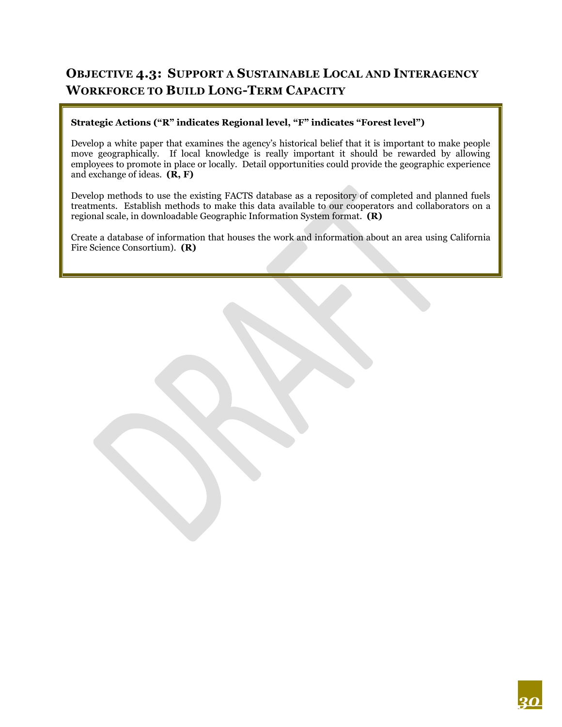## Objective 4.3: Support a Sustainable Local and Interagency Workforce to Build Long-Term Capacity

**Strategic Actions ("R" indicates Regional level, "F" indicates "Forest level")**

Develop a white paper that examines the agency's historical belief that it is important to make people move geographically. If local knowledge is really important it should be rewarded by allowing employees to promote in place or locally. Detail opportunities could provide the geographic experience and exchange of ideas. **(R, F)**

Develop methods to use the existing FACTS database as a repository of completed and planned fuels treatments. Establish methods to make this data available to our cooperators and collaborators on a regional scale, in downloadable Geographic Information System format. **(R)**

Create a database of information that houses the work and information about an area using California Fire Science Consortium). **(R)**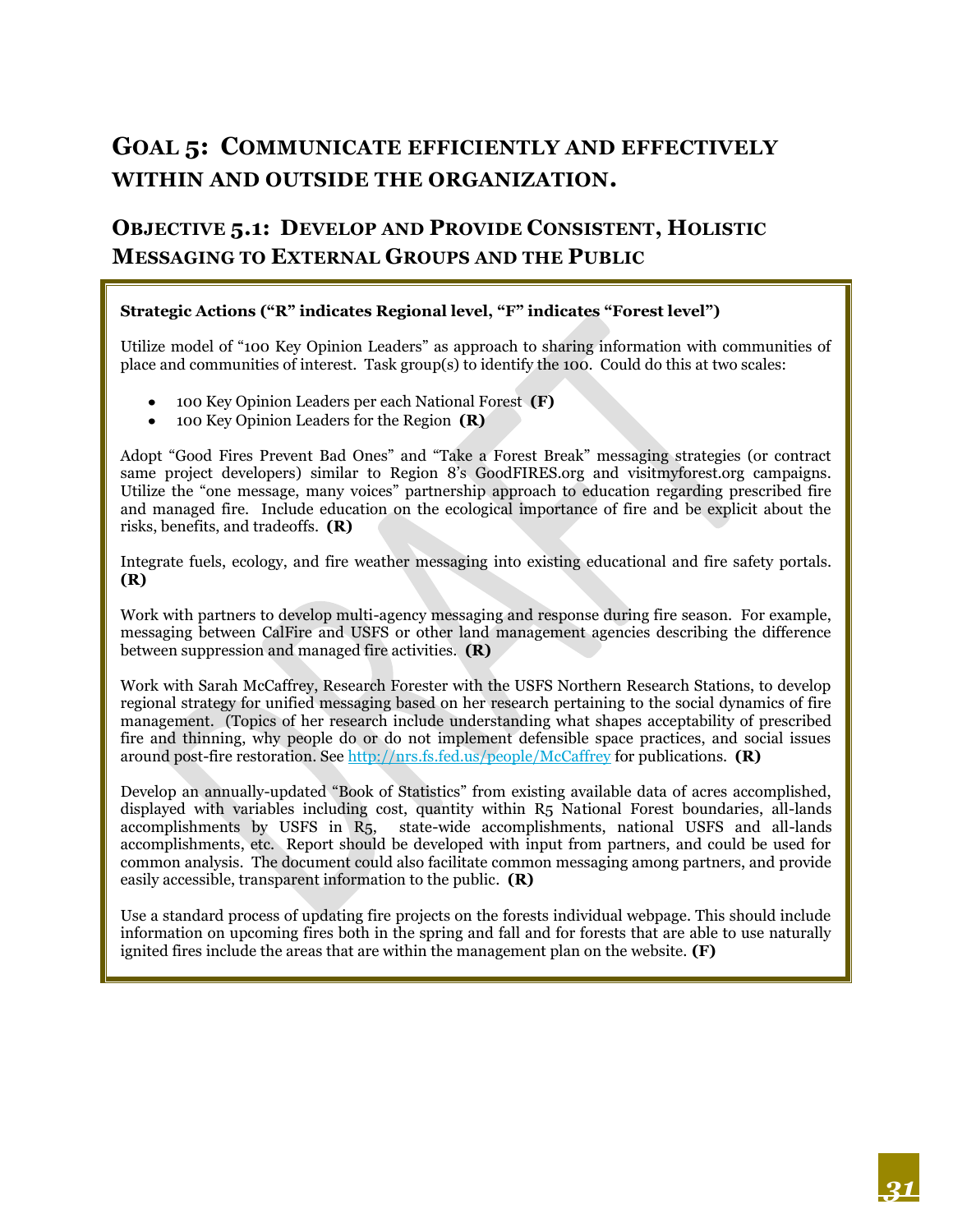# Goal 5: Communicate efficiently and effectively within and outside the organization.

## Objective 5.1: Develop and Provide Consistent, Holistic Messaging to External Groups and the Public

**Strategic Actions ("R" indicates Regional level, "F" indicates "Forest level")**

Utilize model of "100 Key Opinion Leaders" as approach to sharing information with communities of place and communities of interest. Task group(s) to identify the 100. Could do this at two scales:

- 100 Key Opinion Leaders per each National Forest **(F)**
- 100 Key Opinion Leaders for the Region **(R)**

Adopt "Good Fires Prevent Bad Ones" and "Take a Forest Break" messaging strategies (or contract same project developers) similar to Region 8's GoodFIRES.org and visitmyforest.org campaigns. Utilize the "one message, many voices" partnership approach to education regarding prescribed fire and managed fire. Include education on the ecological importance of fire and be explicit about the risks, benefits, and tradeoffs. **(R)**

Integrate fuels, ecology, and fire weather messaging into existing educational and fire safety portals. **(R)**

Work with partners to develop multi-agency messaging and response during fire season. For example, messaging between CalFire and USFS or other land management agencies describing the difference between suppression and managed fire activities. **(R)**

Work with Sarah McCaffrey, Research Forester with the USFS Northern Research Stations, to develop regional strategy for unified messaging based on her research pertaining to the social dynamics of fire management. (Topics of her research include understanding what shapes acceptability of prescribed fire and thinning, why people do or do not implement defensible space practices, and social issues around post-fire restoration. See http://nrs.fs.fed.us/people/McCaffrey for publications. **(R)**

Develop an annually-updated "Book of Statistics" from existing available data of acres accomplished, displayed with variables including cost, quantity within R5 National Forest boundaries, all-lands accomplishments by USFS in R5, state-wide accomplishments, national USFS and all-lands accomplishments, etc. Report should be developed with input from partners, and could be used for common analysis. The document could also facilitate common messaging among partners, and provide easily accessible, transparent information to the public. **(R)**

Use a standard process of updating fire projects on the forests individual webpage. This should include information on upcoming fires both in the spring and fall and for forests that are able to use naturally ignited fires include the areas that are within the management plan on the website. **(F)**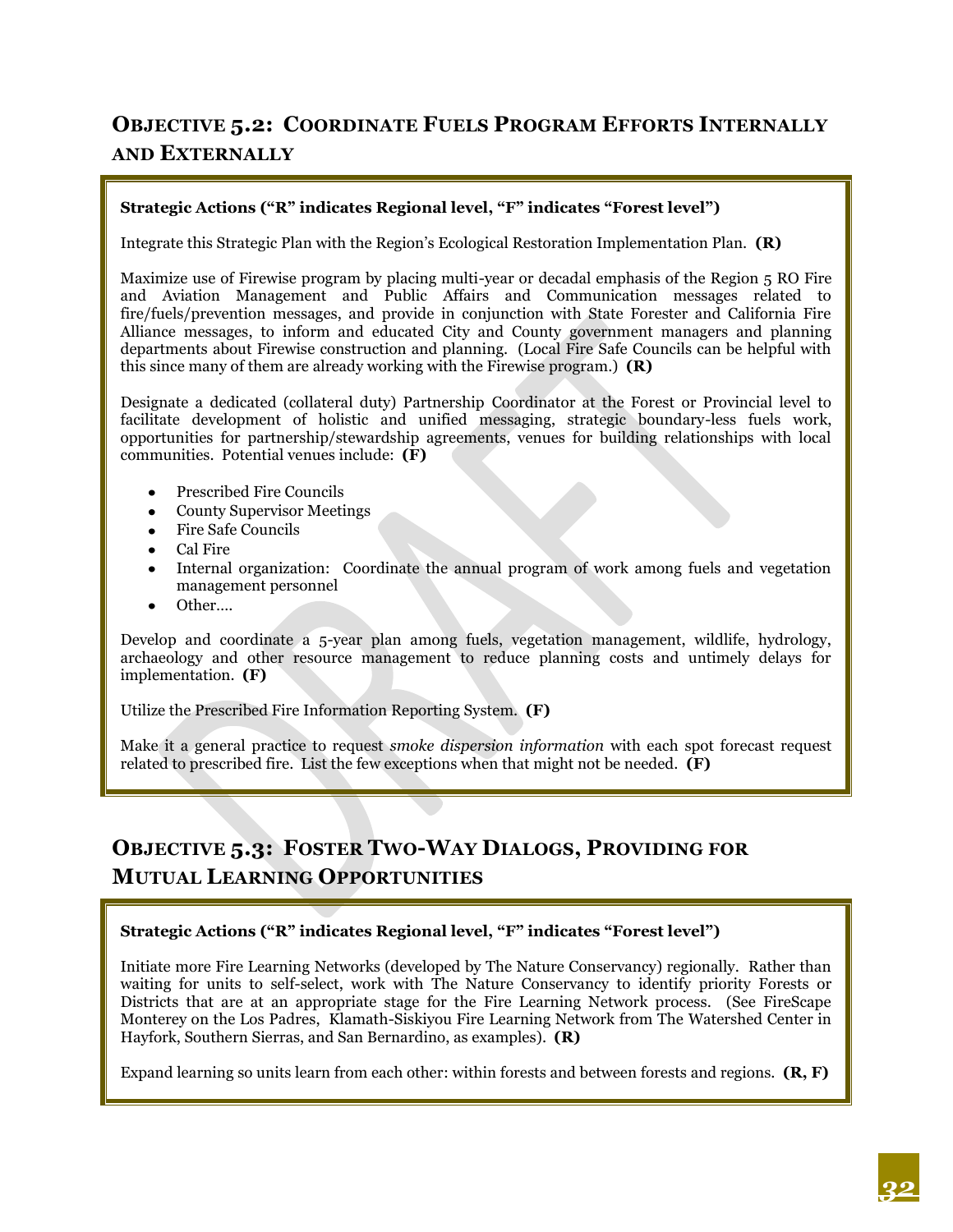## OBJECTIVE 5.2: COORDINATE FUELS PROGRAM EFFORTS INTERNALLY AND EXTERNALLY

**Strategic Actions ("R" indicates Regional level, "F" indicates "Forest level")**

Integrate this Strategic Plan with the Region's Ecological Restoration Implementation Plan. **(R)**

Maximize use of Firewise program by placing multi-year or decadal emphasis of the Region 5 RO Fire and Aviation Management and Public Affairs and Communication messages related to fire/fuels/prevention messages, and provide in conjunction with State Forester and California Fire Alliance messages, to inform and educated City and County government managers and planning departments about Firewise construction and planning. (Local Fire Safe Councils can be helpful with this since many of them are already working with the Firewise program.) **(R)**

Designate a dedicated (collateral duty) Partnership Coordinator at the Forest or Provincial level to facilitate development of holistic and unified messaging, strategic boundary-less fuels work, opportunities for partnership/stewardship agreements, venues for building relationships with local communities. Potential venues include: **(F)**

- Prescribed Fire Councils
- County Supervisor Meetings
- Fire Safe Councils
- Cal Fire
- Internal organization: Coordinate the annual program of work among fuels and vegetation management personnel
- Other….

Develop and coordinate a 5-year plan among fuels, vegetation management, wildlife, hydrology, archaeology and other resource management to reduce planning costs and untimely delays for implementation. **(F)**

Utilize the Prescribed Fire Information Reporting System. **(F)**

Make it a general practice to request *smoke dispersion information* with each spot forecast request related to prescribed fire. List the few exceptions when that might not be needed. **(F)**

## OBJECTIVE 5.3: FOSTER TWO-WAY DIALOGS, PROVIDING FOR MUTUAL LEARNING OPPORTUNITIES

**Strategic Actions ("R" indicates Regional level, "F" indicates "Forest level")**

Initiate more Fire Learning Networks (developed by The Nature Conservancy) regionally. Rather than waiting for units to self-select, work with The Nature Conservancy to identify priority Forests or Districts that are at an appropriate stage for the Fire Learning Network process. (See FireScape Monterey on the Los Padres, Klamath-Siskiyou Fire Learning Network from The Watershed Center in Hayfork, Southern Sierras, and San Bernardino, as examples). **(R)**

Expand learning so units learn from each other: within forests and between forests and regions. **(R, F)**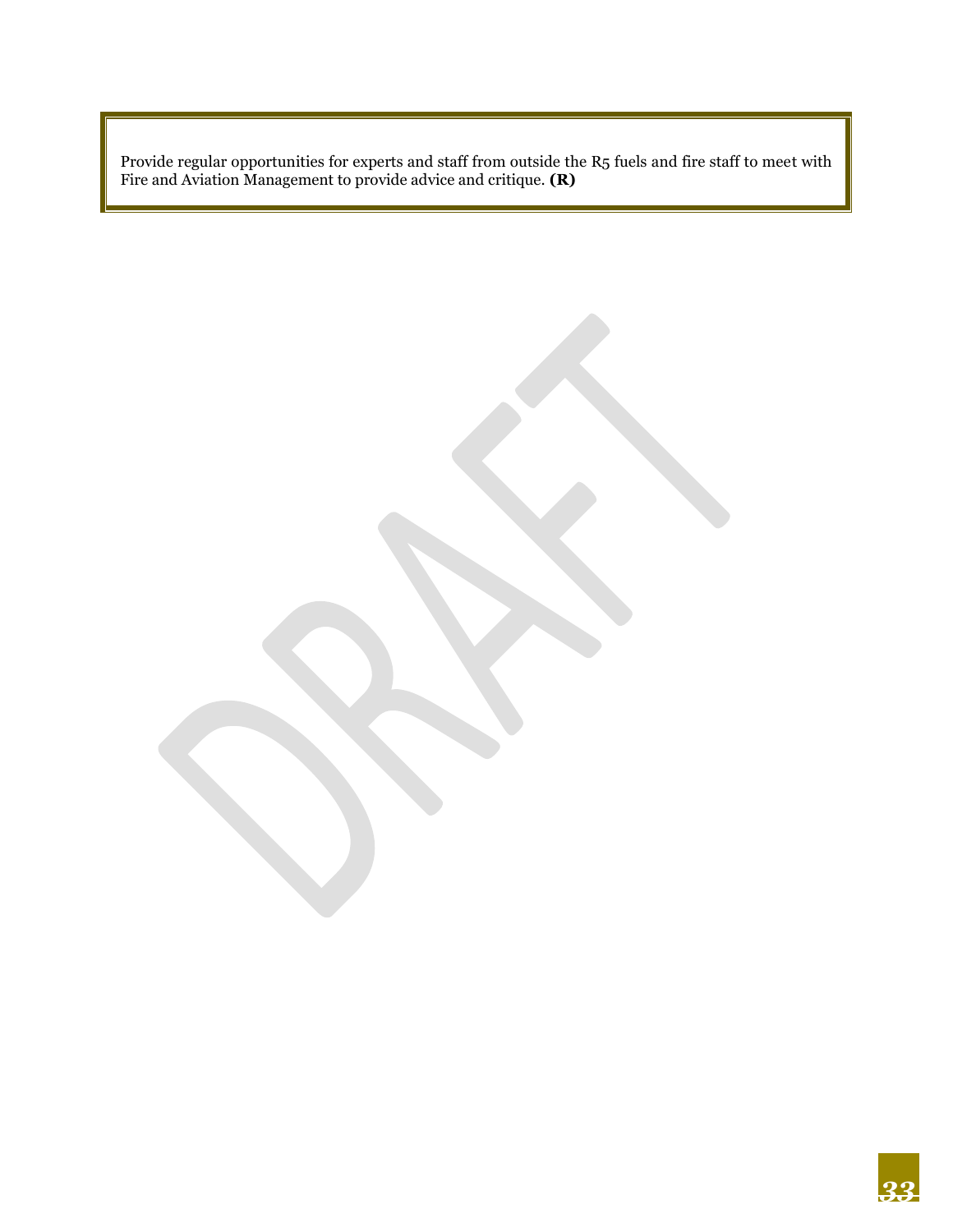Provide regular opportunities for experts and staff from outside the R5 fuels and fire staff to meet with Fire and Aviation Management to provide advice and critique. **(R)**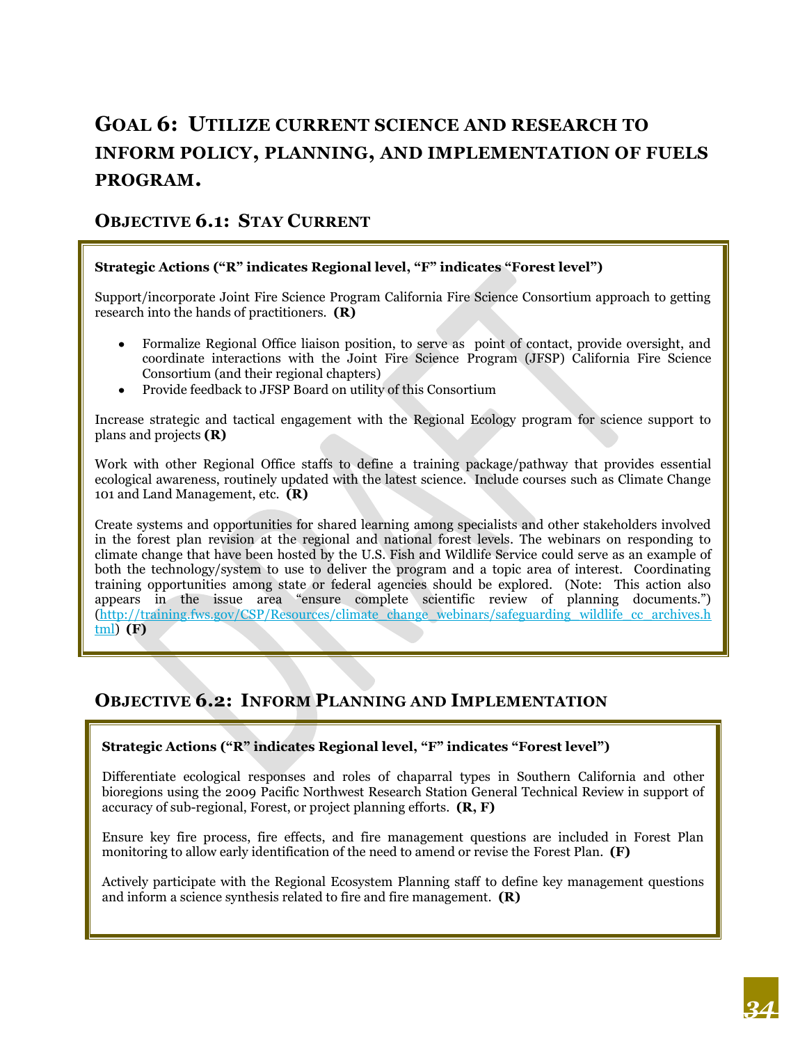# GOAL 6: UTILIZE CURRENT SCIENCE AND RESEARCH TO INFORM POLICY, PLANNING, AND IMPLEMENTATION OF FUELS PROGRAM.

## OBJECTIVE 6.1: STAY CURRENT

**Strategic Actions ("R" indicates Regional level, "F" indicates "Forest level")**

Support/incorporate Joint Fire Science Program California Fire Science Consortium approach to getting research into the hands of practitioners. **(R)**

- Formalize Regional Office liaison position, to serve as point of contact, provide oversight, and coordinate interactions with the Joint Fire Science Program (JFSP) California Fire Science Consortium (and their regional chapters)
- Provide feedback to JFSP Board on utility of this Consortium

Increase strategic and tactical engagement with the Regional Ecology program for science support to plans and projects **(R)**

Work with other Regional Office staffs to define a training package/pathway that provides essential ecological awareness, routinely updated with the latest science. Include courses such as Climate Change 101 and Land Management, etc. **(R)**

Create systems and opportunities for shared learning among specialists and other stakeholders involved in the forest plan revision at the regional and national forest levels. The webinars on responding to climate change that have been hosted by the U.S. Fish and Wildlife Service could serve as an example of both the technology/system to use to deliver the program and a topic area of interest. Coordinating training opportunities among state or federal agencies should be explored. (Note: This action also appears in the issue area "ensure complete scientific review of planning documents.") (http://training.fws.gov/CSP/Resources/climate_change_webinars/safeguarding_wildlife_cc_archives.html) **(F)**

## OBJECTIVE 6.2: INFORM PLANNING AND IMPLEMENTATION

**Strategic Actions ("R" indicates Regional level, "F" indicates "Forest level")**

Differentiate ecological responses and roles of chaparral types in Southern California and other bioregions using the 2009 Pacific Northwest Research Station General Technical Review in support of accuracy of sub-regional, Forest, or project planning efforts. **(R, F)**

Ensure key fire process, fire effects, and fire management questions are included in Forest Plan monitoring to allow early identification of the need to amend or revise the Forest Plan. **(F)**

Actively participate with the Regional Ecosystem Planning staff to define key management questions and inform a science synthesis related to fire and fire management. **(R)**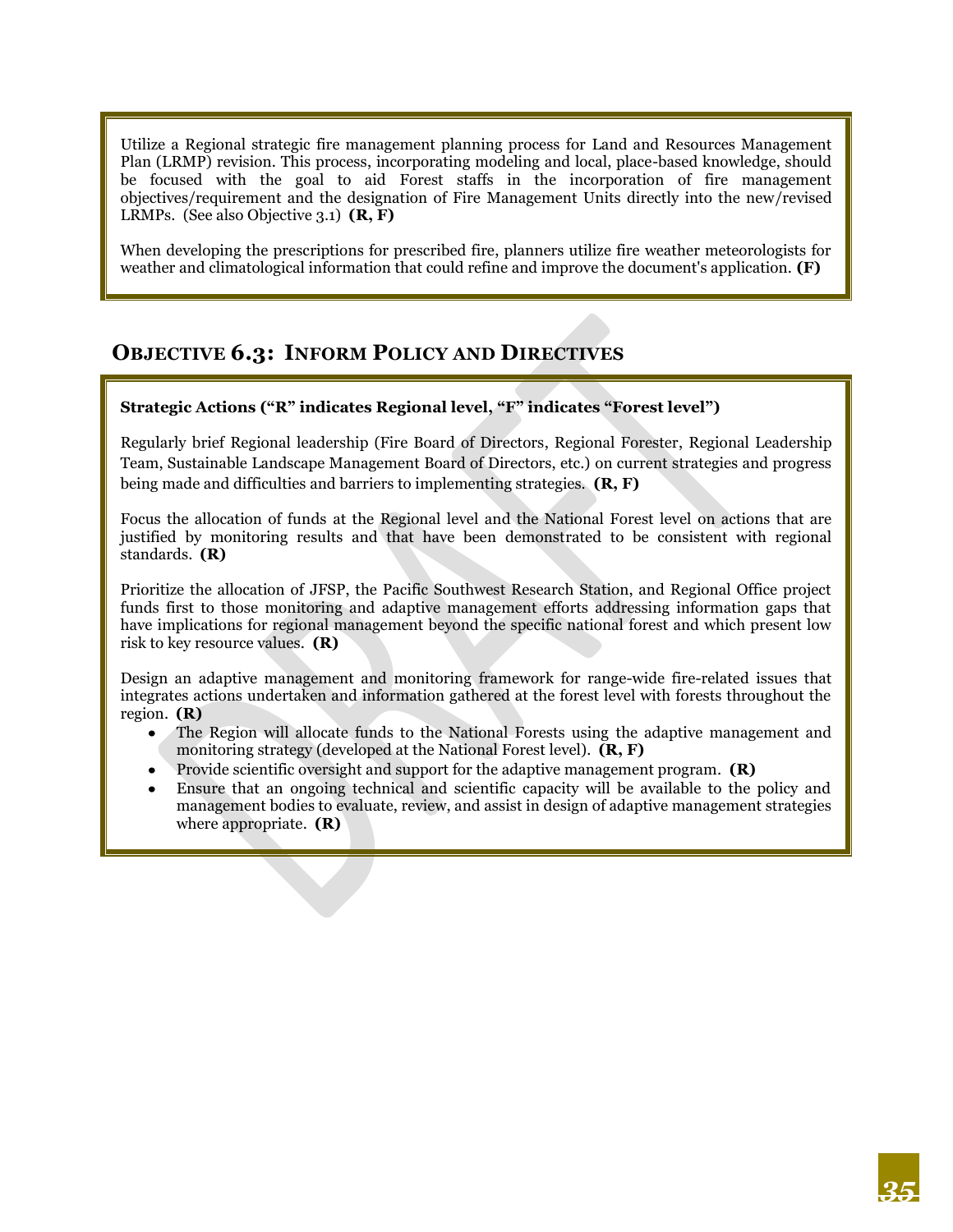Utilize a Regional strategic fire management planning process for Land and Resources Management Plan (LRMP) revision. This process, incorporating modeling and local, place-based knowledge, should be focused with the goal to aid Forest staffs in the incorporation of fire management objectives/requirement and the designation of Fire Management Units directly into the new/revised LRMPs. (See also Objective 3.1) **(R, F)**

When developing the prescriptions for prescribed fire, planners utilize fire weather meteorologists for weather and climatological information that could refine and improve the document's application. **(F)**

## Objective 6.3: Inform Policy and Directives

**Strategic Actions ("R" indicates Regional level, "F" indicates "Forest level")**

Regularly brief Regional leadership (Fire Board of Directors, Regional Forester, Regional Leadership Team, Sustainable Landscape Management Board of Directors, etc.) on current strategies and progress being made and difficulties and barriers to implementing strategies. **(R, F)**

Focus the allocation of funds at the Regional level and the National Forest level on actions that are justified by monitoring results and that have been demonstrated to be consistent with regional standards. **(R)**

Prioritize the allocation of JFSP, the Pacific Southwest Research Station, and Regional Office project funds first to those monitoring and adaptive management efforts addressing information gaps that have implications for regional management beyond the specific national forest and which present low risk to key resource values. **(R)**

Design an adaptive management and monitoring framework for range-wide fire-related issues that integrates actions undertaken and information gathered at the forest level with forests throughout the region. **(R)**

- The Region will allocate funds to the National Forests using the adaptive management and monitoring strategy (developed at the National Forest level). **(R, F)**
- Provide scientific oversight and support for the adaptive management program. **(R)**
- Ensure that an ongoing technical and scientific capacity will be available to the policy and management bodies to evaluate, review, and assist in design of adaptive management strategies where appropriate. **(R)**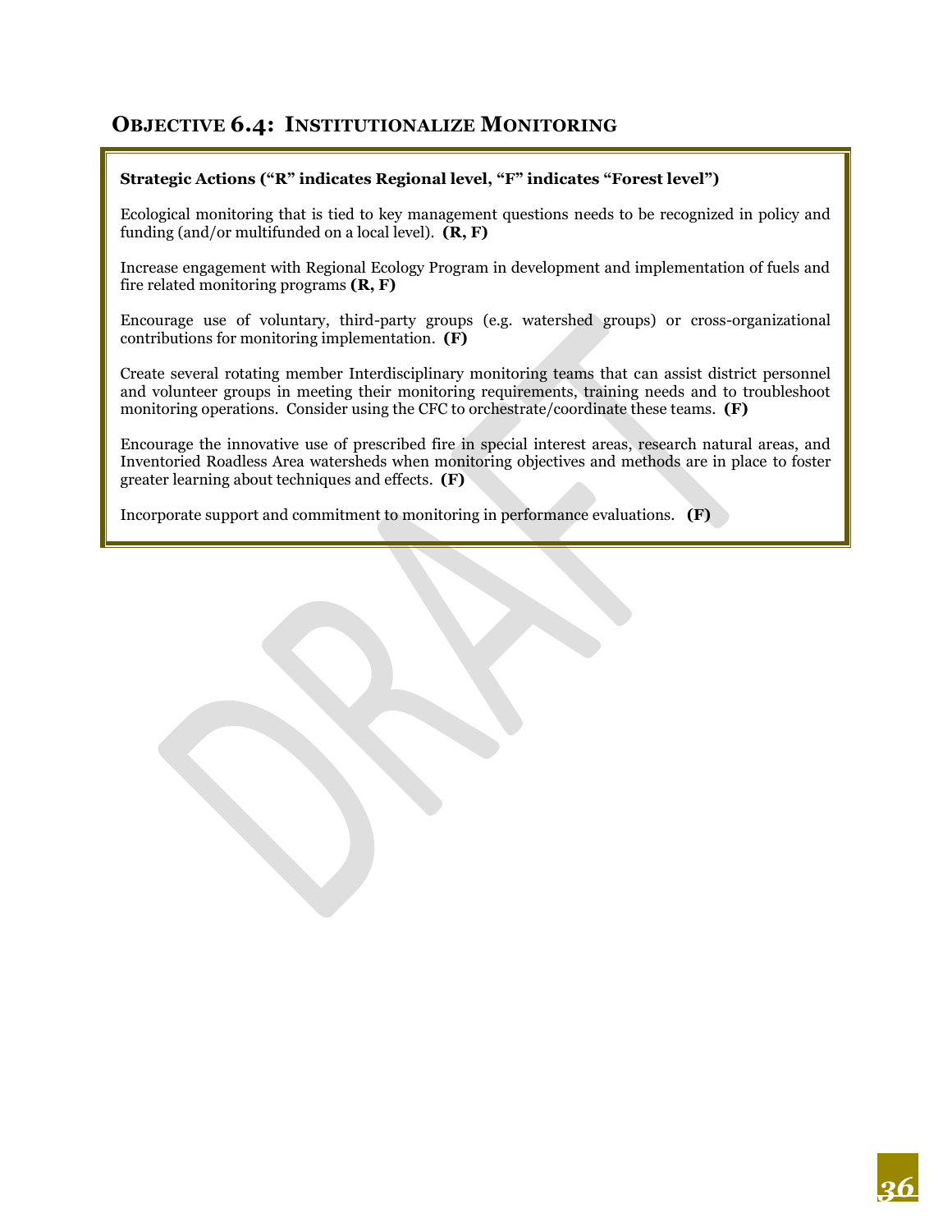## OBJECTIVE 6.4: INSTITUTIONALIZE MONITORING

**Strategic Actions ("R" indicates Regional level, "F" indicates "Forest level")**

Ecological monitoring that is tied to key management questions needs to be recognized in policy and funding (and/or multifunded on a local level). **(R, F)**

Increase engagement with Regional Ecology Program in development and implementation of fuels and fire related monitoring programs **(R, F)**

Encourage use of voluntary, third-party groups (e.g. watershed groups) or cross-organizational contributions for monitoring implementation. **(F)**

Create several rotating member Interdisciplinary monitoring teams that can assist district personnel and volunteer groups in meeting their monitoring requirements, training needs and to troubleshoot monitoring operations. Consider using the CFC to orchestrate/coordinate these teams. **(F)**

Encourage the innovative use of prescribed fire in special interest areas, research natural areas, and Inventoried Roadless Area watersheds when monitoring objectives and methods are in place to foster greater learning about techniques and effects. **(F)**

Incorporate support and commitment to monitoring in performance evaluations. **(F)**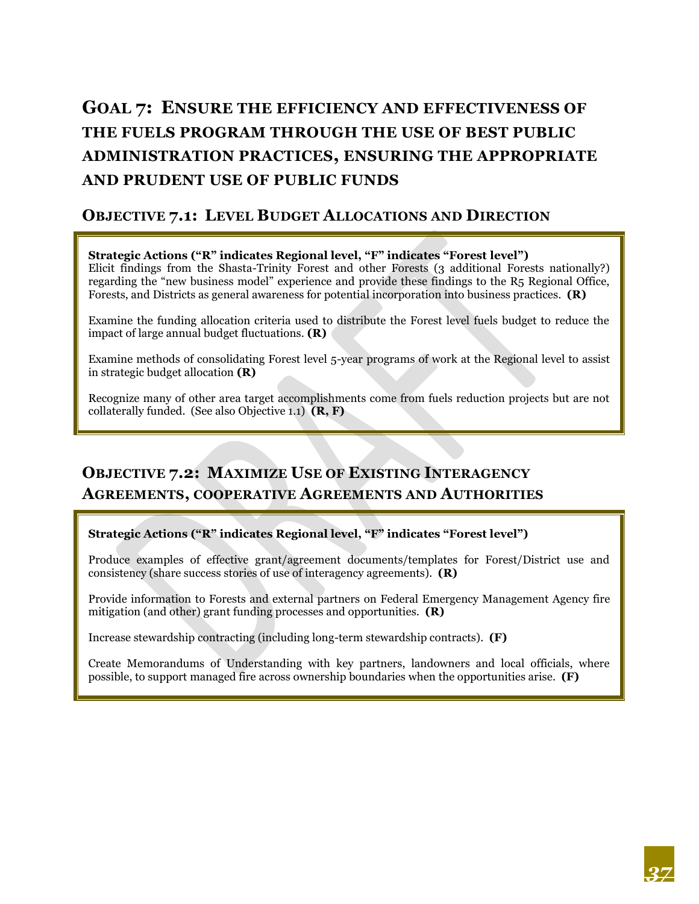# Goal 7: Ensure the efficiency and effectiveness of the fuels program through the use of best public administration practices, ensuring the appropriate and prudent use of public funds

## Objective 7.1: Level Budget Allocations and Direction

**Strategic Actions ("R" indicates Regional level, "F" indicates "Forest level")**

Elicit findings from the Shasta-Trinity Forest and other Forests (3 additional Forests nationally?) regarding the "new business model" experience and provide these findings to the R5 Regional Office, Forests, and Districts as general awareness for potential incorporation into business practices. **(R)**

Examine the funding allocation criteria used to distribute the Forest level fuels budget to reduce the impact of large annual budget fluctuations. **(R)**

Examine methods of consolidating Forest level 5-year programs of work at the Regional level to assist in strategic budget allocation **(R)**

Recognize many of other area target accomplishments come from fuels reduction projects but are not collaterally funded. (See also Objective 1.1) **(R, F)**

## Objective 7.2: Maximize Use of Existing Interagency Agreements, cooperative Agreements and Authorities

**Strategic Actions ("R" indicates Regional level, "F" indicates "Forest level")**

Produce examples of effective grant/agreement documents/templates for Forest/District use and consistency (share success stories of use of interagency agreements). **(R)**

Provide information to Forests and external partners on Federal Emergency Management Agency fire mitigation (and other) grant funding processes and opportunities. **(R)**

Increase stewardship contracting (including long-term stewardship contracts). **(F)**

Create Memorandums of Understanding with key partners, landowners and local officials, where possible, to support managed fire across ownership boundaries when the opportunities arise. **(F)**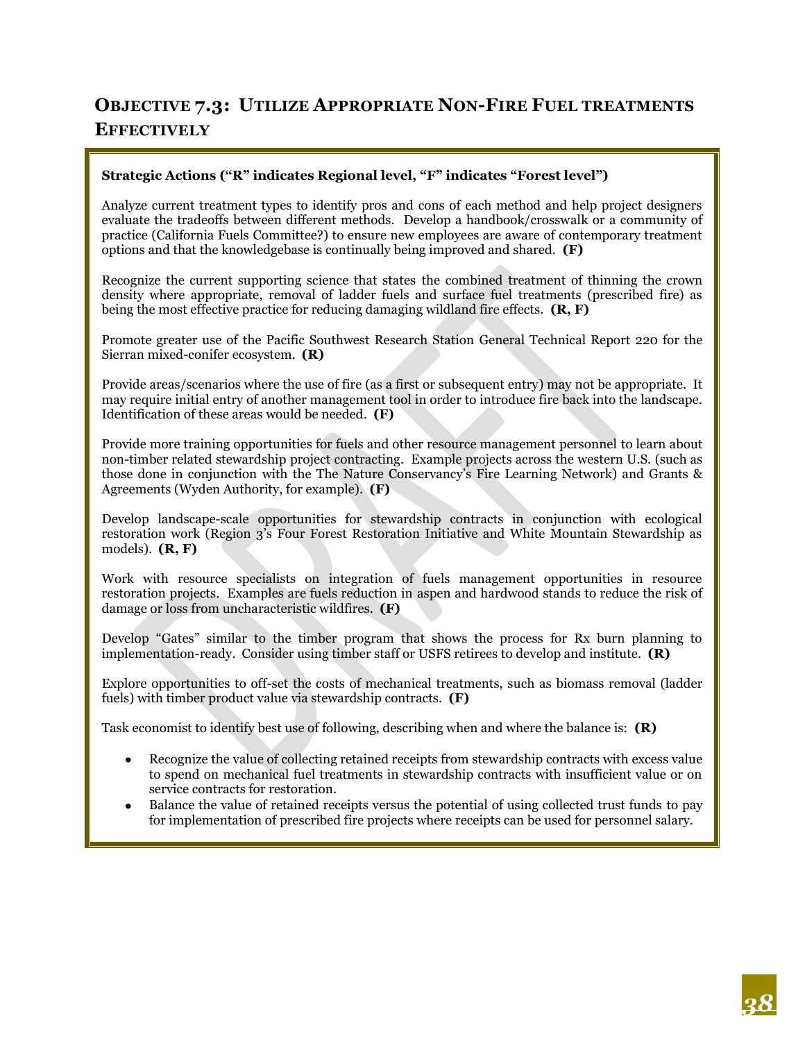## Objective 7.3: Utilize Appropriate Non-Fire Fuel treatments Effectively

**Strategic Actions ("R" indicates Regional level, "F" indicates "Forest level")**

Analyze current treatment types to identify pros and cons of each method and help project designers evaluate the tradeoffs between different methods. Develop a handbook/crosswalk or a community of practice (California Fuels Committee?) to ensure new employees are aware of contemporary treatment options and that the knowledgebase is continually being improved and shared. **(F)**

Recognize the current supporting science that states the combined treatment of thinning the crown density where appropriate, removal of ladder fuels and surface fuel treatments (prescribed fire) as being the most effective practice for reducing damaging wildland fire effects. **(R, F)**

Promote greater use of the Pacific Southwest Research Station General Technical Report 220 for the Sierran mixed-conifer ecosystem. **(R)**

Provide areas/scenarios where the use of fire (as a first or subsequent entry) may not be appropriate. It may require initial entry of another management tool in order to introduce fire back into the landscape. Identification of these areas would be needed. **(F)**

Provide more training opportunities for fuels and other resource management personnel to learn about non-timber related stewardship project contracting. Example projects across the western U.S. (such as those done in conjunction with the The Nature Conservancy's Fire Learning Network) and Grants & Agreements (Wyden Authority, for example). **(F)**

Develop landscape-scale opportunities for stewardship contracts in conjunction with ecological restoration work (Region 3's Four Forest Restoration Initiative and White Mountain Stewardship as models). **(R, F)**

Work with resource specialists on integration of fuels management opportunities in resource restoration projects. Examples are fuels reduction in aspen and hardwood stands to reduce the risk of damage or loss from uncharacteristic wildfires. **(F)**

Develop "Gates" similar to the timber program that shows the process for Rx burn planning to implementation-ready. Consider using timber staff or USFS retirees to develop and institute. **(R)**

Explore opportunities to off-set the costs of mechanical treatments, such as biomass removal (ladder fuels) with timber product value via stewardship contracts. **(F)**

Task economist to identify best use of following, describing when and where the balance is: **(R)**

- Recognize the value of collecting retained receipts from stewardship contracts with excess value to spend on mechanical fuel treatments in stewardship contracts with insufficient value or on service contracts for restoration.
- Balance the value of retained receipts versus the potential of using collected trust funds to pay for implementation of prescribed fire projects where receipts can be used for personnel salary.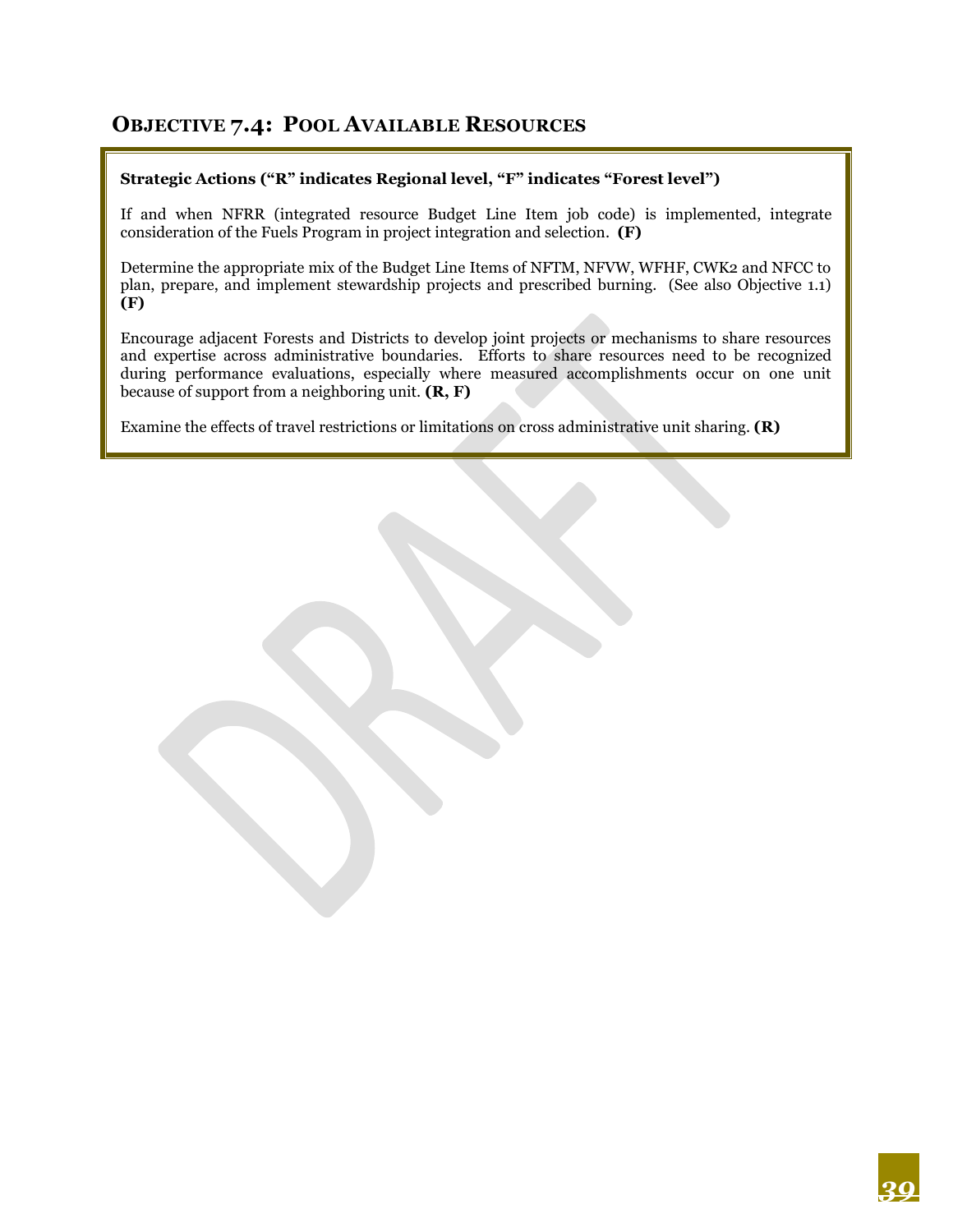## OBJECTIVE 7.4: POOL AVAILABLE RESOURCES

**Strategic Actions ("R" indicates Regional level, "F" indicates "Forest level")**

If and when NFRR (integrated resource Budget Line Item job code) is implemented, integrate consideration of the Fuels Program in project integration and selection. **(F)**

Determine the appropriate mix of the Budget Line Items of NFTM, NFVW, WFHF, CWK2 and NFCC to plan, prepare, and implement stewardship projects and prescribed burning. (See also Objective 1.1) **(F)**

Encourage adjacent Forests and Districts to develop joint projects or mechanisms to share resources and expertise across administrative boundaries. Efforts to share resources need to be recognized during performance evaluations, especially where measured accomplishments occur on one unit because of support from a neighboring unit. **(R, F)**

Examine the effects of travel restrictions or limitations on cross administrative unit sharing. **(R)**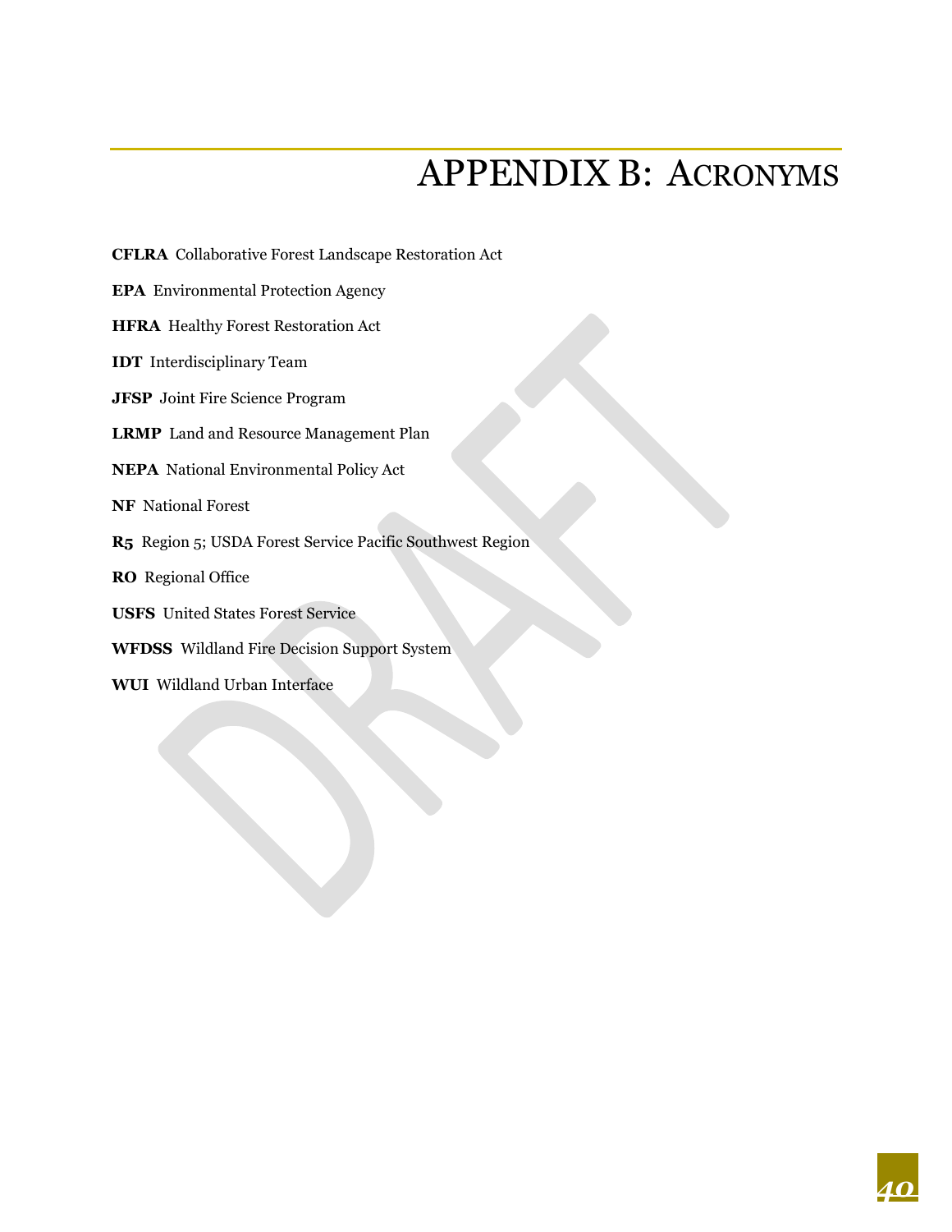# APPENDIX B: ACRONYMS

**CFLRA** Collaborative Forest Landscape Restoration Act

**EPA** Environmental Protection Agency

**HFRA** Healthy Forest Restoration Act

**IDT** Interdisciplinary Team

**JFSP** Joint Fire Science Program

**LRMP** Land and Resource Management Plan

**NEPA** National Environmental Policy Act

**NF** National Forest

**R5** Region 5; USDA Forest Service Pacific Southwest Region

**RO** Regional Office

**USFS** United States Forest Service

**WFDSS** Wildland Fire Decision Support System

**WUI** Wildland Urban Interface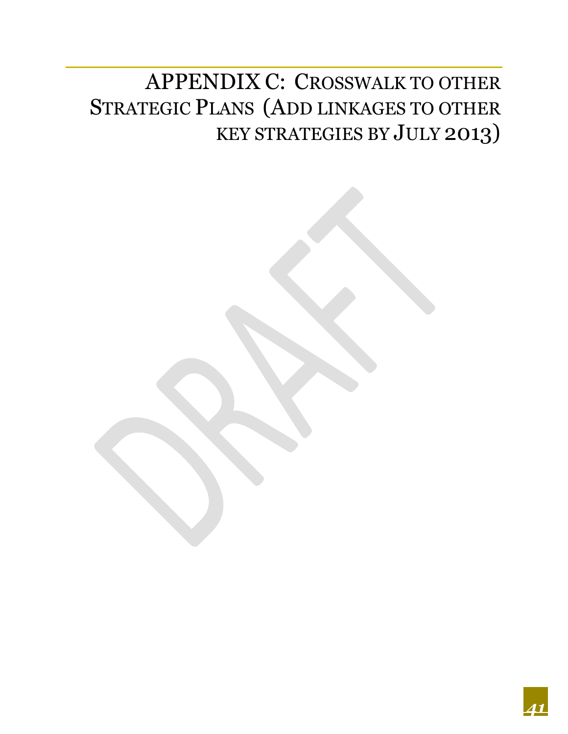# APPENDIX C: CROSSWALK TO OTHER STRATEGIC PLANS (ADD LINKAGES TO OTHER KEY STRATEGIES BY JULY 2013)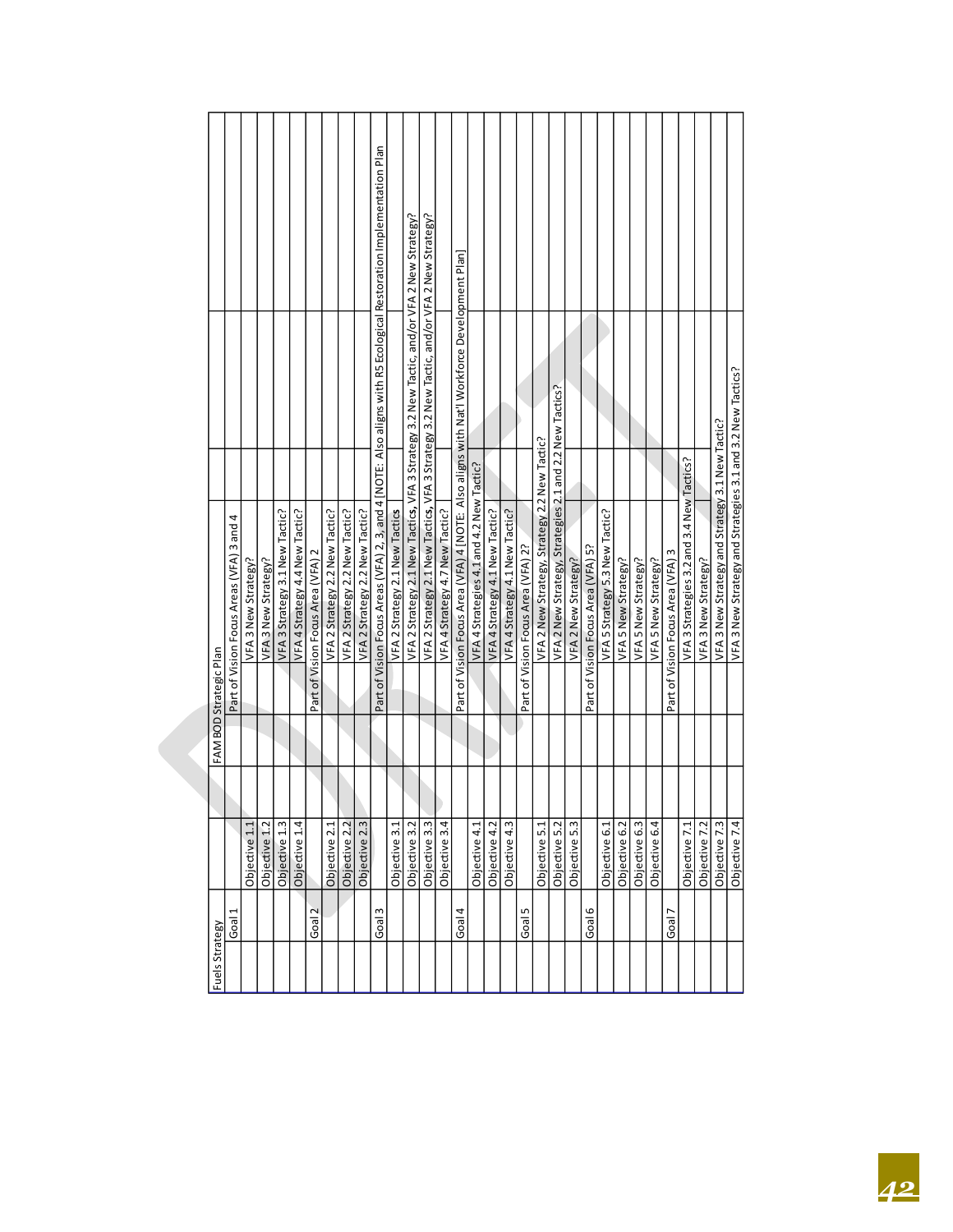| Fuels Strategy | | | | FAM BOD Strategic Plan | |
|---|---|---|---|---|---|
| | Goal 1 | | | Part of Vision Focus Areas (VFA) 3 and 4 | |
| | | Objective 1.1 | | | VFA 3 New Strategy? |
| | | Objective 1.2 | | | VFA 3 New Strategy? |
| | | Objective 1.3 | | | VFA 3 Strategy 3.1 New Tactic? |
| | | Objective 1.4 | | | VFA 4 Strategy 4.4 New Tactic? |
| | Goal 2 | | | Part of Vision Focus Area (VFA) 2 | |
| | | Objective 2.1 | | | VFA 2 Strategy 2.2 New Tactic? |
| | | Objective 2.2 | | | VFA 2 Strategy 2.2 New Tactic? |
| | | Objective 2.3 | | | VFA 2 Strategy 2.2 New Tactic? |
| | Goal 3 | | | Part of Vision Focus Areas (VFA) 2, 3, and 4 [NOTE: Also aligns with R5 Ecological Restoration Implementation Plan | |
| | | Objective 3.1 | | | VFA 2 Strategy 2.1 New Tactics |
| | | Objective 3.2 | | | VFA 2 Strategy 2.1 New Tactics, VFA 3 Strategy 3.2 New Tactic, and/or VFA 2 New Strategy? |
| | | Objective 3.3 | | | VFA 2 Strategy 2.1 New Tactics, VFA 3 Strategy 3.2 New Tactic, and/or VFA 2 New Strategy? |
| | | Objective 3.4 | | | VFA 4 Strategy 4.7 New Tactic? |
| | Goal 4 | | | Part of Vision Focus Area (VFA) 4 [NOTE: Also aligns with Nat'l Workforce Development Plan] | |
| | | Objective 4.1 | | | VFA 4 Strategies 4.1 and 4.2 New Tactic? |
| | | Objective 4.2 | | | VFA 4 Strategy 4.1 New Tactic? |
| | | Objective 4.3 | | | VFA 4 Strategy 4.1 New Tactic? |
| | Goal 5 | | | Part of Vision Focus Area (VFA) 2? | |
| | | Objective 5.1 | | | VFA 2 New Strategy, Strategy 2.2 New Tactic? |
| | | Objective 5.2 | | | VFA 2 New Strategy, Strategies 2.1 and 2.2 New Tactics? |
| | | Objective 5.3 | | | VFA 2 New Strategy? |
| | Goal 6 | | | Part of Vision Focus Area (VFA) 5? | |
| | | Objective 6.1 | | | VFA 5 Strategy 5.3 New Tactic? |
| | | Objective 6.2 | | | VFA 5 New Strategy? |
| | | Objective 6.3 | | | VFA 5 New Strategy? |
| | | Objective 6.4 | | | VFA 5 New Strategy? |
| | Goal 7 | | | Part of Vision Focus Area (VFA) 3 | |
| | | Objective 7.1 | | | VFA 3 Strategies 3.2 and 3.4 New Tactics? |
| | | Objective 7.2 | | | VFA 3 New Strategy? |
| | | Objective 7.3 | | | VFA 3 New Strategy and Strategy 3.1 New Tactic? |
| | | Objective 7.4 | | | VFA 3 New Strategy and Strategies 3.1 and 3.2 New Tactics? |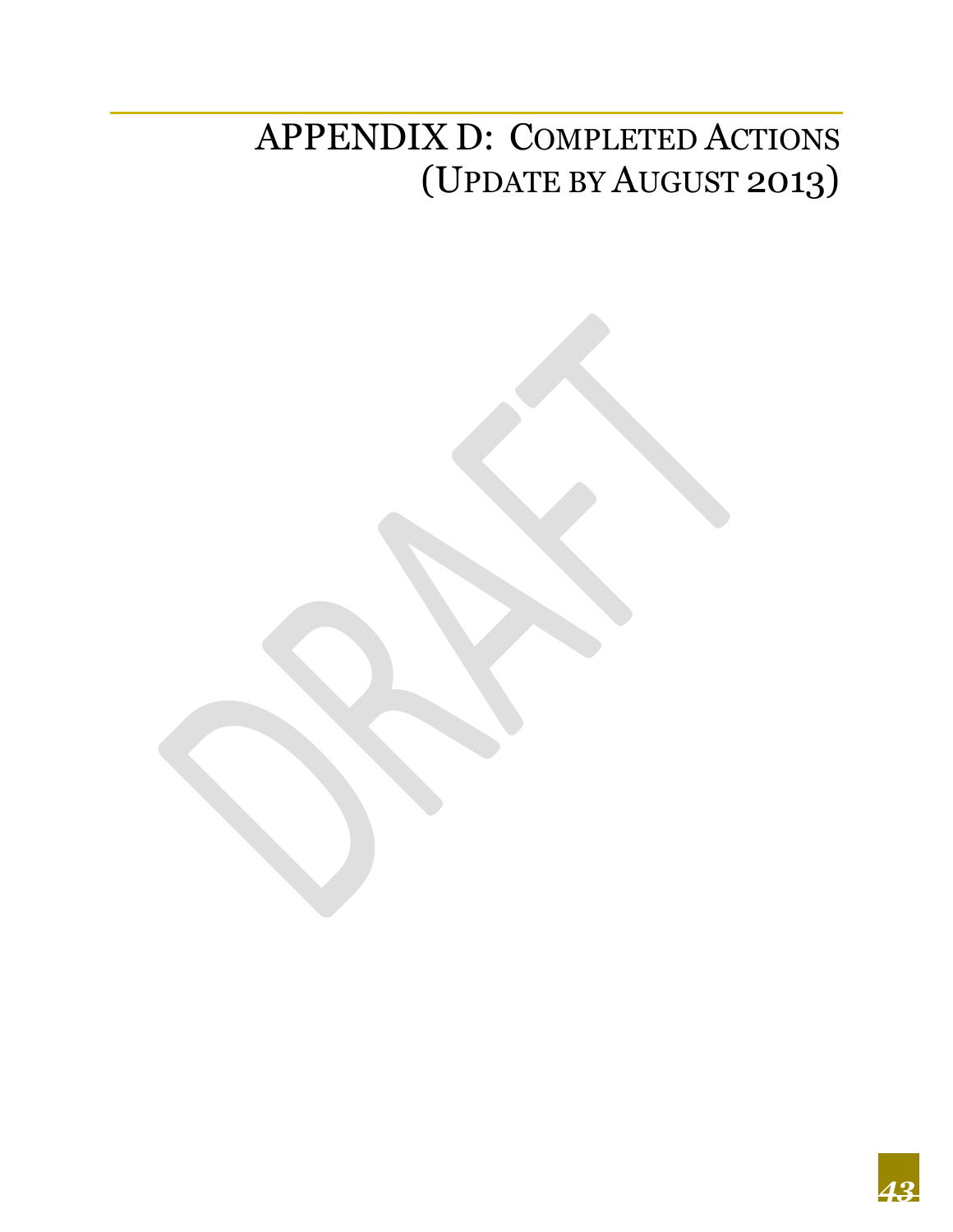# APPENDIX D: COMPLETED ACTIONS (UPDATE BY AUGUST 2013)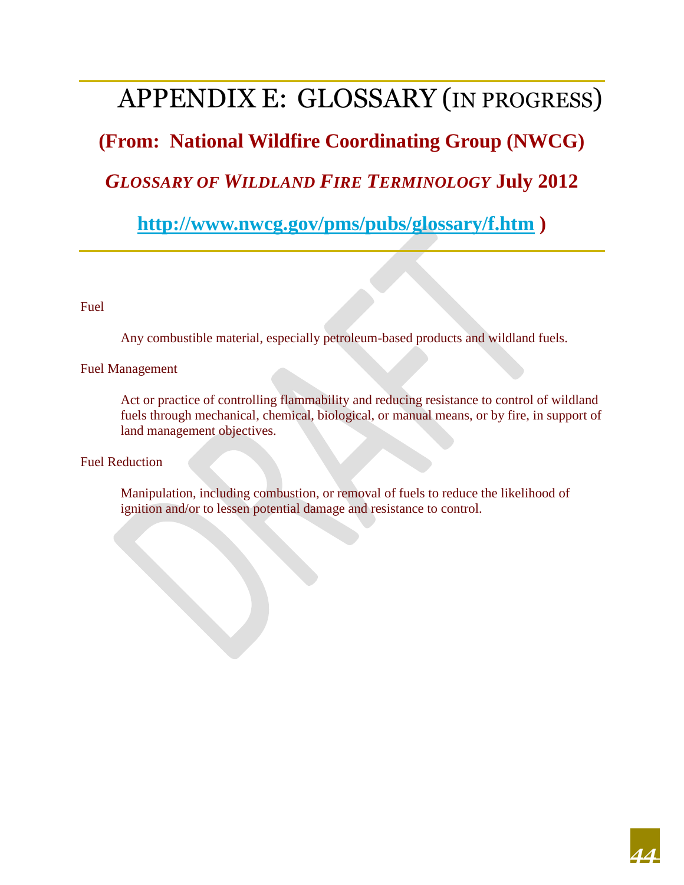# APPENDIX E: GLOSSARY (IN PROGRESS)

## (From: National Wildfire Coordinating Group (NWCG)

## *GLOSSARY OF WILDLAND FIRE TERMINOLOGY* July 2012

## http://www.nwcg.gov/pms/pubs/glossary/f.htm )

Fuel

Any combustible material, especially petroleum-based products and wildland fuels.

Fuel Management

Act or practice of controlling flammability and reducing resistance to control of wildland fuels through mechanical, chemical, biological, or manual means, or by fire, in support of land management objectives.

Fuel Reduction

Manipulation, including combustion, or removal of fuels to reduce the likelihood of ignition and/or to lessen potential damage and resistance to control.